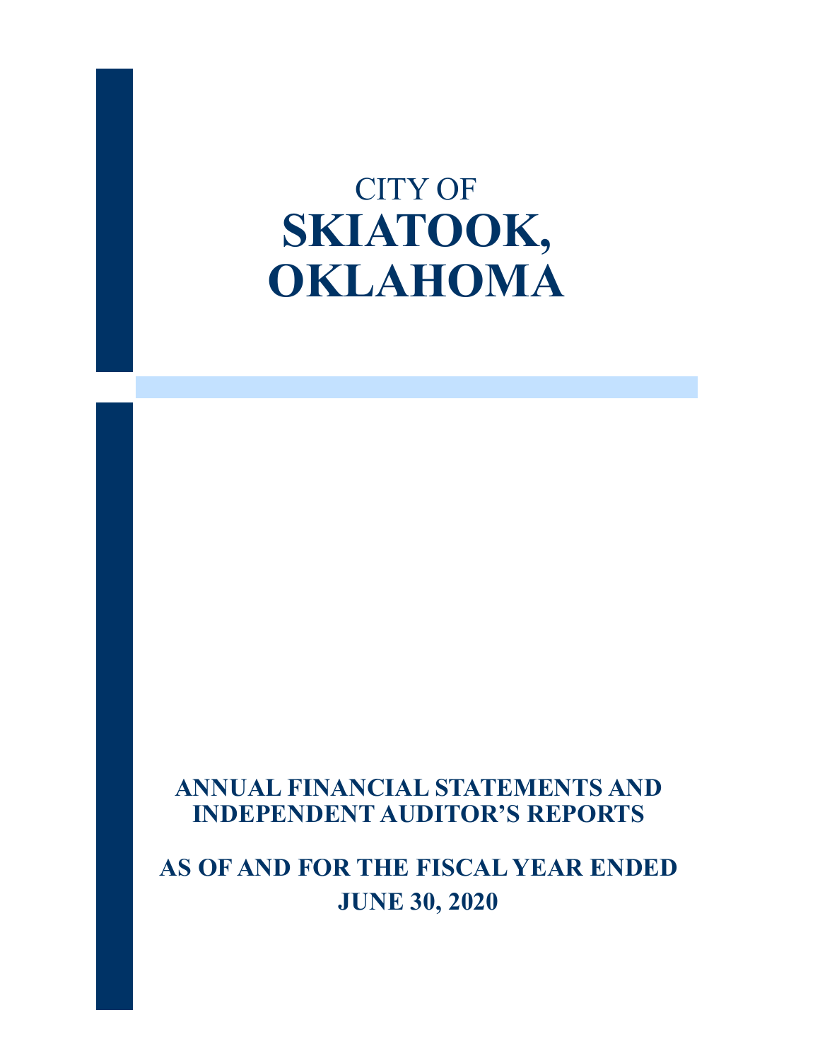# CITY OF
# SKIATOOK, OKLAHOMA

## ANNUAL FINANCIAL STATEMENTS AND INDEPENDENT AUDITOR'S REPORTS

## AS OF AND FOR THE FISCAL YEAR ENDED JUNE 30, 2020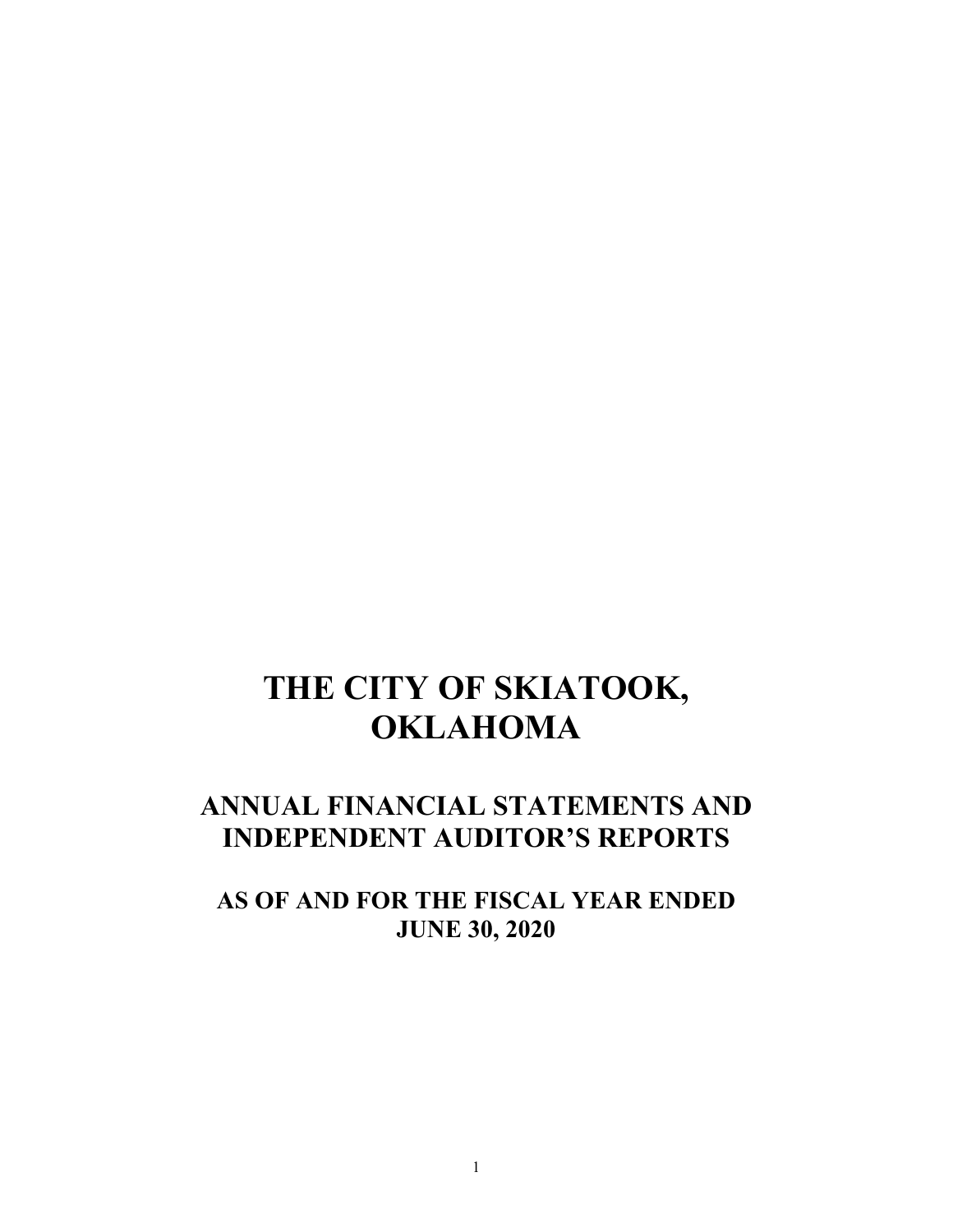# THE CITY OF SKIATOOK, OKLAHOMA

## ANNUAL FINANCIAL STATEMENTS AND INDEPENDENT AUDITOR'S REPORTS

## AS OF AND FOR THE FISCAL YEAR ENDED JUNE 30, 2020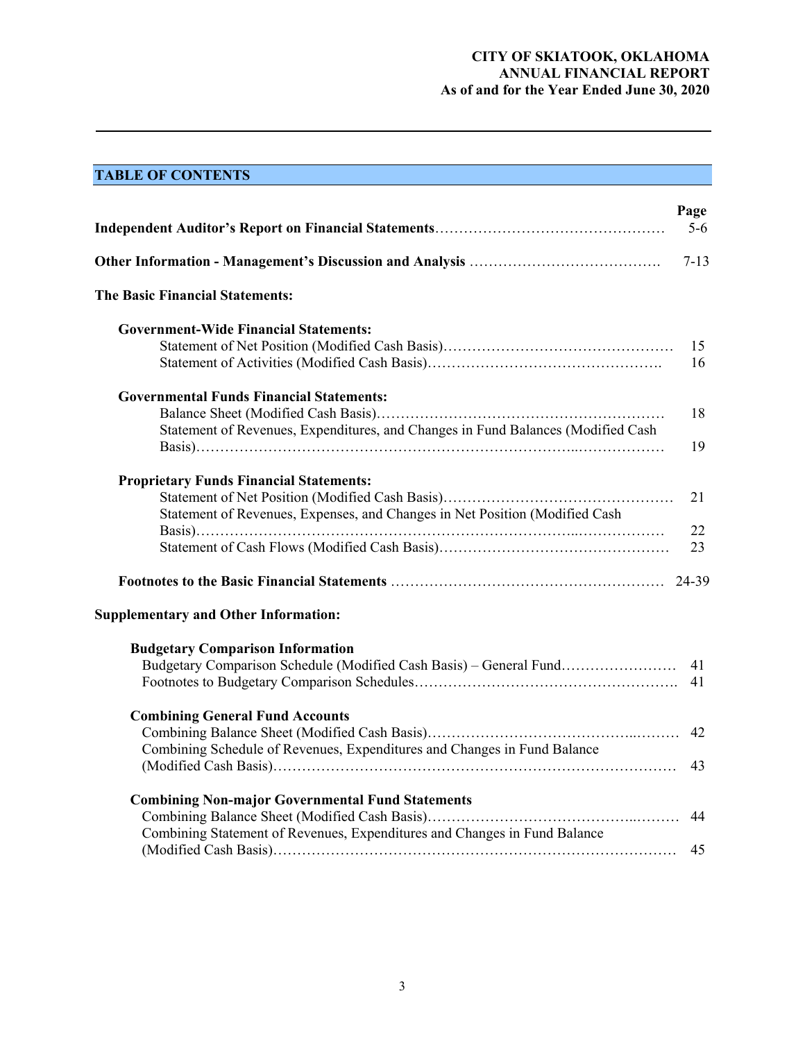**CITY OF SKIATOOK, OKLAHOMA**
**ANNUAL FINANCIAL REPORT**
**As of and for the Year Ended June 30, 2020**

## TABLE OF CONTENTS

| | Page |
|---|---|
| **Independent Auditor's Report on Financial Statements** | 5-6 |
| **Other Information - Management's Discussion and Analysis** | 7-13 |
| **The Basic Financial Statements:** | |
| **Government-Wide Financial Statements:** | |
| Statement of Net Position (Modified Cash Basis) | 15 |
| Statement of Activities (Modified Cash Basis) | 16 |
| **Governmental Funds Financial Statements:** | |
| Balance Sheet (Modified Cash Basis) | 18 |
| Statement of Revenues, Expenditures, and Changes in Fund Balances (Modified Cash Basis) | 19 |
| **Proprietary Funds Financial Statements:** | |
| Statement of Net Position (Modified Cash Basis) | 21 |
| Statement of Revenues, Expenses, and Changes in Net Position (Modified Cash Basis) | 22 |
| Statement of Cash Flows (Modified Cash Basis) | 23 |
| **Footnotes to the Basic Financial Statements** | 24-39 |
| **Supplementary and Other Information:** | |
| **Budgetary Comparison Information** | |
| Budgetary Comparison Schedule (Modified Cash Basis) – General Fund | 41 |
| Footnotes to Budgetary Comparison Schedules | 41 |
| **Combining General Fund Accounts** | |
| Combining Balance Sheet (Modified Cash Basis) | 42 |
| Combining Schedule of Revenues, Expenditures and Changes in Fund Balance (Modified Cash Basis) | 43 |
| **Combining Non-major Governmental Fund Statements** | |
| Combining Balance Sheet (Modified Cash Basis) | 44 |
| Combining Statement of Revenues, Expenditures and Changes in Fund Balance (Modified Cash Basis) | 45 |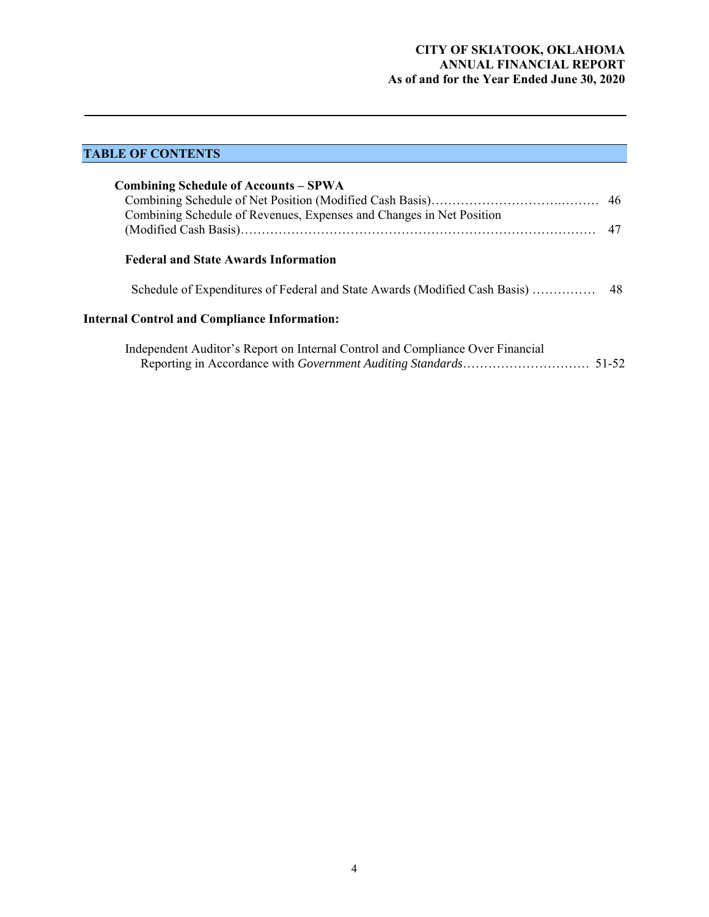## TABLE OF CONTENTS

**Combining Schedule of Accounts – SPWA**

| | |
|---|---|
| Combining Schedule of Net Position (Modified Cash Basis) | 46 |
| Combining Schedule of Revenues, Expenses and Changes in Net Position (Modified Cash Basis) | 47 |

**Federal and State Awards Information**

| | |
|---|---|
| Schedule of Expenditures of Federal and State Awards (Modified Cash Basis) | 48 |

**Internal Control and Compliance Information:**

| | |
|---|---|
| Independent Auditor's Report on Internal Control and Compliance Over Financial Reporting in Accordance with *Government Auditing Standards* | 51-52 |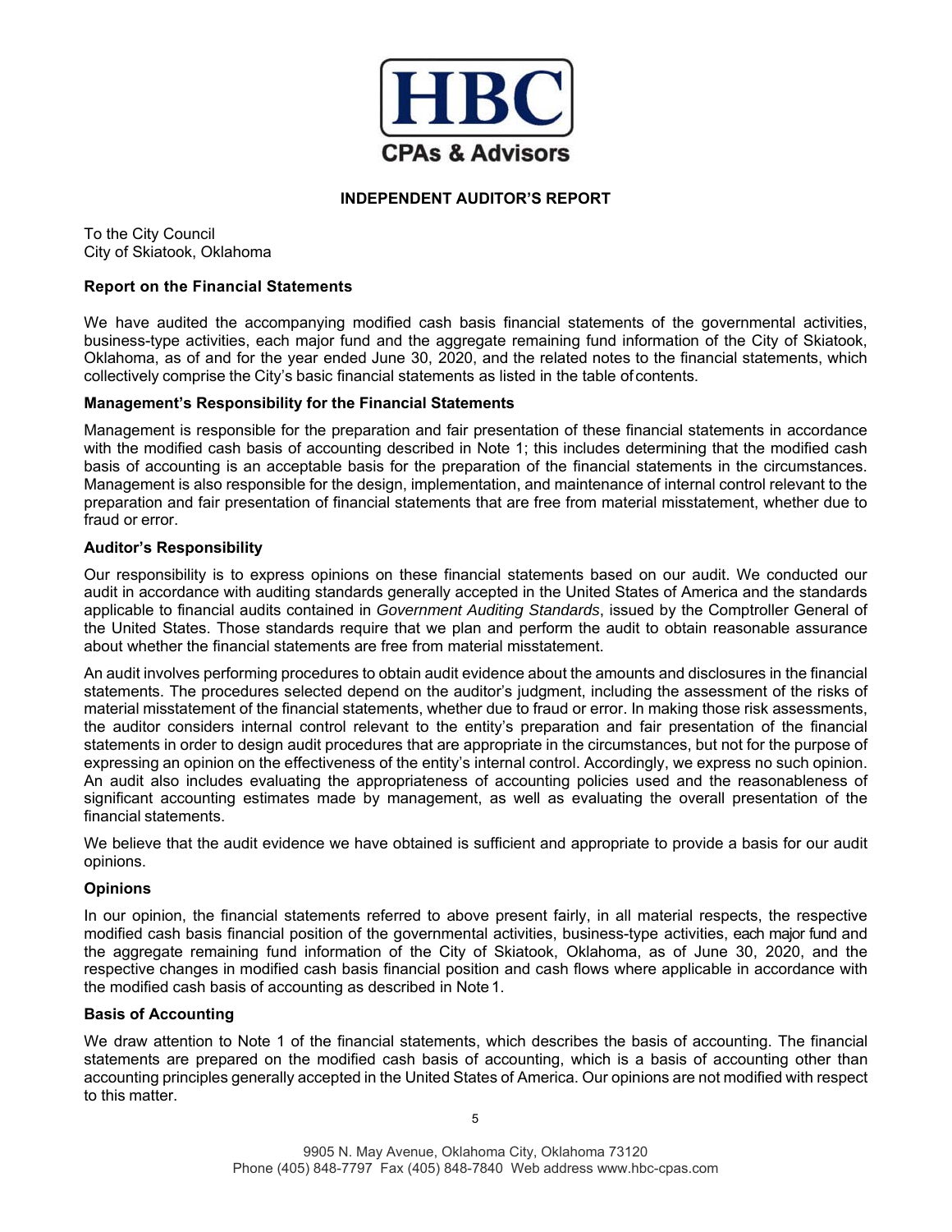HBC

CPAs & Advisors

## INDEPENDENT AUDITOR'S REPORT

To the City Council
City of Skiatook, Oklahoma

### Report on the Financial Statements

We have audited the accompanying modified cash basis financial statements of the governmental activities, business-type activities, each major fund and the aggregate remaining fund information of the City of Skiatook, Oklahoma, as of and for the year ended June 30, 2020, and the related notes to the financial statements, which collectively comprise the City's basic financial statements as listed in the table of contents.

### Management's Responsibility for the Financial Statements

Management is responsible for the preparation and fair presentation of these financial statements in accordance with the modified cash basis of accounting described in Note 1; this includes determining that the modified cash basis of accounting is an acceptable basis for the preparation of the financial statements in the circumstances. Management is also responsible for the design, implementation, and maintenance of internal control relevant to the preparation and fair presentation of financial statements that are free from material misstatement, whether due to fraud or error.

### Auditor's Responsibility

Our responsibility is to express opinions on these financial statements based on our audit. We conducted our audit in accordance with auditing standards generally accepted in the United States of America and the standards applicable to financial audits contained in *Government Auditing Standards*, issued by the Comptroller General of the United States. Those standards require that we plan and perform the audit to obtain reasonable assurance about whether the financial statements are free from material misstatement.

An audit involves performing procedures to obtain audit evidence about the amounts and disclosures in the financial statements. The procedures selected depend on the auditor's judgment, including the assessment of the risks of material misstatement of the financial statements, whether due to fraud or error. In making those risk assessments, the auditor considers internal control relevant to the entity's preparation and fair presentation of the financial statements in order to design audit procedures that are appropriate in the circumstances, but not for the purpose of expressing an opinion on the effectiveness of the entity's internal control. Accordingly, we express no such opinion. An audit also includes evaluating the appropriateness of accounting policies used and the reasonableness of significant accounting estimates made by management, as well as evaluating the overall presentation of the financial statements.

We believe that the audit evidence we have obtained is sufficient and appropriate to provide a basis for our audit opinions.

### Opinions

In our opinion, the financial statements referred to above present fairly, in all material respects, the respective modified cash basis financial position of the governmental activities, business-type activities, each major fund and the aggregate remaining fund information of the City of Skiatook, Oklahoma, as of June 30, 2020, and the respective changes in modified cash basis financial position and cash flows where applicable in accordance with the modified cash basis of accounting as described in Note 1.

### Basis of Accounting

We draw attention to Note 1 of the financial statements, which describes the basis of accounting. The financial statements are prepared on the modified cash basis of accounting, which is a basis of accounting other than accounting principles generally accepted in the United States of America. Our opinions are not modified with respect to this matter.

9905 N. May Avenue, Oklahoma City, Oklahoma 73120
Phone (405) 848-7797 Fax (405) 848-7840 Web address www.hbc-cpas.com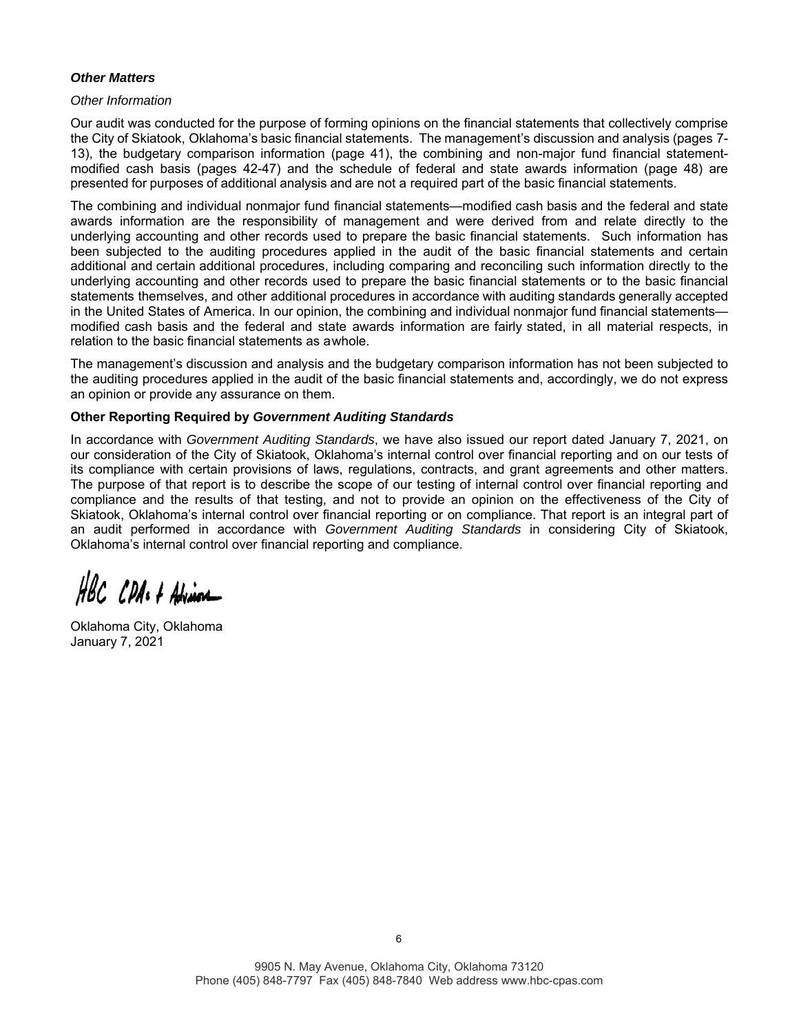***Other Matters***

*Other Information*

Our audit was conducted for the purpose of forming opinions on the financial statements that collectively comprise the City of Skiatook, Oklahoma's basic financial statements. The management's discussion and analysis (pages 7-13), the budgetary comparison information (page 41), the combining and non-major fund financial statement-modified cash basis (pages 42-47) and the schedule of federal and state awards information (page 48) are presented for purposes of additional analysis and are not a required part of the basic financial statements.

The combining and individual nonmajor fund financial statements—modified cash basis and the federal and state awards information are the responsibility of management and were derived from and relate directly to the underlying accounting and other records used to prepare the basic financial statements. Such information has been subjected to the auditing procedures applied in the audit of the basic financial statements and certain additional and certain additional procedures, including comparing and reconciling such information directly to the underlying accounting and other records used to prepare the basic financial statements or to the basic financial statements themselves, and other additional procedures in accordance with auditing standards generally accepted in the United States of America. In our opinion, the combining and individual nonmajor fund financial statements—modified cash basis and the federal and state awards information are fairly stated, in all material respects, in relation to the basic financial statements as awhole.

The management's discussion and analysis and the budgetary comparison information has not been subjected to the auditing procedures applied in the audit of the basic financial statements and, accordingly, we do not express an opinion or provide any assurance on them.

**Other Reporting Required by *Government Auditing Standards***

In accordance with *Government Auditing Standards*, we have also issued our report dated January 7, 2021, on our consideration of the City of Skiatook, Oklahoma's internal control over financial reporting and on our tests of its compliance with certain provisions of laws, regulations, contracts, and grant agreements and other matters. The purpose of that report is to describe the scope of our testing of internal control over financial reporting and compliance and the results of that testing, and not to provide an opinion on the effectiveness of the City of Skiatook, Oklahoma's internal control over financial reporting or on compliance. That report is an integral part of an audit performed in accordance with *Government Auditing Standards* in considering City of Skiatook, Oklahoma's internal control over financial reporting and compliance.

HBC CPAs & Advisors

Oklahoma City, Oklahoma
January 7, 2021

9905 N. May Avenue, Oklahoma City, Oklahoma 73120
Phone (405) 848-7797 Fax (405) 848-7840 Web address www.hbc-cpas.com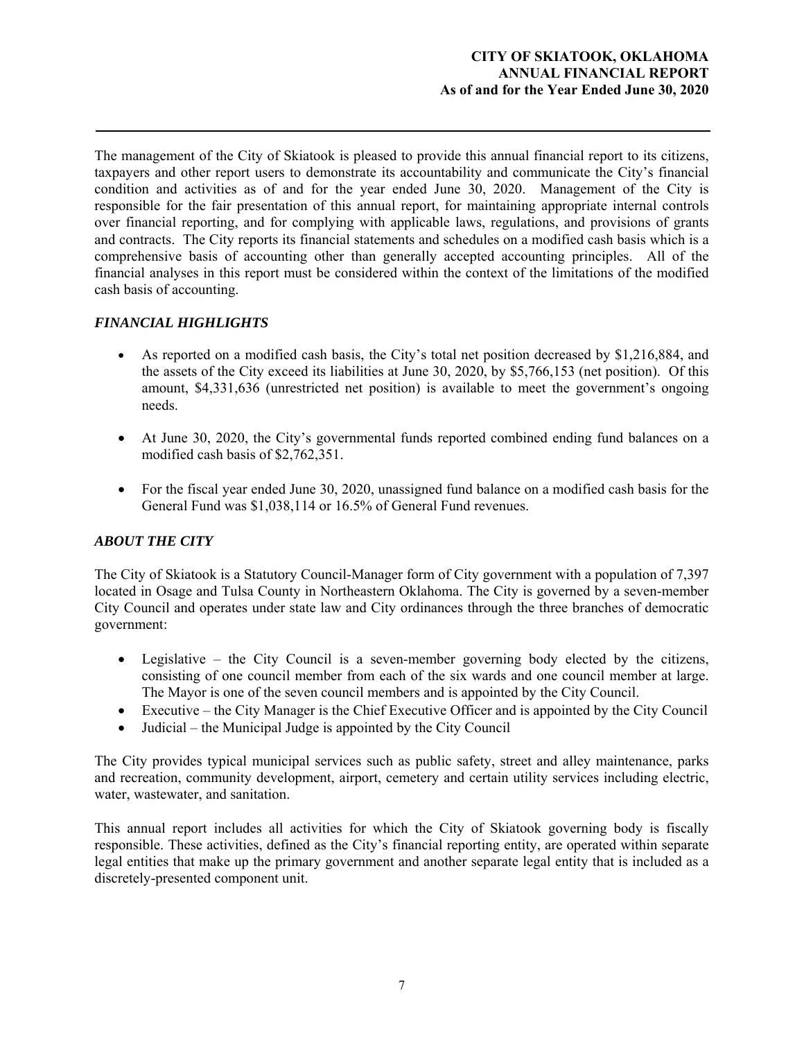The management of the City of Skiatook is pleased to provide this annual financial report to its citizens, taxpayers and other report users to demonstrate its accountability and communicate the City's financial condition and activities as of and for the year ended June 30, 2020. Management of the City is responsible for the fair presentation of this annual report, for maintaining appropriate internal controls over financial reporting, and for complying with applicable laws, regulations, and provisions of grants and contracts. The City reports its financial statements and schedules on a modified cash basis which is a comprehensive basis of accounting other than generally accepted accounting principles. All of the financial analyses in this report must be considered within the context of the limitations of the modified cash basis of accounting.

## *FINANCIAL HIGHLIGHTS*

- As reported on a modified cash basis, the City's total net position decreased by $1,216,884, and the assets of the City exceed its liabilities at June 30, 2020, by $5,766,153 (net position). Of this amount, $4,331,636 (unrestricted net position) is available to meet the government's ongoing needs.

- At June 30, 2020, the City's governmental funds reported combined ending fund balances on a modified cash basis of $2,762,351.

- For the fiscal year ended June 30, 2020, unassigned fund balance on a modified cash basis for the General Fund was $1,038,114 or 16.5% of General Fund revenues.

## *ABOUT THE CITY*

The City of Skiatook is a Statutory Council-Manager form of City government with a population of 7,397 located in Osage and Tulsa County in Northeastern Oklahoma. The City is governed by a seven-member City Council and operates under state law and City ordinances through the three branches of democratic government:

- Legislative – the City Council is a seven-member governing body elected by the citizens, consisting of one council member from each of the six wards and one council member at large. The Mayor is one of the seven council members and is appointed by the City Council.
- Executive – the City Manager is the Chief Executive Officer and is appointed by the City Council
- Judicial – the Municipal Judge is appointed by the City Council

The City provides typical municipal services such as public safety, street and alley maintenance, parks and recreation, community development, airport, cemetery and certain utility services including electric, water, wastewater, and sanitation.

This annual report includes all activities for which the City of Skiatook governing body is fiscally responsible. These activities, defined as the City's financial reporting entity, are operated within separate legal entities that make up the primary government and another separate legal entity that is included as a discretely-presented component unit.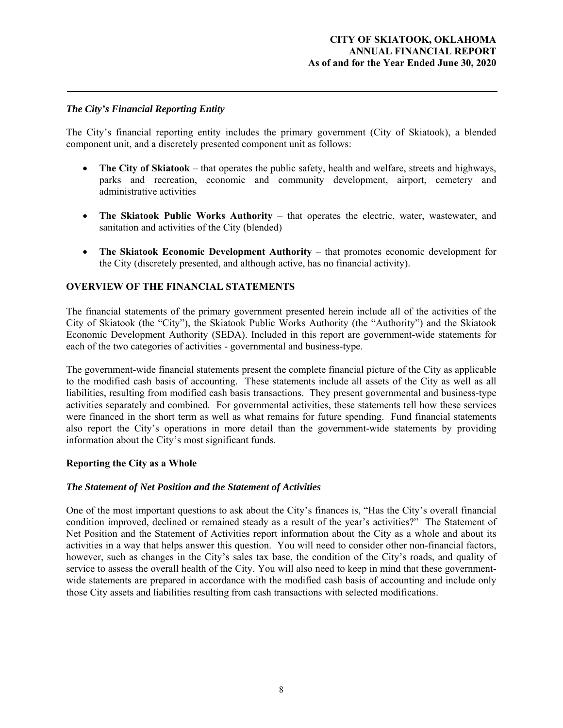### *The City's Financial Reporting Entity*

The City's financial reporting entity includes the primary government (City of Skiatook), a blended component unit, and a discretely presented component unit as follows:

- **The City of Skiatook** – that operates the public safety, health and welfare, streets and highways, parks and recreation, economic and community development, airport, cemetery and administrative activities
- **The Skiatook Public Works Authority** – that operates the electric, water, wastewater, and sanitation and activities of the City (blended)
- **The Skiatook Economic Development Authority** – that promotes economic development for the City (discretely presented, and although active, has no financial activity).

## OVERVIEW OF THE FINANCIAL STATEMENTS

The financial statements of the primary government presented herein include all of the activities of the City of Skiatook (the "City"), the Skiatook Public Works Authority (the "Authority") and the Skiatook Economic Development Authority (SEDA). Included in this report are government-wide statements for each of the two categories of activities - governmental and business-type.

The government-wide financial statements present the complete financial picture of the City as applicable to the modified cash basis of accounting. These statements include all assets of the City as well as all liabilities, resulting from modified cash basis transactions. They present governmental and business-type activities separately and combined. For governmental activities, these statements tell how these services were financed in the short term as well as what remains for future spending. Fund financial statements also report the City's operations in more detail than the government-wide statements by providing information about the City's most significant funds.

### Reporting the City as a Whole

### *The Statement of Net Position and the Statement of Activities*

One of the most important questions to ask about the City's finances is, "Has the City's overall financial condition improved, declined or remained steady as a result of the year's activities?" The Statement of Net Position and the Statement of Activities report information about the City as a whole and about its activities in a way that helps answer this question. You will need to consider other non-financial factors, however, such as changes in the City's sales tax base, the condition of the City's roads, and quality of service to assess the overall health of the City. You will also need to keep in mind that these government-wide statements are prepared in accordance with the modified cash basis of accounting and include only those City assets and liabilities resulting from cash transactions with selected modifications.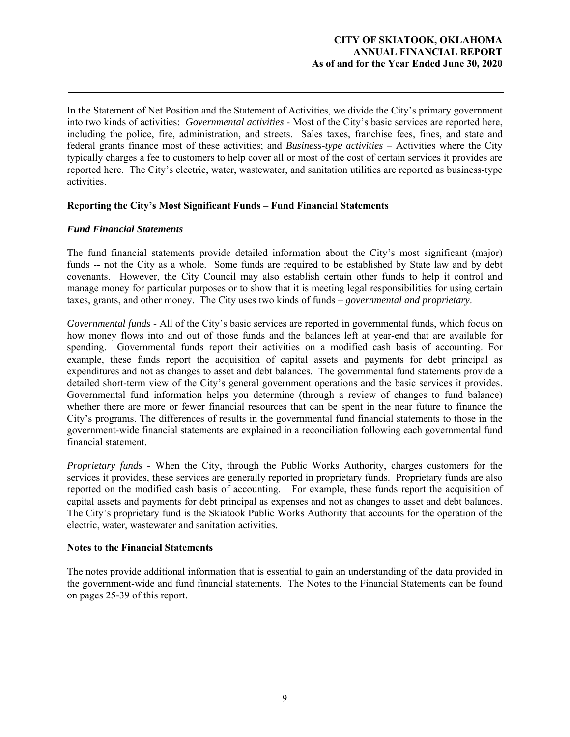In the Statement of Net Position and the Statement of Activities, we divide the City's primary government into two kinds of activities: *Governmental activities* - Most of the City's basic services are reported here, including the police, fire, administration, and streets. Sales taxes, franchise fees, fines, and state and federal grants finance most of these activities; and *Business-type activities* – Activities where the City typically charges a fee to customers to help cover all or most of the cost of certain services it provides are reported here. The City's electric, water, wastewater, and sanitation utilities are reported as business-type activities.

**Reporting the City's Most Significant Funds – Fund Financial Statements**

***Fund Financial Statements***

The fund financial statements provide detailed information about the City's most significant (major) funds -- not the City as a whole. Some funds are required to be established by State law and by debt covenants. However, the City Council may also establish certain other funds to help it control and manage money for particular purposes or to show that it is meeting legal responsibilities for using certain taxes, grants, and other money. The City uses two kinds of funds – *governmental and proprietary*.

*Governmental funds* - All of the City's basic services are reported in governmental funds, which focus on how money flows into and out of those funds and the balances left at year-end that are available for spending. Governmental funds report their activities on a modified cash basis of accounting. For example, these funds report the acquisition of capital assets and payments for debt principal as expenditures and not as changes to asset and debt balances. The governmental fund statements provide a detailed short-term view of the City's general government operations and the basic services it provides. Governmental fund information helps you determine (through a review of changes to fund balance) whether there are more or fewer financial resources that can be spent in the near future to finance the City's programs. The differences of results in the governmental fund financial statements to those in the government-wide financial statements are explained in a reconciliation following each governmental fund financial statement.

*Proprietary funds* - When the City, through the Public Works Authority, charges customers for the services it provides, these services are generally reported in proprietary funds. Proprietary funds are also reported on the modified cash basis of accounting. For example, these funds report the acquisition of capital assets and payments for debt principal as expenses and not as changes to asset and debt balances. The City's proprietary fund is the Skiatook Public Works Authority that accounts for the operation of the electric, water, wastewater and sanitation activities.

**Notes to the Financial Statements**

The notes provide additional information that is essential to gain an understanding of the data provided in the government-wide and fund financial statements. The Notes to the Financial Statements can be found on pages 25-39 of this report.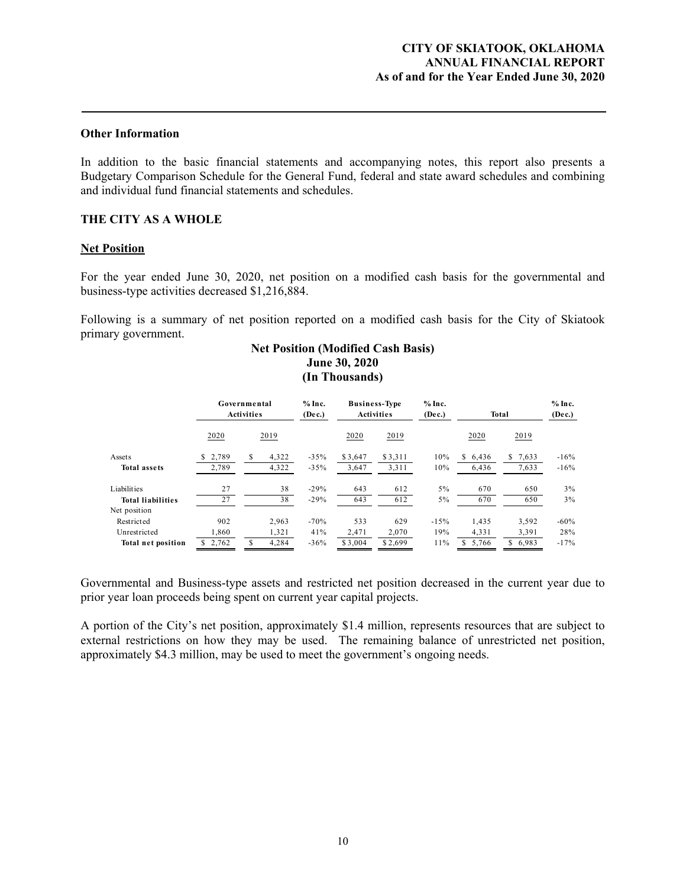## Other Information

In addition to the basic financial statements and accompanying notes, this report also presents a Budgetary Comparison Schedule for the General Fund, federal and state award schedules and combining and individual fund financial statements and schedules.

## THE CITY AS A WHOLE

### Net Position

For the year ended June 30, 2020, net position on a modified cash basis for the governmental and business-type activities decreased $1,216,884.

Following is a summary of net position reported on a modified cash basis for the City of Skiatook primary government.

**Net Position (Modified Cash Basis)**
**June 30, 2020**
**(In Thousands)**

| | Governmental Activities | | % Inc. (Dec.) | Business-Type Activities | | % Inc. (Dec.) | Total | | % Inc. (Dec.) |
|---|---|---|---|---|---|---|---|---|---|
| | 2020 | 2019 | | 2020 | 2019 | | 2020 | 2019 | |
| Assets | $ 2,789 | $ 4,322 | -35% | $ 3,647 | $ 3,311 | 10% | $ 6,436 | $ 7,633 | -16% |
| **Total assets** | 2,789 | 4,322 | -35% | 3,647 | 3,311 | 10% | 6,436 | 7,633 | -16% |
| Liabilities | 27 | 38 | -29% | 643 | 612 | 5% | 670 | 650 | 3% |
| **Total liabilities** | 27 | 38 | -29% | 643 | 612 | 5% | 670 | 650 | 3% |
| Net position | | | | | | | | | |
| Restricted | 902 | 2,963 | -70% | 533 | 629 | -15% | 1,435 | 3,592 | -60% |
| Unrestricted | 1,860 | 1,321 | 41% | 2,471 | 2,070 | 19% | 4,331 | 3,391 | 28% |
| **Total net position** | $ 2,762 | $ 4,284 | -36% | $ 3,004 | $ 2,699 | 11% | $ 5,766 | $ 6,983 | -17% |

Governmental and Business-type assets and restricted net position decreased in the current year due to prior year loan proceeds being spent on current year capital projects.

A portion of the City's net position, approximately $1.4 million, represents resources that are subject to external restrictions on how they may be used. The remaining balance of unrestricted net position, approximately $4.3 million, may be used to meet the government's ongoing needs.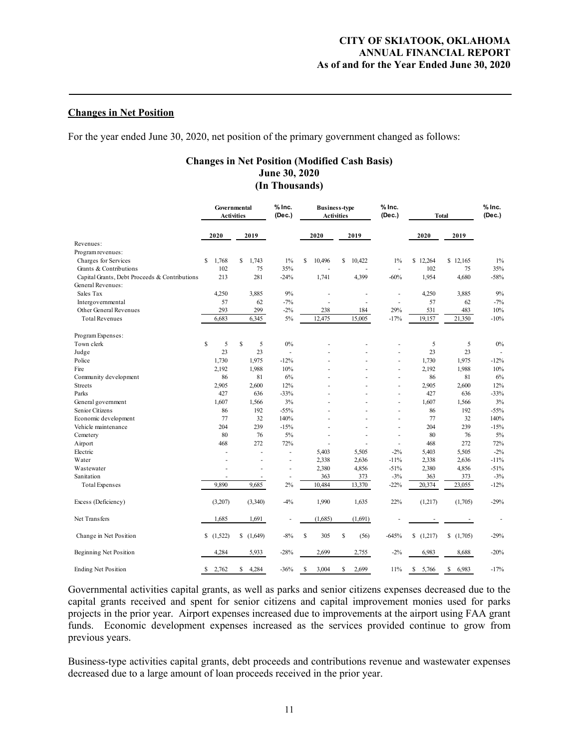## Changes in Net Position

For the year ended June 30, 2020, net position of the primary government changed as follows:

### Changes in Net Position (Modified Cash Basis)
### June 30, 2020
### (In Thousands)

| | Governmental Activities | | % Inc. (Dec.) | Business-type Activities | | % Inc. (Dec.) | Total | | % Inc. (Dec.) |
|---|---|---|---|---|---|---|---|---|---|
| | 2020 | 2019 | | 2020 | 2019 | | 2020 | 2019 | |
| Revenues: | | | | | | | | | |
| Program revenues: | | | | | | | | | |
| Charges for Services | $ 1,768 | $ 1,743 | 1% | $ 10,496 | $ 10,422 | 1% | $ 12,264 | $ 12,165 | 1% |
| Grants & Contributions | 102 | 75 | 35% | - | - | - | 102 | 75 | 35% |
| Capital Grants, Debt Proceeds & Contributions | 213 | 281 | -24% | 1,741 | 4,399 | -60% | 1,954 | 4,680 | -58% |
| General Revenues: | | | | | | | | | |
| Sales Tax | 4,250 | 3,885 | 9% | - | - | - | 4,250 | 3,885 | 9% |
| Intergovernmental | 57 | 62 | -7% | - | - | - | 57 | 62 | -7% |
| Other General Revenues | 293 | 299 | -2% | 238 | 184 | 29% | 531 | 483 | 10% |
| Total Revenues | 6,683 | 6,345 | 5% | 12,475 | 15,005 | -17% | 19,157 | 21,350 | -10% |
| Program Expenses: | | | | | | | | | |
| Town clerk | $ 5 | $ 5 | 0% | - | - | - | 5 | 5 | 0% |
| Judge | 23 | 23 | - | - | - | - | 23 | 23 | - |
| Police | 1,730 | 1,975 | -12% | - | - | - | 1,730 | 1,975 | -12% |
| Fire | 2,192 | 1,988 | 10% | - | - | - | 2,192 | 1,988 | 10% |
| Community development | 86 | 81 | 6% | - | - | - | 86 | 81 | 6% |
| Streets | 2,905 | 2,600 | 12% | - | - | - | 2,905 | 2,600 | 12% |
| Parks | 427 | 636 | -33% | - | - | - | 427 | 636 | -33% |
| General government | 1,607 | 1,566 | 3% | - | - | - | 1,607 | 1,566 | 3% |
| Senior Citizens | 86 | 192 | -55% | - | - | - | 86 | 192 | -55% |
| Economic development | 77 | 32 | 140% | - | - | - | 77 | 32 | 140% |
| Vehicle maintenance | 204 | 239 | -15% | - | - | - | 204 | 239 | -15% |
| Cemetery | 80 | 76 | 5% | - | - | - | 80 | 76 | 5% |
| Airport | 468 | 272 | 72% | - | - | - | 468 | 272 | 72% |
| Electric | - | - | - | 5,403 | 5,505 | -2% | 5,403 | 5,505 | -2% |
| Water | - | - | - | 2,338 | 2,636 | -11% | 2,338 | 2,636 | -11% |
| Wastewater | - | - | - | 2,380 | 4,856 | -51% | 2,380 | 4,856 | -51% |
| Sanitation | - | - | - | 363 | 373 | -3% | 363 | 373 | -3% |
| Total Expenses | 9,890 | 9,685 | 2% | 10,484 | 13,370 | -22% | 20,374 | 23,055 | -12% |
| Excess (Deficiency) | (3,207) | (3,340) | -4% | 1,990 | 1,635 | 22% | (1,217) | (1,705) | -29% |
| Net Transfers | 1,685 | 1,691 | - | (1,685) | (1,691) | - | - | - | - |
| Change in Net Position | $ (1,522) | $ (1,649) | -8% | $ 305 | $ (56) | -645% | $ (1,217) | $ (1,705) | -29% |
| Beginning Net Position | 4,284 | 5,933 | -28% | 2,699 | 2,755 | -2% | 6,983 | 8,688 | -20% |
| Ending Net Position | $ 2,762 | $ 4,284 | -36% | $ 3,004 | $ 2,699 | 11% | $ 5,766 | $ 6,983 | -17% |

Governmental activities capital grants, as well as parks and senior citizens expenses decreased due to the capital grants received and spent for senior citizens and capital improvement monies used for parks projects in the prior year. Airport expenses increased due to improvements at the airport using FAA grant funds. Economic development expenses increased as the services provided continue to grow from previous years.

Business-type activities capital grants, debt proceeds and contributions revenue and wastewater expenses decreased due to a large amount of loan proceeds received in the prior year.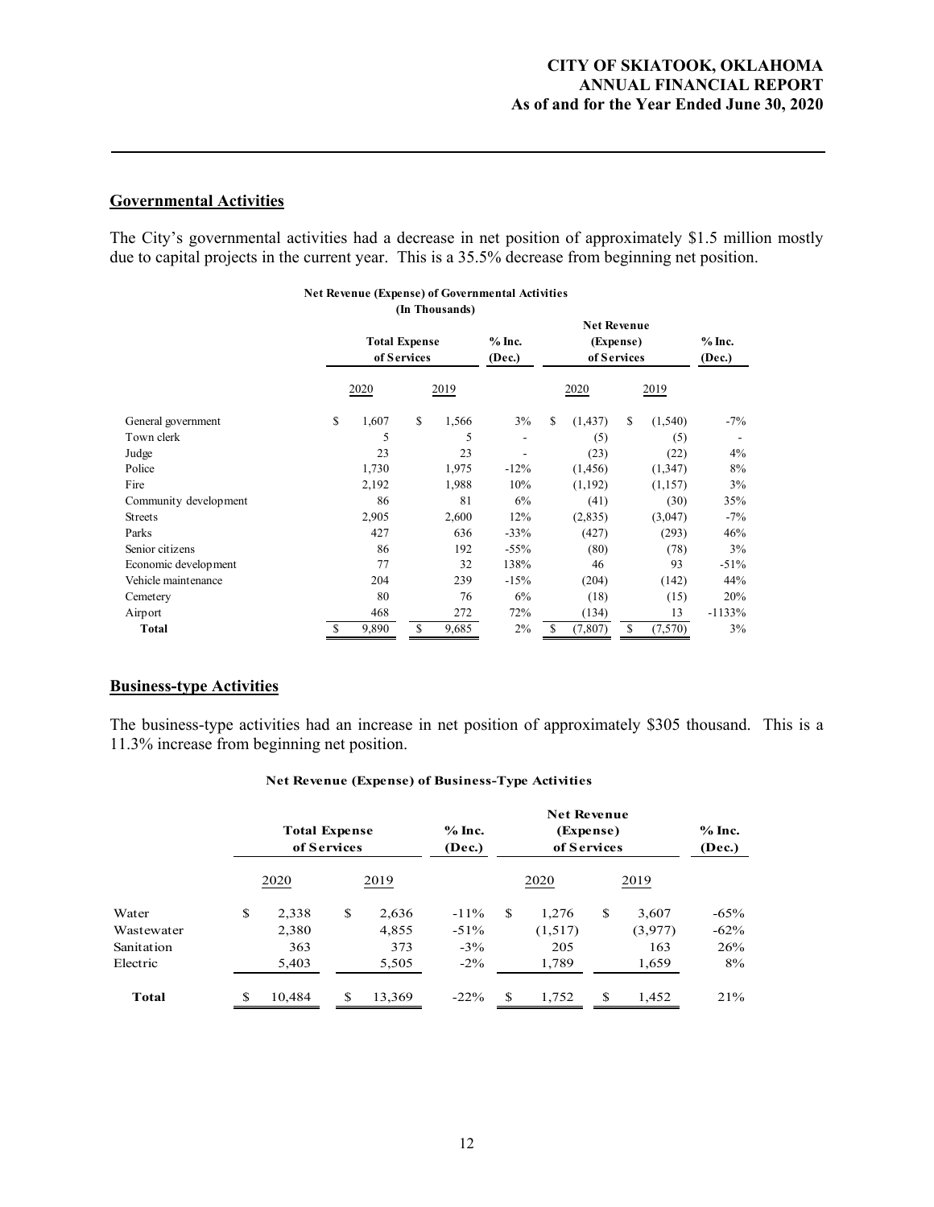## Governmental Activities

The City's governmental activities had a decrease in net position of approximately $1.5 million mostly due to capital projects in the current year. This is a 35.5% decrease from beginning net position.

**Net Revenue (Expense) of Governmental Activities**
**(In Thousands)**

| | Total Expense of Services | | % Inc. (Dec.) | Net Revenue (Expense) of Services | | % Inc. (Dec.) |
|---|---|---|---|---|---|---|
| | 2020 | 2019 | | 2020 | 2019 | |
| General government | $ 1,607 | $ 1,566 | 3% | $ (1,437) | $ (1,540) | -7% |
| Town clerk | 5 | 5 | - | (5) | (5) | - |
| Judge | 23 | 23 | - | (23) | (22) | 4% |
| Police | 1,730 | 1,975 | -12% | (1,456) | (1,347) | 8% |
| Fire | 2,192 | 1,988 | 10% | (1,192) | (1,157) | 3% |
| Community development | 86 | 81 | 6% | (41) | (30) | 35% |
| Streets | 2,905 | 2,600 | 12% | (2,835) | (3,047) | -7% |
| Parks | 427 | 636 | -33% | (427) | (293) | 46% |
| Senior citizens | 86 | 192 | -55% | (80) | (78) | 3% |
| Economic development | 77 | 32 | 138% | 46 | 93 | -51% |
| Vehicle maintenance | 204 | 239 | -15% | (204) | (142) | 44% |
| Cemetery | 80 | 76 | 6% | (18) | (15) | 20% |
| Airport | 468 | 272 | 72% | (134) | 13 | -1133% |
| **Total** | $ 9,890 | $ 9,685 | 2% | $ (7,807) | $ (7,570) | 3% |

## Business-type Activities

The business-type activities had an increase in net position of approximately $305 thousand. This is a 11.3% increase from beginning net position.

**Net Revenue (Expense) of Business-Type Activities**

| | Total Expense of Services | | % Inc. (Dec.) | Net Revenue (Expense) of Services | | % Inc. (Dec.) |
|---|---|---|---|---|---|---|
| | 2020 | 2019 | | 2020 | 2019 | |
| Water | $ 2,338 | $ 2,636 | -11% | $ 1,276 | $ 3,607 | -65% |
| Wastewater | 2,380 | 4,855 | -51% | (1,517) | (3,977) | -62% |
| Sanitation | 363 | 373 | -3% | 205 | 163 | 26% |
| Electric | 5,403 | 5,505 | -2% | 1,789 | 1,659 | 8% |
| **Total** | $ 10,484 | $ 13,369 | -22% | $ 1,752 | $ 1,452 | 21% |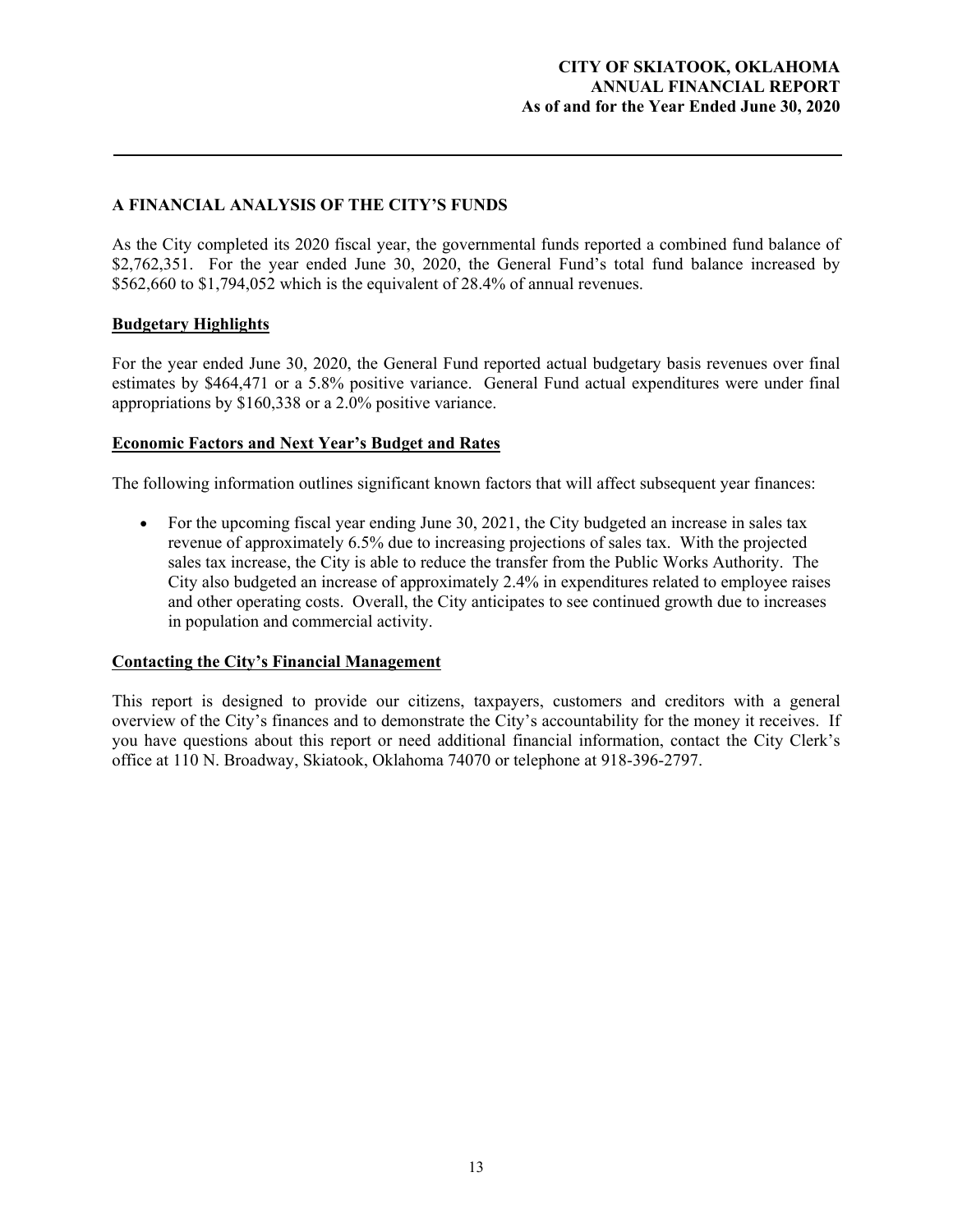## A FINANCIAL ANALYSIS OF THE CITY'S FUNDS

As the City completed its 2020 fiscal year, the governmental funds reported a combined fund balance of $2,762,351. For the year ended June 30, 2020, the General Fund's total fund balance increased by $562,660 to $1,794,052 which is the equivalent of 28.4% of annual revenues.

### Budgetary Highlights

For the year ended June 30, 2020, the General Fund reported actual budgetary basis revenues over final estimates by $464,471 or a 5.8% positive variance. General Fund actual expenditures were under final appropriations by $160,338 or a 2.0% positive variance.

### Economic Factors and Next Year's Budget and Rates

The following information outlines significant known factors that will affect subsequent year finances:

- For the upcoming fiscal year ending June 30, 2021, the City budgeted an increase in sales tax revenue of approximately 6.5% due to increasing projections of sales tax. With the projected sales tax increase, the City is able to reduce the transfer from the Public Works Authority. The City also budgeted an increase of approximately 2.4% in expenditures related to employee raises and other operating costs. Overall, the City anticipates to see continued growth due to increases in population and commercial activity.

### Contacting the City's Financial Management

This report is designed to provide our citizens, taxpayers, customers and creditors with a general overview of the City's finances and to demonstrate the City's accountability for the money it receives. If you have questions about this report or need additional financial information, contact the City Clerk's office at 110 N. Broadway, Skiatook, Oklahoma 74070 or telephone at 918-396-2797.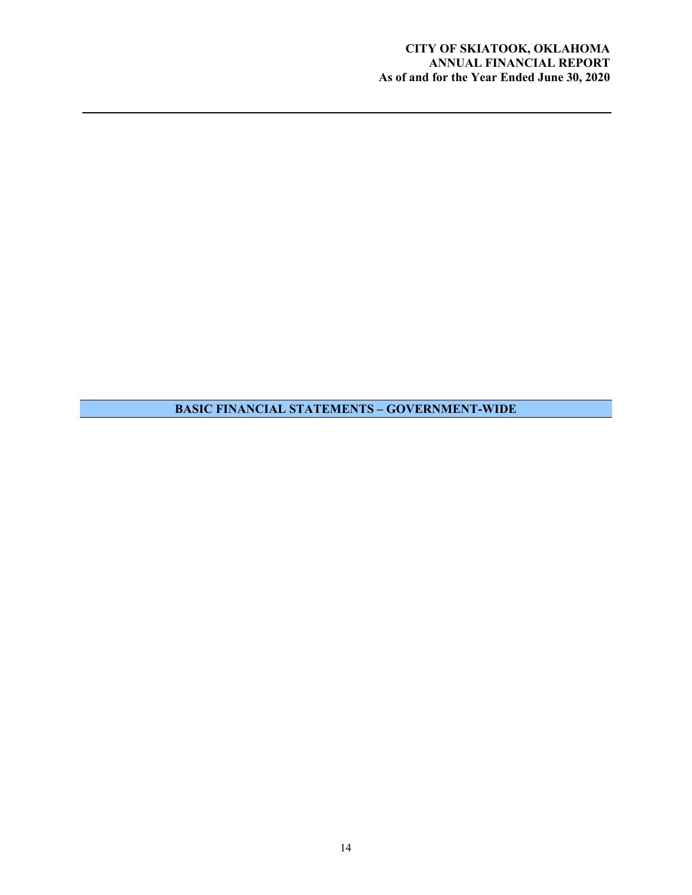## BASIC FINANCIAL STATEMENTS – GOVERNMENT-WIDE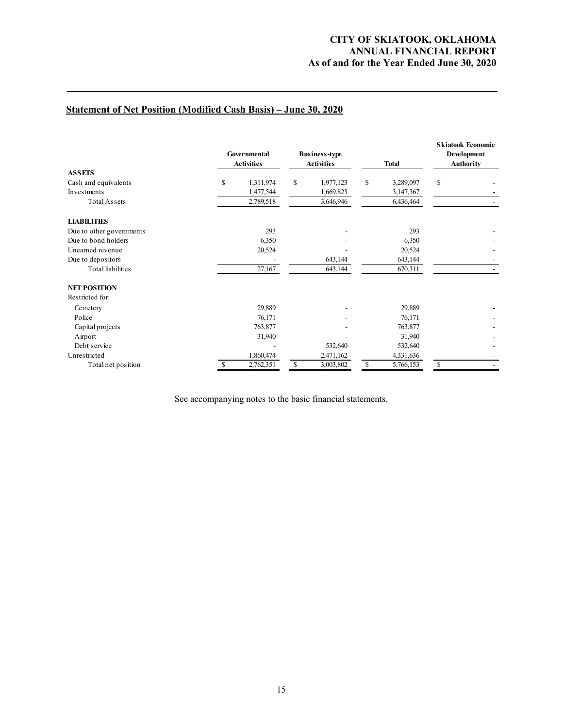## Statement of Net Position (Modified Cash Basis) – June 30, 2020

| | Governmental Activities | Business-type Activities | Total | Skiatook Economic Development Authority |
|---|---|---|---|---|
| **ASSETS** | | | | |
| Cash and equivalents | $ 1,311,974 | $ 1,977,123 | $ 3,289,097 | $ - |
| Investments | 1,477,544 | 1,669,823 | 3,147,367 | - |
| Total Assets | 2,789,518 | 3,646,946 | 6,436,464 | - |
| **LIABILITIES** | | | | |
| Due to other governments | 293 | - | 293 | - |
| Due to bond holders | 6,350 | - | 6,350 | - |
| Unearned revenue | 20,524 | - | 20,524 | - |
| Due to depositors | - | 643,144 | 643,144 | - |
| Total liabilities | 27,167 | 643,144 | 670,311 | - |
| **NET POSITION** | | | | |
| Restricted for: | | | | |
| Cemetery | 29,889 | - | 29,889 | - |
| Police | 76,171 | - | 76,171 | - |
| Capital projects | 763,877 | - | 763,877 | - |
| Airport | 31,940 | - | 31,940 | - |
| Debt service | - | 532,640 | 532,640 | - |
| Unrestricted | 1,860,474 | 2,471,162 | 4,331,636 | - |
| Total net position | $ 2,762,351 | $ 3,003,802 | $ 5,766,153 | $ - |

See accompanying notes to the basic financial statements.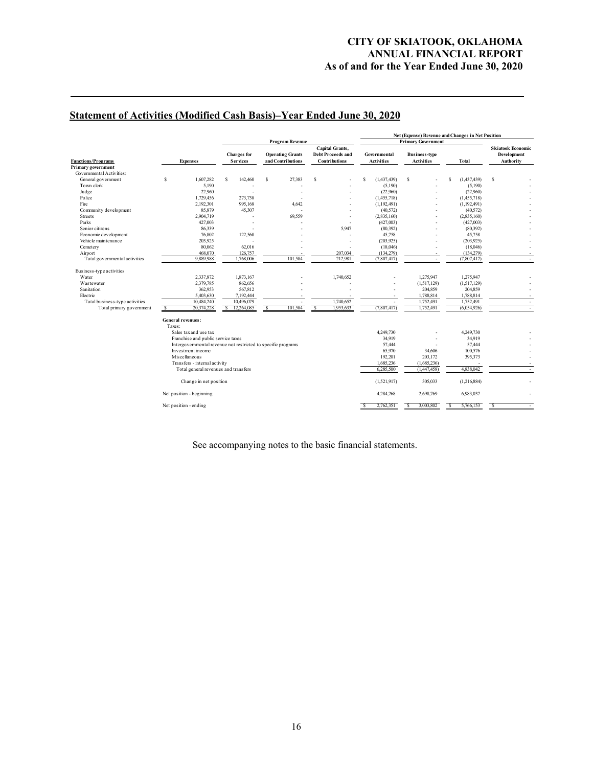# CITY OF SKIATOOK, OKLAHOMA
# ANNUAL FINANCIAL REPORT
# As of and for the Year Ended June 30, 2020

## Statement of Activities (Modified Cash Basis)–Year Ended June 30, 2020

| | | Program Revenue | | | Net (Expense) Revenue and Changes in Net Position | | | |
|---|---|---|---|---|---|---|---|---|
| | | | | | Primary Government | | | |
| **Functions/Programs** | **Expenses** | **Charges for Services** | **Operating Grants and Contributions** | **Capital Grants, Debt Proceeds and Contributions** | **Governmental Activities** | **Business-type Activities** | **Total** | **Skiatook Economic Development Authority** |
| **Primary government** | | | | | | | | |
| Governmental Activities: | | | | | | | | |
| General government | $ 1,607,282 | $ 142,460 | $ 27,383 | $ - | $ (1,437,439) | $ - | $ (1,437,439) | $ - |
| Town clerk | 5,190 | - | - | - | (5,190) | - | (5,190) | - |
| Judge | 22,960 | - | - | - | (22,960) | - | (22,960) | - |
| Police | 1,729,456 | 273,738 | - | - | (1,455,718) | - | (1,455,718) | - |
| Fire | 2,192,301 | 995,168 | 4,642 | - | (1,192,491) | - | (1,192,491) | - |
| Community development | 85,879 | 45,307 | - | - | (40,572) | - | (40,572) | - |
| Streets | 2,904,719 | - | 69,559 | - | (2,835,160) | - | (2,835,160) | - |
| Parks | 427,003 | - | - | - | (427,003) | - | (427,003) | - |
| Senior citizens | 86,339 | - | - | 5,947 | (80,392) | - | (80,392) | - |
| Economic development | 76,802 | 122,560 | - | - | 45,758 | - | 45,758 | - |
| Vehicle maintenance | 203,925 | - | - | - | (203,925) | - | (203,925) | - |
| Cemetery | 80,062 | 62,016 | - | - | (18,046) | - | (18,046) | - |
| Airport | 468,070 | 126,757 | - | 207,034 | (134,279) | - | (134,279) | - |
| Total governmental activities | 9,889,988 | 1,768,006 | 101,584 | 212,981 | (7,807,417) | - | (7,807,417) | - |
| Business-type activities | | | | | | | | |
| Water | 2,337,872 | 1,873,167 | - | 1,740,652 | - | 1,275,947 | 1,275,947 | - |
| Wastewater | 2,379,785 | 862,656 | - | - | - | (1,517,129) | (1,517,129) | - |
| Sanitation | 362,953 | 567,812 | - | - | - | 204,859 | 204,859 | - |
| Electric | 5,403,630 | 7,192,444 | - | - | - | 1,788,814 | 1,788,814 | - |
| Total business-type activities | 10,484,240 | 10,496,079 | - | 1,740,652 | - | 1,752,491 | 1,752,491 | - |
| Total primary government | $ 20,374,228 | $ 12,264,085 | $ 101,584 | $ 1,953,633 | (7,807,417) | 1,752,491 | (6,054,926) | - |
| **General revenues:** | | | | | | | | |
| Taxes: | | | | | | | | |
| Sales tax and use tax | | | | | 4,249,730 | - | 4,249,730 | - |
| Franchise and public service taxes | | | | | 34,919 | - | 34,919 | - |
| Intergovernmental revenue not restricted to specific programs | | | | | 57,444 | - | 57,444 | - |
| Investment income | | | | | 65,970 | 34,606 | 100,576 | - |
| Miscellaneous | | | | | 192,201 | 203,172 | 395,373 | - |
| Transfers - internal activity | | | | | 1,685,236 | (1,685,236) | - | - |
| Total general revenues and transfers | | | | | 6,285,500 | (1,447,458) | 4,838,042 | - |
| Change in net position | | | | | (1,521,917) | 305,033 | (1,216,884) | - |
| Net position - beginning | | | | | 4,284,268 | 2,698,769 | 6,983,037 | - |
| Net position - ending | | | | | $ 2,762,351 | $ 3,003,802 | $ 5,766,153 | $ - |

See accompanying notes to the basic financial statements.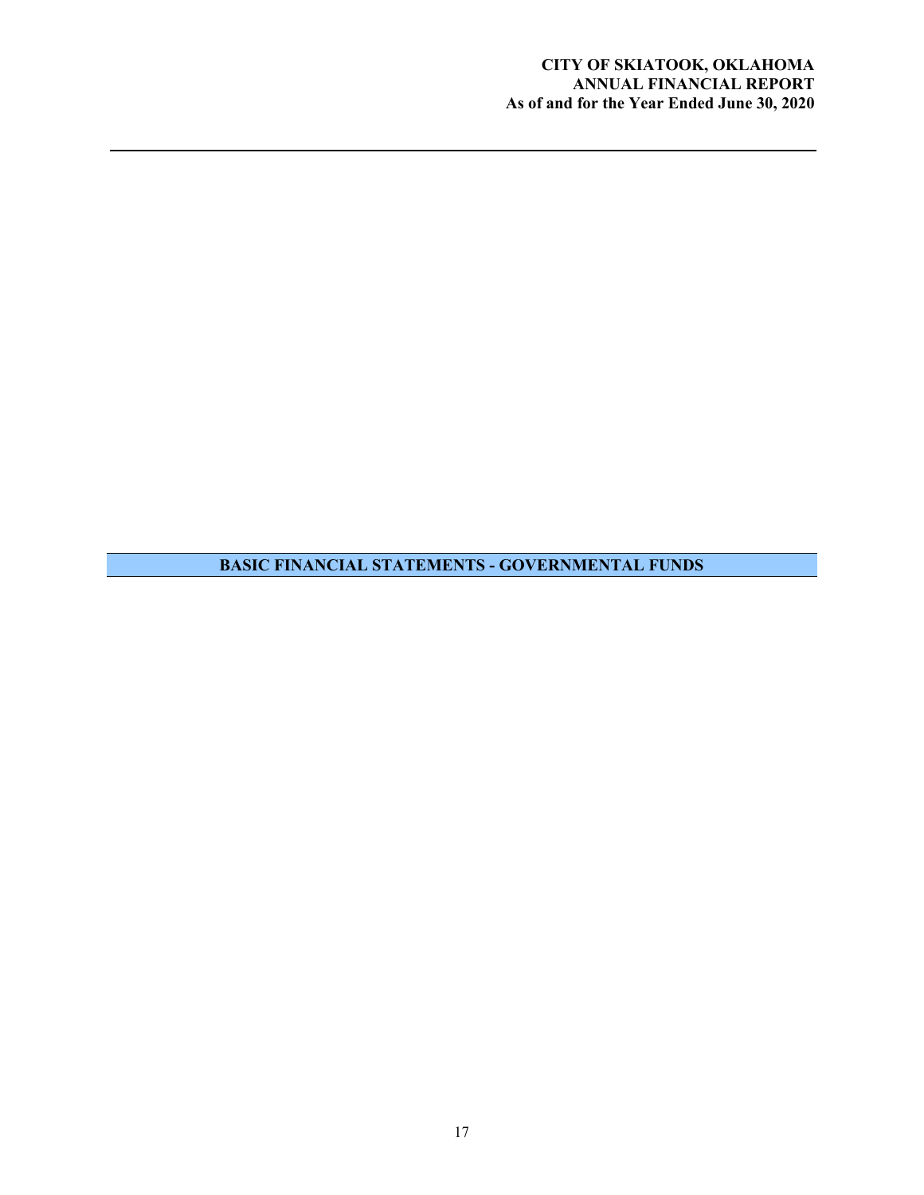## BASIC FINANCIAL STATEMENTS - GOVERNMENTAL FUNDS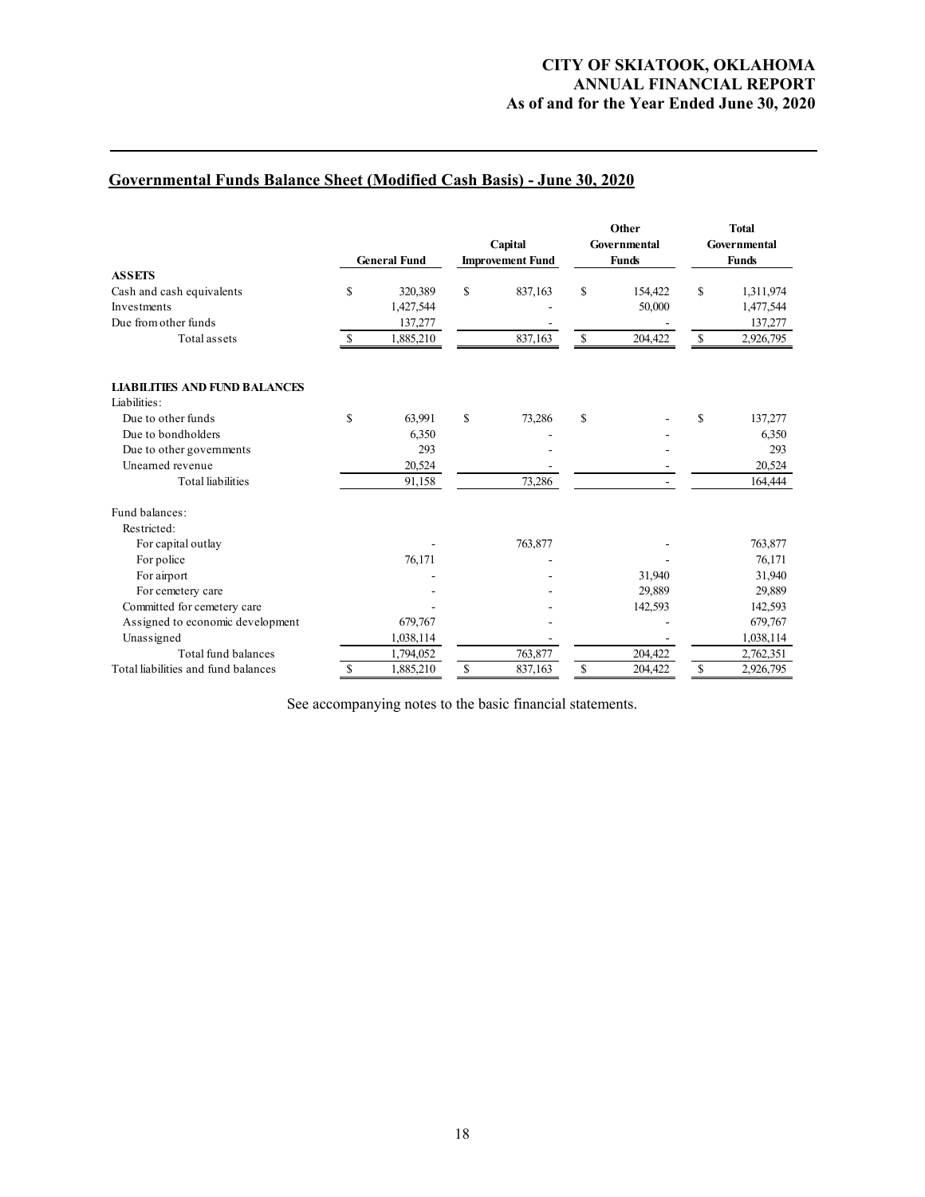## Governmental Funds Balance Sheet (Modified Cash Basis) - June 30, 2020

| | General Fund | Capital Improvement Fund | Other Governmental Funds | Total Governmental Funds |
|---|---|---|---|---|
| **ASSETS** | | | | |
| Cash and cash equivalents | $ 320,389 | $ 837,163 | $ 154,422 | $ 1,311,974 |
| Investments | 1,427,544 | - | 50,000 | 1,477,544 |
| Due from other funds | 137,277 | - | - | 137,277 |
| Total assets | $ 1,885,210 | 837,163 | $ 204,422 | $ 2,926,795 |
| | | | | |
| **LIABILITIES AND FUND BALANCES** | | | | |
| Liabilities: | | | | |
| Due to other funds | $ 63,991 | $ 73,286 | $ - | $ 137,277 |
| Due to bondholders | 6,350 | - | - | 6,350 |
| Due to other governments | 293 | - | - | 293 |
| Unearned revenue | 20,524 | - | - | 20,524 |
| Total liabilities | 91,158 | 73,286 | - | 164,444 |
| | | | | |
| Fund balances: | | | | |
| Restricted: | | | | |
| For capital outlay | - | 763,877 | - | 763,877 |
| For police | 76,171 | - | - | 76,171 |
| For airport | - | - | 31,940 | 31,940 |
| For cemetery care | - | - | 29,889 | 29,889 |
| Committed for cemetery care | - | - | 142,593 | 142,593 |
| Assigned to economic development | 679,767 | - | - | 679,767 |
| Unassigned | 1,038,114 | - | - | 1,038,114 |
| Total fund balances | 1,794,052 | 763,877 | 204,422 | 2,762,351 |
| Total liabilities and fund balances | $ 1,885,210 | $ 837,163 | $ 204,422 | $ 2,926,795 |

See accompanying notes to the basic financial statements.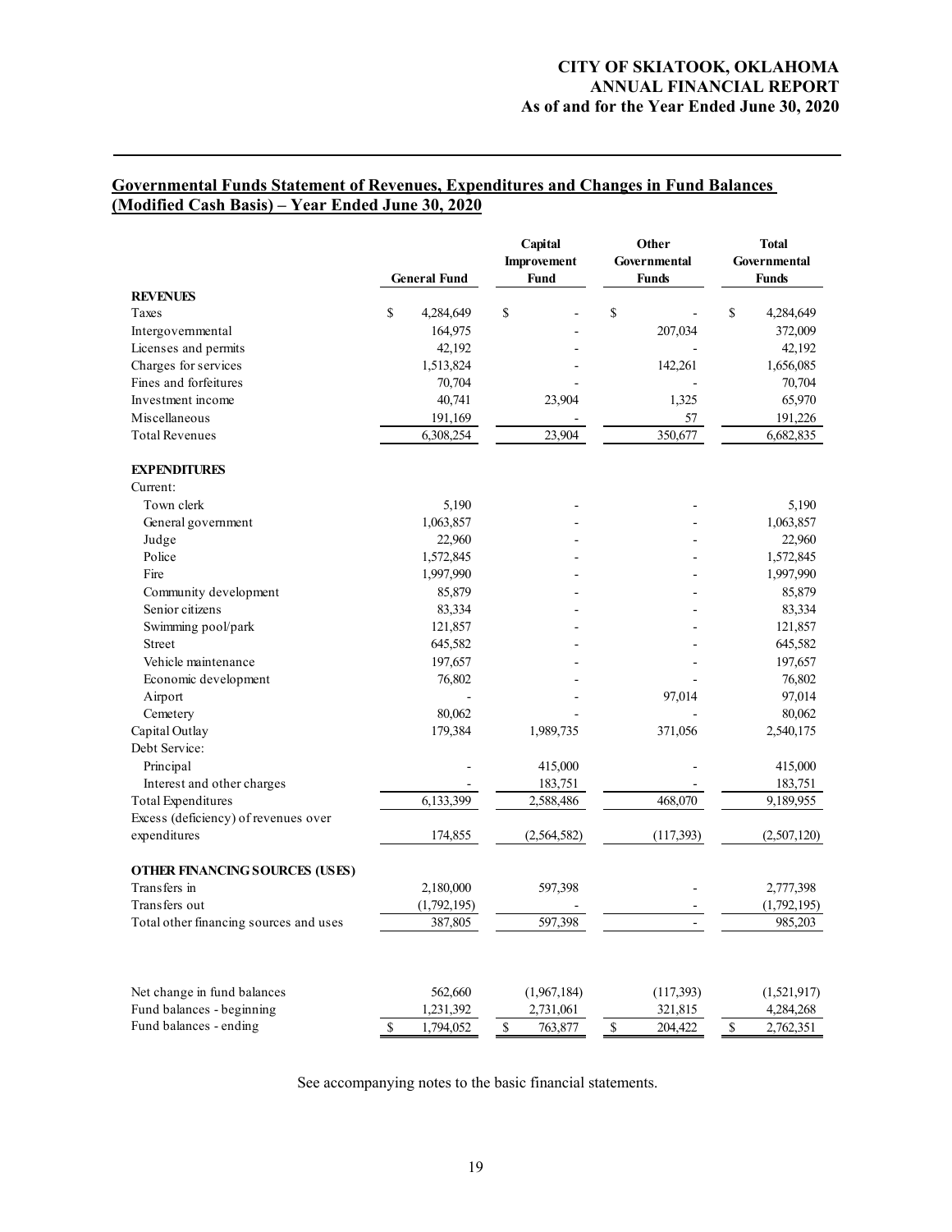## Governmental Funds Statement of Revenues, Expenditures and Changes in Fund Balances (Modified Cash Basis) – Year Ended June 30, 2020

| | General Fund | Capital Improvement Fund | Other Governmental Funds | Total Governmental Funds |
|---|---|---|---|---|
| **REVENUES** | | | | |
| Taxes | $ 4,284,649 | $ - | $ - | $ 4,284,649 |
| Intergovernmental | 164,975 | - | 207,034 | 372,009 |
| Licenses and permits | 42,192 | - | - | 42,192 |
| Charges for services | 1,513,824 | - | 142,261 | 1,656,085 |
| Fines and forfeitures | 70,704 | - | - | 70,704 |
| Investment income | 40,741 | 23,904 | 1,325 | 65,970 |
| Miscellaneous | 191,169 | - | 57 | 191,226 |
| Total Revenues | 6,308,254 | 23,904 | 350,677 | 6,682,835 |
| **EXPENDITURES** | | | | |
| Current: | | | | |
| Town clerk | 5,190 | - | - | 5,190 |
| General government | 1,063,857 | - | - | 1,063,857 |
| Judge | 22,960 | - | - | 22,960 |
| Police | 1,572,845 | - | - | 1,572,845 |
| Fire | 1,997,990 | - | - | 1,997,990 |
| Community development | 85,879 | - | - | 85,879 |
| Senior citizens | 83,334 | - | - | 83,334 |
| Swimming pool/park | 121,857 | - | - | 121,857 |
| Street | 645,582 | - | - | 645,582 |
| Vehicle maintenance | 197,657 | - | - | 197,657 |
| Economic development | 76,802 | - | - | 76,802 |
| Airport | - | - | 97,014 | 97,014 |
| Cemetery | 80,062 | - | - | 80,062 |
| Capital Outlay | 179,384 | 1,989,735 | 371,056 | 2,540,175 |
| Debt Service: | | | | |
| Principal | - | 415,000 | - | 415,000 |
| Interest and other charges | - | 183,751 | - | 183,751 |
| Total Expenditures | 6,133,399 | 2,588,486 | 468,070 | 9,189,955 |
| Excess (deficiency) of revenues over expenditures | 174,855 | (2,564,582) | (117,393) | (2,507,120) |
| **OTHER FINANCING SOURCES (USES)** | | | | |
| Transfers in | 2,180,000 | 597,398 | - | 2,777,398 |
| Transfers out | (1,792,195) | - | - | (1,792,195) |
| Total other financing sources and uses | 387,805 | 597,398 | - | 985,203 |
| Net change in fund balances | 562,660 | (1,967,184) | (117,393) | (1,521,917) |
| Fund balances - beginning | 1,231,392 | 2,731,061 | 321,815 | 4,284,268 |
| Fund balances - ending | $ 1,794,052 | $ 763,877 | $ 204,422 | $ 2,762,351 |

See accompanying notes to the basic financial statements.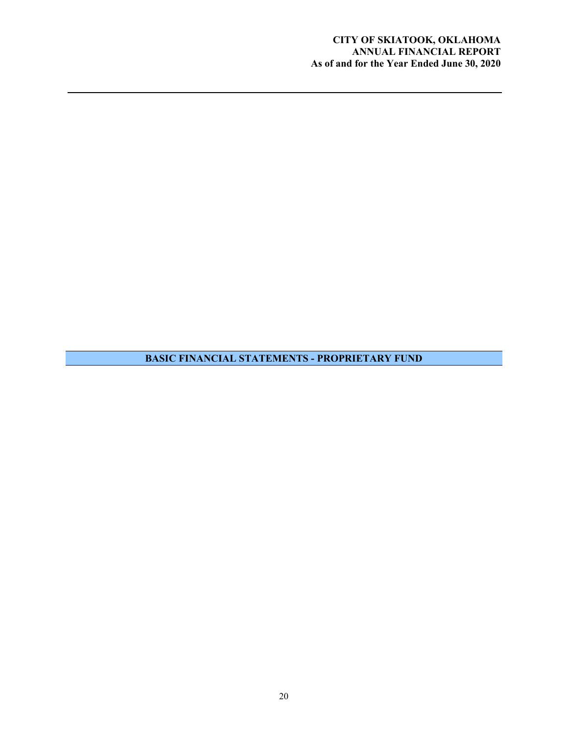# BASIC FINANCIAL STATEMENTS - PROPRIETARY FUND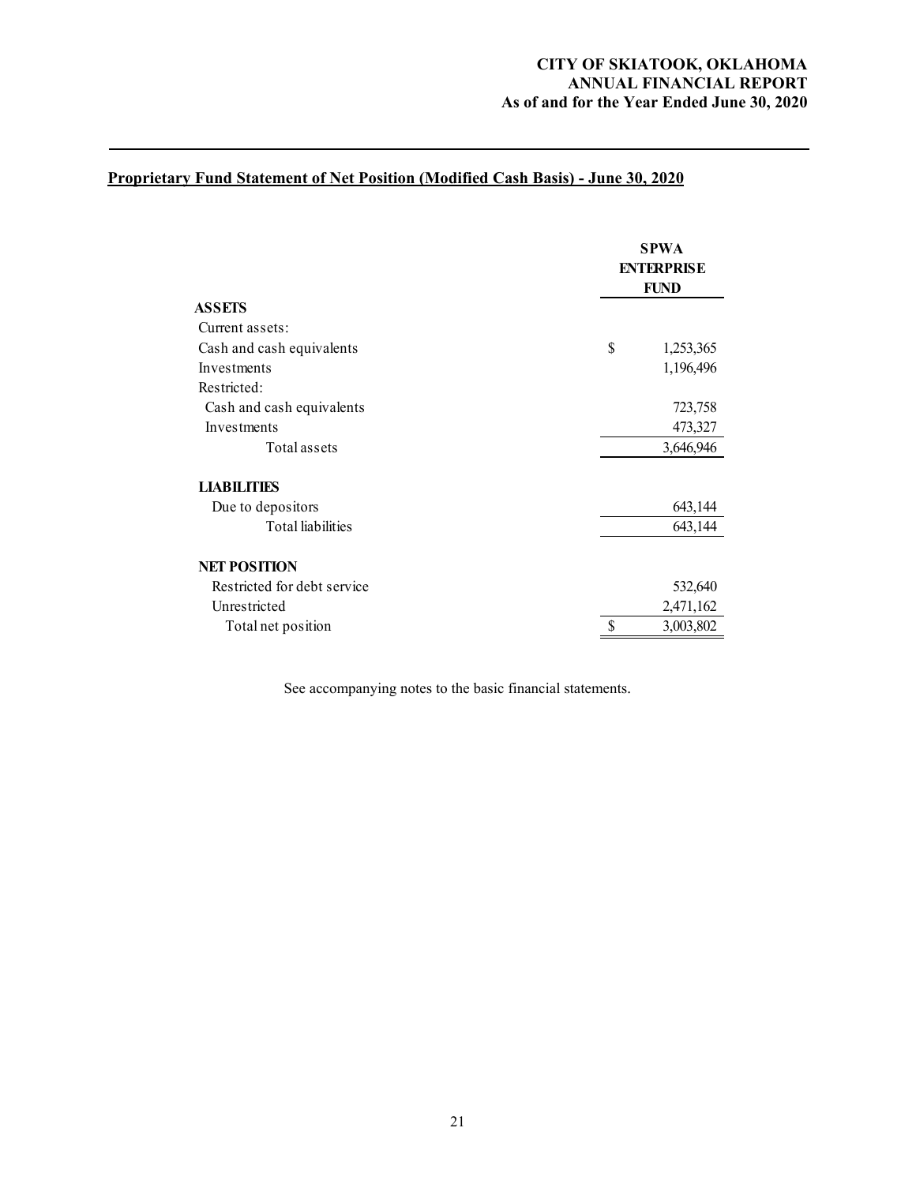**CITY OF SKIATOOK, OKLAHOMA**
**ANNUAL FINANCIAL REPORT**
**As of and for the Year Ended June 30, 2020**

## Proprietary Fund Statement of Net Position (Modified Cash Basis) - June 30, 2020

| | SPWA ENTERPRISE FUND |
|---|---|
| **ASSETS** | |
| Current assets: | |
| Cash and cash equivalents | $ 1,253,365 |
| Investments | 1,196,496 |
| Restricted: | |
| Cash and cash equivalents | 723,758 |
| Investments | 473,327 |
| Total assets | 3,646,946 |
| **LIABILITIES** | |
| Due to depositors | 643,144 |
| Total liabilities | 643,144 |
| **NET POSITION** | |
| Restricted for debt service | 532,640 |
| Unrestricted | 2,471,162 |
| Total net position | $ 3,003,802 |

See accompanying notes to the basic financial statements.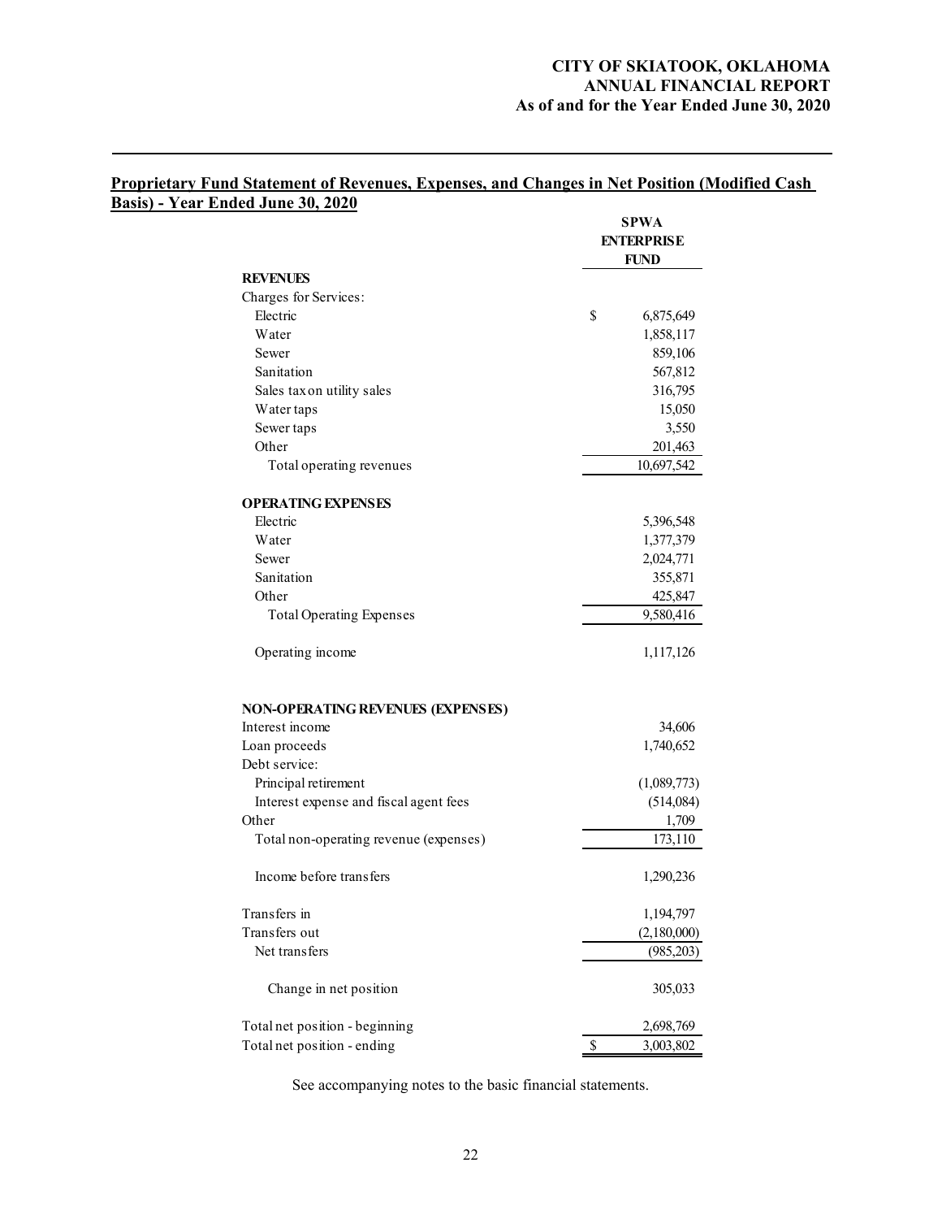## Proprietary Fund Statement of Revenues, Expenses, and Changes in Net Position (Modified Cash Basis) - Year Ended June 30, 2020

| | SPWA ENTERPRISE FUND |
|---|---|
| **REVENUES** | |
| Charges for Services: | |
| Electric | $ 6,875,649 |
| Water | 1,858,117 |
| Sewer | 859,106 |
| Sanitation | 567,812 |
| Sales tax on utility sales | 316,795 |
| Water taps | 15,050 |
| Sewer taps | 3,550 |
| Other | 201,463 |
| Total operating revenues | 10,697,542 |
| | |
| **OPERATING EXPENSES** | |
| Electric | 5,396,548 |
| Water | 1,377,379 |
| Sewer | 2,024,771 |
| Sanitation | 355,871 |
| Other | 425,847 |
| Total Operating Expenses | 9,580,416 |
| | |
| Operating income | 1,117,126 |
| | |
| **NON-OPERATING REVENUES (EXPENSES)** | |
| Interest income | 34,606 |
| Loan proceeds | 1,740,652 |
| Debt service: | |
| Principal retirement | (1,089,773) |
| Interest expense and fiscal agent fees | (514,084) |
| Other | 1,709 |
| Total non-operating revenue (expenses) | 173,110 |
| | |
| Income before transfers | 1,290,236 |
| | |
| Transfers in | 1,194,797 |
| Transfers out | (2,180,000) |
| Net transfers | (985,203) |
| | |
| Change in net position | 305,033 |
| | |
| Total net position - beginning | 2,698,769 |
| Total net position - ending | $ 3,003,802 |

See accompanying notes to the basic financial statements.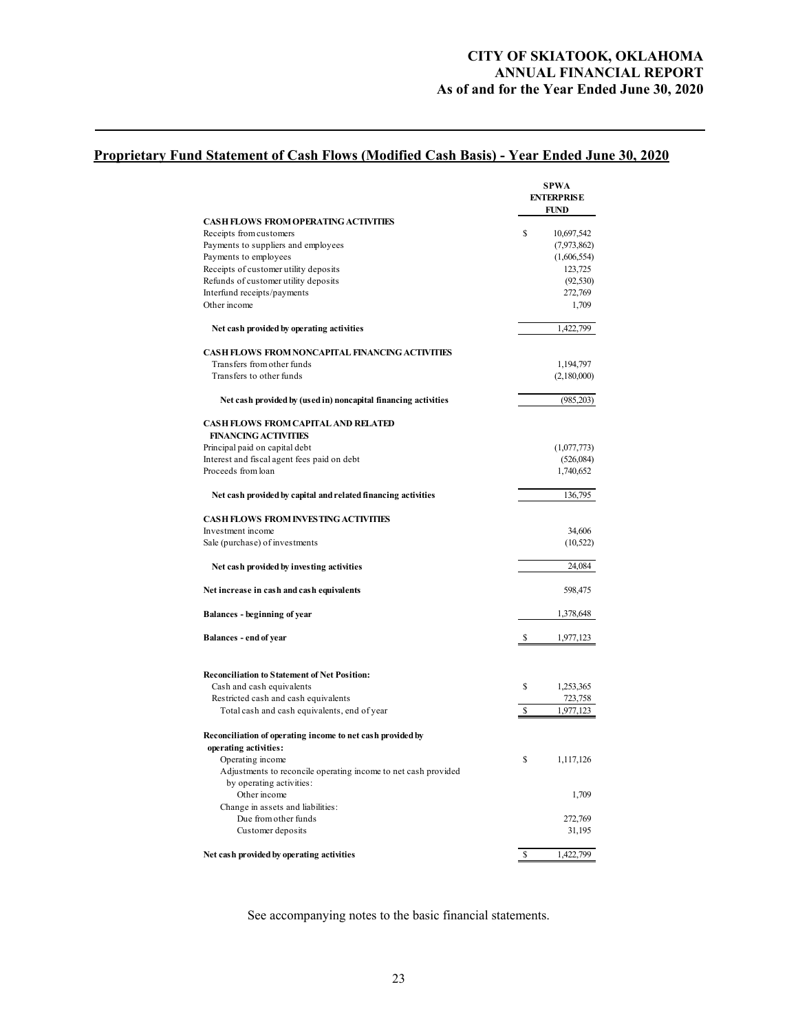## Proprietary Fund Statement of Cash Flows (Modified Cash Basis) - Year Ended June 30, 2020

| | SPWA ENTERPRISE FUND |
|---|---|
| **CASH FLOWS FROM OPERATING ACTIVITIES** | |
| Receipts from customers | $ 10,697,542 |
| Payments to suppliers and employees | (7,973,862) |
| Payments to employees | (1,606,554) |
| Receipts of customer utility deposits | 123,725 |
| Refunds of customer utility deposits | (92,530) |
| Interfund receipts/payments | 272,769 |
| Other income | 1,709 |
| **Net cash provided by operating activities** | 1,422,799 |
| **CASH FLOWS FROM NONCAPITAL FINANCING ACTIVITIES** | |
| Transfers from other funds | 1,194,797 |
| Transfers to other funds | (2,180,000) |
| **Net cash provided by (used in) noncapital financing activities** | (985,203) |
| **CASH FLOWS FROM CAPITAL AND RELATED FINANCING ACTIVITIES** | |
| Principal paid on capital debt | (1,077,773) |
| Interest and fiscal agent fees paid on debt | (526,084) |
| Proceeds from loan | 1,740,652 |
| **Net cash provided by capital and related financing activities** | 136,795 |
| **CASH FLOWS FROM INVESTING ACTIVITIES** | |
| Investment income | 34,606 |
| Sale (purchase) of investments | (10,522) |
| **Net cash provided by investing activities** | 24,084 |
| **Net increase in cash and cash equivalents** | 598,475 |
| **Balances - beginning of year** | 1,378,648 |
| **Balances - end of year** | $ 1,977,123 |
| **Reconciliation to Statement of Net Position:** | |
| Cash and cash equivalents | $ 1,253,365 |
| Restricted cash and cash equivalents | 723,758 |
| Total cash and cash equivalents, end of year | $ 1,977,123 |
| **Reconciliation of operating income to net cash provided by operating activities:** | |
| Operating income | $ 1,117,126 |
| Adjustments to reconcile operating income to net cash provided by operating activities: | |
| Other income | 1,709 |
| Change in assets and liabilities: | |
| Due from other funds | 272,769 |
| Customer deposits | 31,195 |
| **Net cash provided by operating activities** | $ 1,422,799 |

See accompanying notes to the basic financial statements.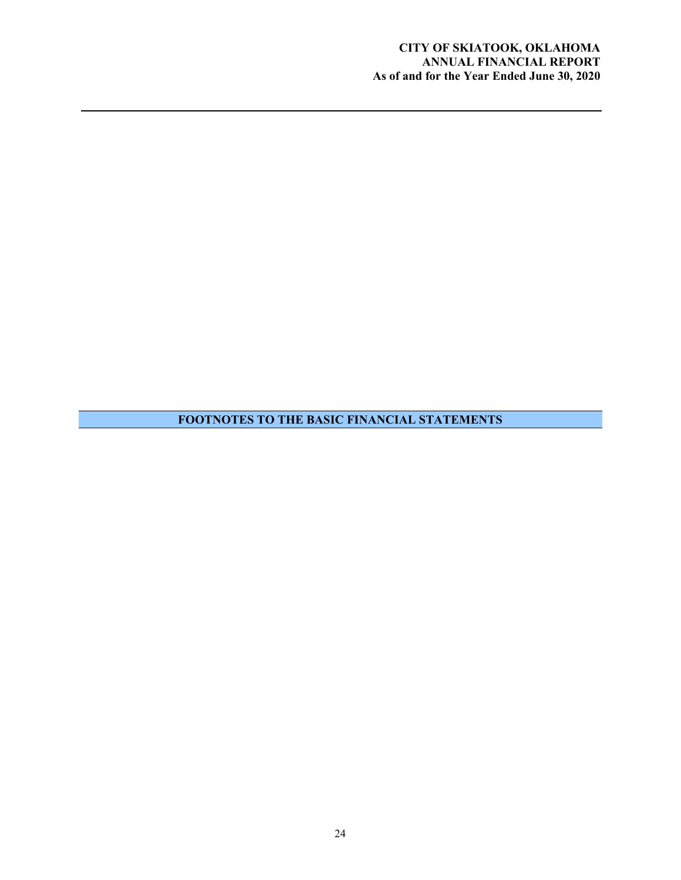## FOOTNOTES TO THE BASIC FINANCIAL STATEMENTS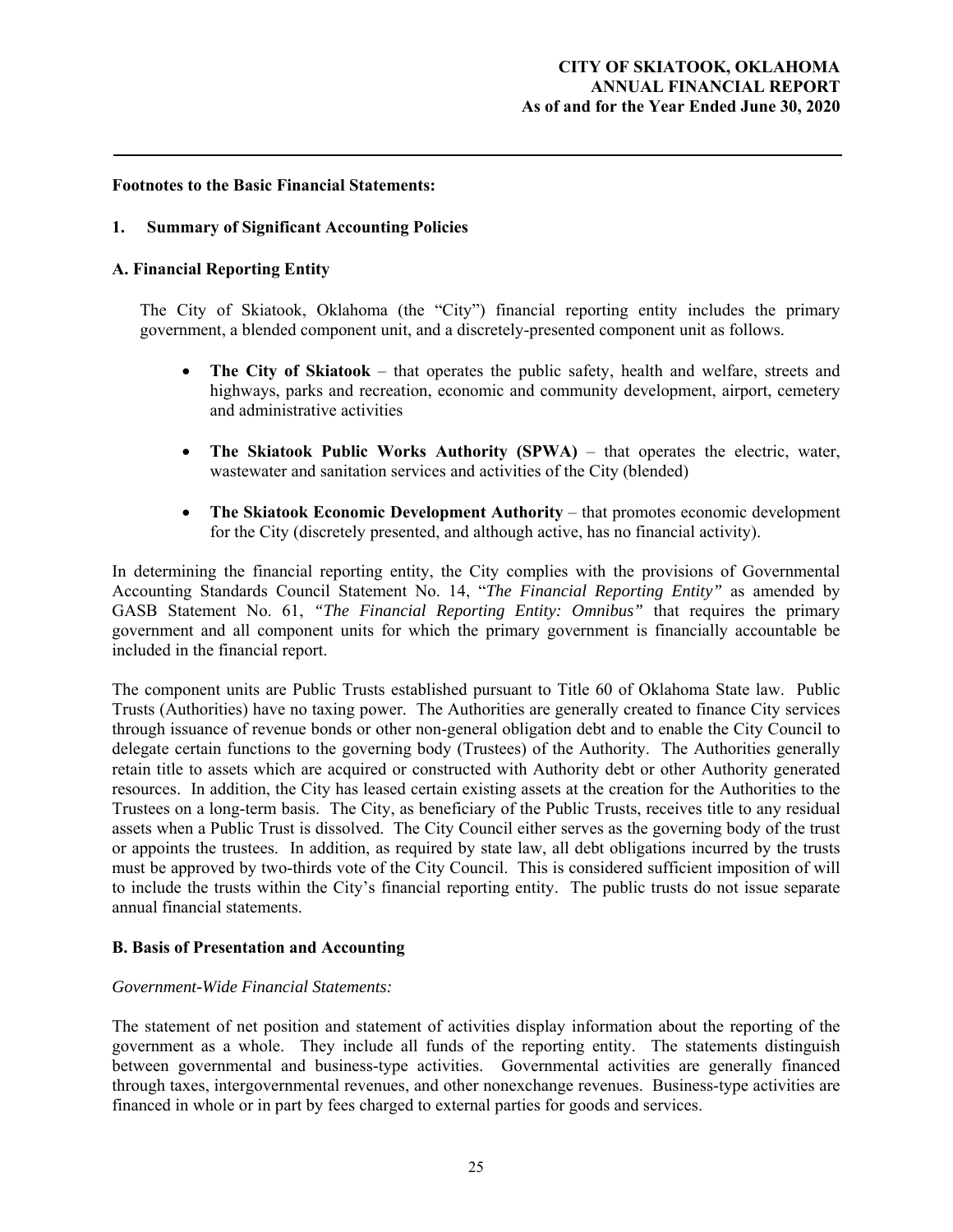**Footnotes to the Basic Financial Statements:**

## 1. Summary of Significant Accounting Policies

### A. Financial Reporting Entity

The City of Skiatook, Oklahoma (the "City") financial reporting entity includes the primary government, a blended component unit, and a discretely-presented component unit as follows.

- **The City of Skiatook** – that operates the public safety, health and welfare, streets and highways, parks and recreation, economic and community development, airport, cemetery and administrative activities
- **The Skiatook Public Works Authority (SPWA)** – that operates the electric, water, wastewater and sanitation services and activities of the City (blended)
- **The Skiatook Economic Development Authority** – that promotes economic development for the City (discretely presented, and although active, has no financial activity).

In determining the financial reporting entity, the City complies with the provisions of Governmental Accounting Standards Council Statement No. 14, "*The Financial Reporting Entity"* as amended by GASB Statement No. 61, *"The Financial Reporting Entity: Omnibus"* that requires the primary government and all component units for which the primary government is financially accountable be included in the financial report.

The component units are Public Trusts established pursuant to Title 60 of Oklahoma State law. Public Trusts (Authorities) have no taxing power. The Authorities are generally created to finance City services through issuance of revenue bonds or other non-general obligation debt and to enable the City Council to delegate certain functions to the governing body (Trustees) of the Authority. The Authorities generally retain title to assets which are acquired or constructed with Authority debt or other Authority generated resources. In addition, the City has leased certain existing assets at the creation for the Authorities to the Trustees on a long-term basis. The City, as beneficiary of the Public Trusts, receives title to any residual assets when a Public Trust is dissolved. The City Council either serves as the governing body of the trust or appoints the trustees. In addition, as required by state law, all debt obligations incurred by the trusts must be approved by two-thirds vote of the City Council. This is considered sufficient imposition of will to include the trusts within the City's financial reporting entity. The public trusts do not issue separate annual financial statements.

### B. Basis of Presentation and Accounting

*Government-Wide Financial Statements:*

The statement of net position and statement of activities display information about the reporting of the government as a whole. They include all funds of the reporting entity. The statements distinguish between governmental and business-type activities. Governmental activities are generally financed through taxes, intergovernmental revenues, and other nonexchange revenues. Business-type activities are financed in whole or in part by fees charged to external parties for goods and services.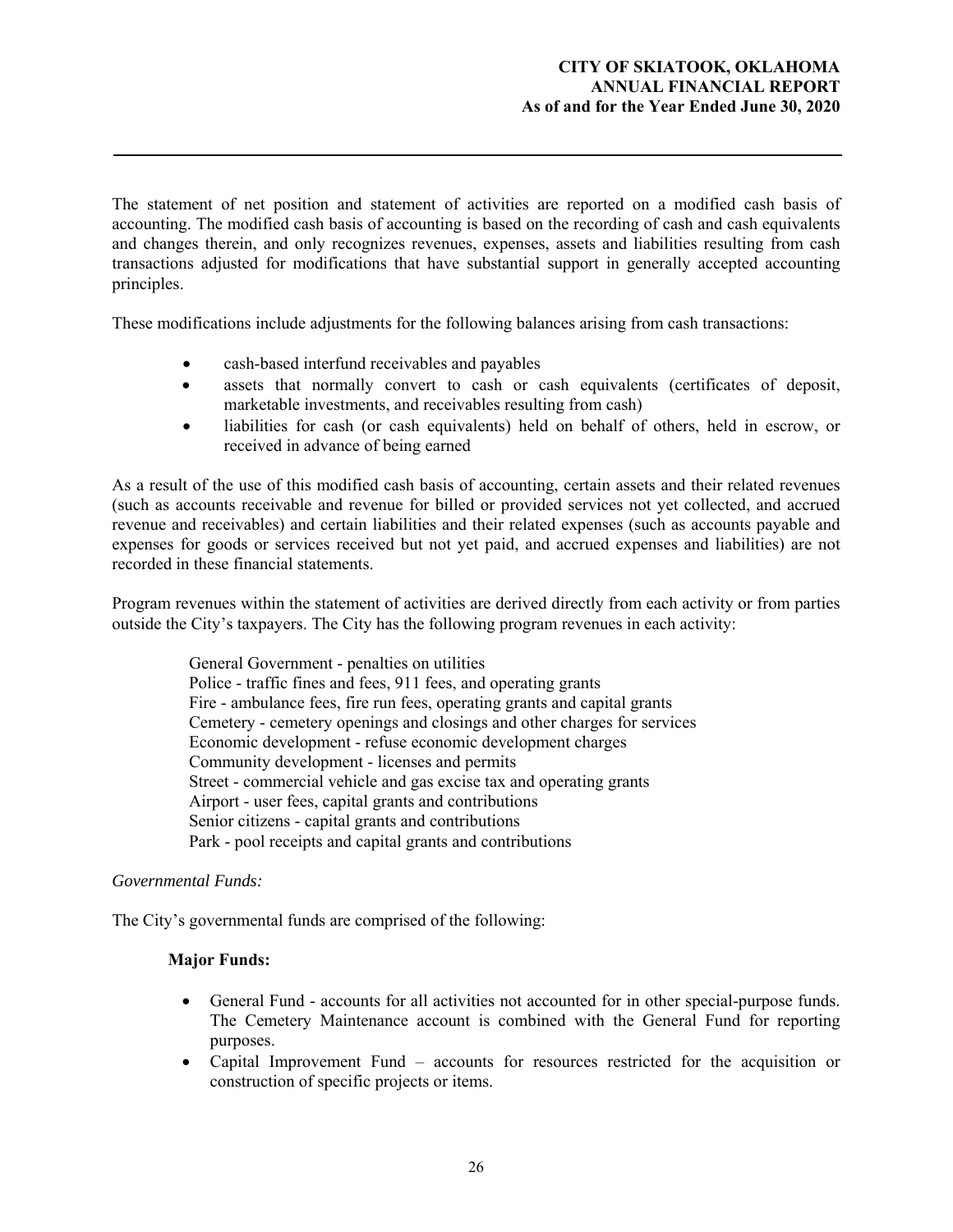The statement of net position and statement of activities are reported on a modified cash basis of accounting. The modified cash basis of accounting is based on the recording of cash and cash equivalents and changes therein, and only recognizes revenues, expenses, assets and liabilities resulting from cash transactions adjusted for modifications that have substantial support in generally accepted accounting principles.

These modifications include adjustments for the following balances arising from cash transactions:

- cash-based interfund receivables and payables
- assets that normally convert to cash or cash equivalents (certificates of deposit, marketable investments, and receivables resulting from cash)
- liabilities for cash (or cash equivalents) held on behalf of others, held in escrow, or received in advance of being earned

As a result of the use of this modified cash basis of accounting, certain assets and their related revenues (such as accounts receivable and revenue for billed or provided services not yet collected, and accrued revenue and receivables) and certain liabilities and their related expenses (such as accounts payable and expenses for goods or services received but not yet paid, and accrued expenses and liabilities) are not recorded in these financial statements.

Program revenues within the statement of activities are derived directly from each activity or from parties outside the City's taxpayers. The City has the following program revenues in each activity:

General Government - penalties on utilities
Police - traffic fines and fees, 911 fees, and operating grants
Fire - ambulance fees, fire run fees, operating grants and capital grants
Cemetery - cemetery openings and closings and other charges for services
Economic development - refuse economic development charges
Community development - licenses and permits
Street - commercial vehicle and gas excise tax and operating grants
Airport - user fees, capital grants and contributions
Senior citizens - capital grants and contributions
Park - pool receipts and capital grants and contributions

*Governmental Funds:*

The City's governmental funds are comprised of the following:

**Major Funds:**

- General Fund - accounts for all activities not accounted for in other special-purpose funds. The Cemetery Maintenance account is combined with the General Fund for reporting purposes.
- Capital Improvement Fund – accounts for resources restricted for the acquisition or construction of specific projects or items.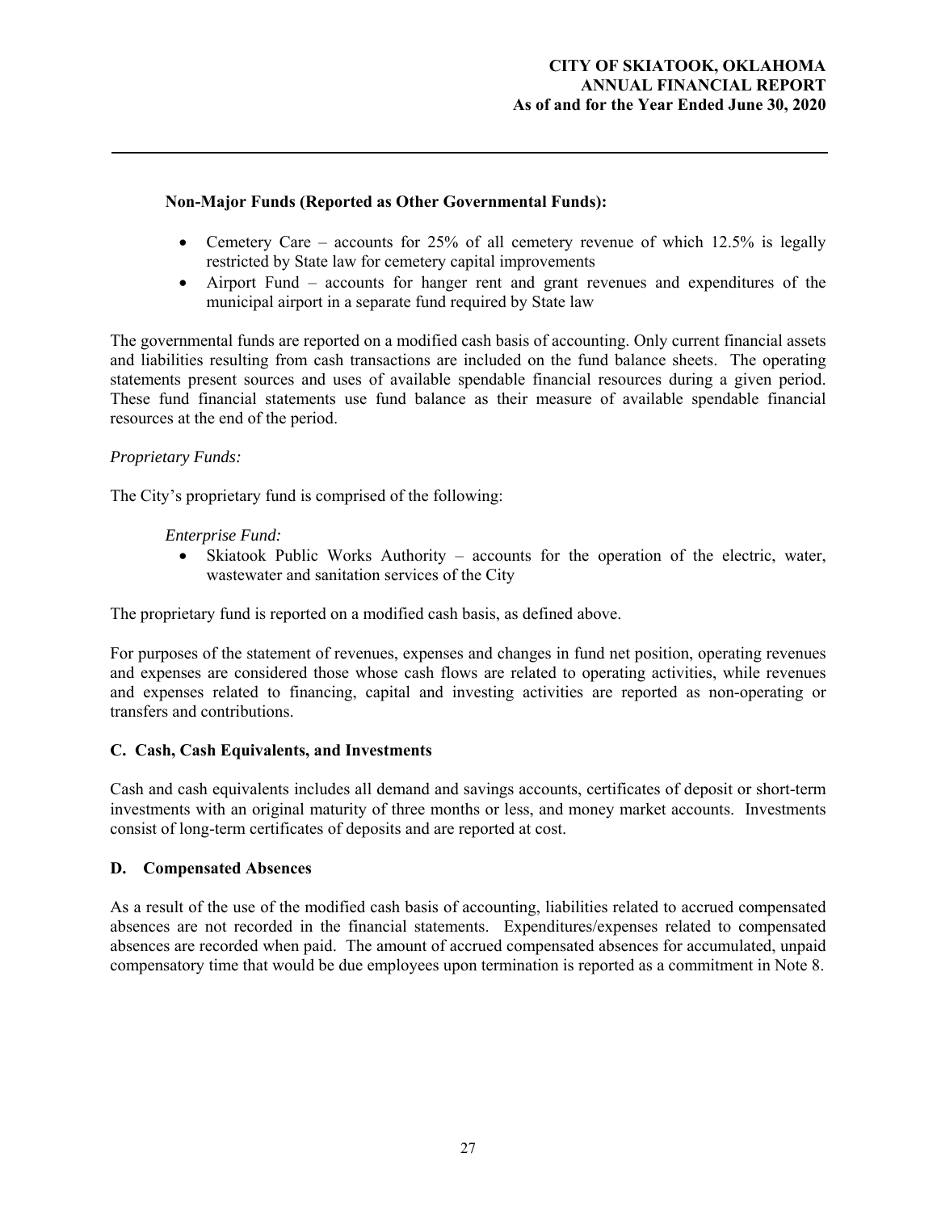**Non-Major Funds (Reported as Other Governmental Funds):**

- Cemetery Care – accounts for 25% of all cemetery revenue of which 12.5% is legally restricted by State law for cemetery capital improvements
- Airport Fund – accounts for hanger rent and grant revenues and expenditures of the municipal airport in a separate fund required by State law

The governmental funds are reported on a modified cash basis of accounting. Only current financial assets and liabilities resulting from cash transactions are included on the fund balance sheets. The operating statements present sources and uses of available spendable financial resources during a given period. These fund financial statements use fund balance as their measure of available spendable financial resources at the end of the period.

*Proprietary Funds:*

The City's proprietary fund is comprised of the following:

*Enterprise Fund:*

- Skiatook Public Works Authority – accounts for the operation of the electric, water, wastewater and sanitation services of the City

The proprietary fund is reported on a modified cash basis, as defined above.

For purposes of the statement of revenues, expenses and changes in fund net position, operating revenues and expenses are considered those whose cash flows are related to operating activities, while revenues and expenses related to financing, capital and investing activities are reported as non-operating or transfers and contributions.

### C. Cash, Cash Equivalents, and Investments

Cash and cash equivalents includes all demand and savings accounts, certificates of deposit or short-term investments with an original maturity of three months or less, and money market accounts. Investments consist of long-term certificates of deposits and are reported at cost.

### D. Compensated Absences

As a result of the use of the modified cash basis of accounting, liabilities related to accrued compensated absences are not recorded in the financial statements. Expenditures/expenses related to compensated absences are recorded when paid. The amount of accrued compensated absences for accumulated, unpaid compensatory time that would be due employees upon termination is reported as a commitment in Note 8.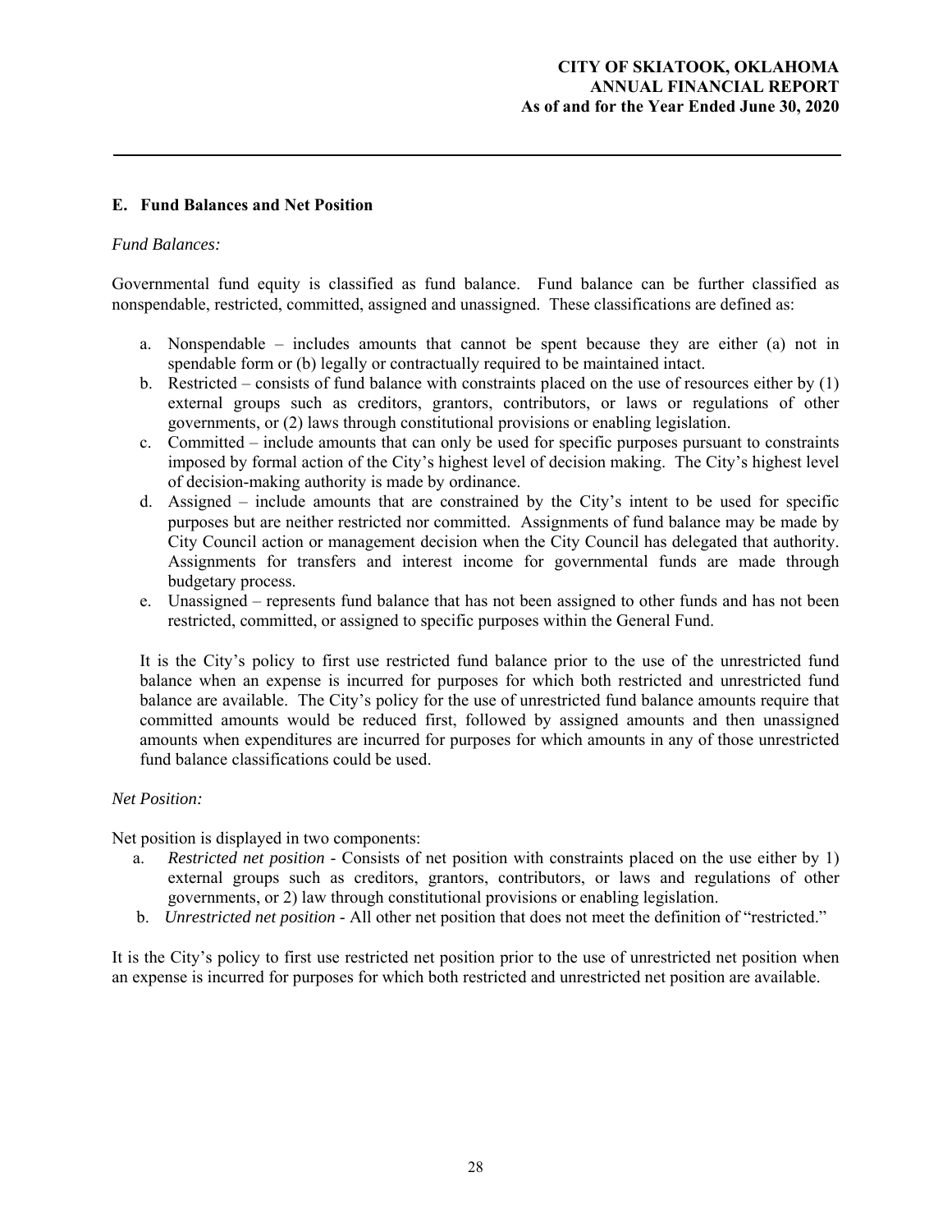## E. Fund Balances and Net Position

*Fund Balances:*

Governmental fund equity is classified as fund balance. Fund balance can be further classified as nonspendable, restricted, committed, assigned and unassigned. These classifications are defined as:

a. Nonspendable – includes amounts that cannot be spent because they are either (a) not in spendable form or (b) legally or contractually required to be maintained intact.
b. Restricted – consists of fund balance with constraints placed on the use of resources either by (1) external groups such as creditors, grantors, contributors, or laws or regulations of other governments, or (2) laws through constitutional provisions or enabling legislation.
c. Committed – include amounts that can only be used for specific purposes pursuant to constraints imposed by formal action of the City's highest level of decision making. The City's highest level of decision-making authority is made by ordinance.
d. Assigned – include amounts that are constrained by the City's intent to be used for specific purposes but are neither restricted nor committed. Assignments of fund balance may be made by City Council action or management decision when the City Council has delegated that authority. Assignments for transfers and interest income for governmental funds are made through budgetary process.
e. Unassigned – represents fund balance that has not been assigned to other funds and has not been restricted, committed, or assigned to specific purposes within the General Fund.

It is the City's policy to first use restricted fund balance prior to the use of the unrestricted fund balance when an expense is incurred for purposes for which both restricted and unrestricted fund balance are available. The City's policy for the use of unrestricted fund balance amounts require that committed amounts would be reduced first, followed by assigned amounts and then unassigned amounts when expenditures are incurred for purposes for which amounts in any of those unrestricted fund balance classifications could be used.

*Net Position:*

Net position is displayed in two components:

a. *Restricted net position* - Consists of net position with constraints placed on the use either by 1) external groups such as creditors, grantors, contributors, or laws and regulations of other governments, or 2) law through constitutional provisions or enabling legislation.
b. *Unrestricted net position* - All other net position that does not meet the definition of "restricted."

It is the City's policy to first use restricted net position prior to the use of unrestricted net position when an expense is incurred for purposes for which both restricted and unrestricted net position are available.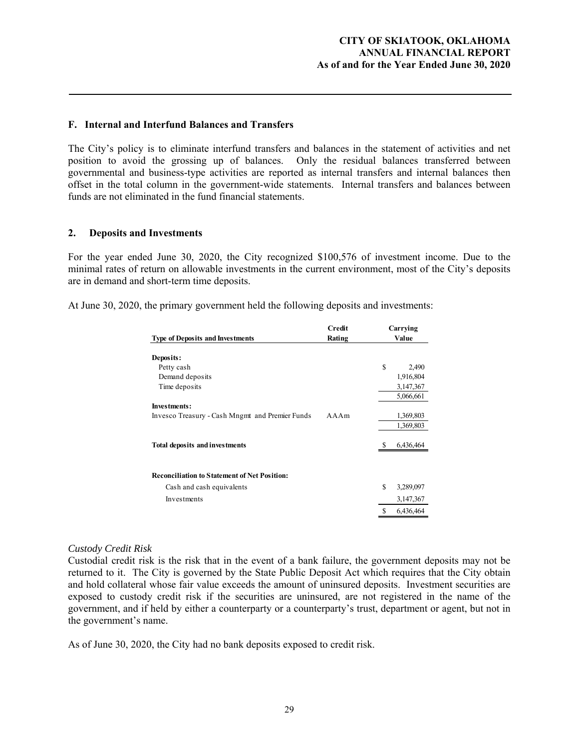### F. Internal and Interfund Balances and Transfers

The City's policy is to eliminate interfund transfers and balances in the statement of activities and net position to avoid the grossing up of balances. Only the residual balances transferred between governmental and business-type activities are reported as internal transfers and internal balances then offset in the total column in the government-wide statements. Internal transfers and balances between funds are not eliminated in the fund financial statements.

## 2. Deposits and Investments

For the year ended June 30, 2020, the City recognized $100,576 of investment income. Due to the minimal rates of return on allowable investments in the current environment, most of the City's deposits are in demand and short-term time deposits.

At June 30, 2020, the primary government held the following deposits and investments:

| Type of Deposits and Investments | Credit Rating | Carrying Value |
|---|---|---|
| **Deposits:** | | |
| Petty cash | | $ 2,490 |
| Demand deposits | | 1,916,804 |
| Time deposits | | 3,147,367 |
| | | 5,066,661 |
| **Investments:** | | |
| Invesco Treasury - Cash Mngmt and Premier Funds | AAAm | 1,369,803 |
| | | 1,369,803 |
| **Total deposits and investments** | | $ 6,436,464 |
| | | |
| **Reconciliation to Statement of Net Position:** | | |
| Cash and cash equivalents | | $ 3,289,097 |
| Investments | | 3,147,367 |
| | | $ 6,436,464 |

*Custody Credit Risk*
Custodial credit risk is the risk that in the event of a bank failure, the government deposits may not be returned to it. The City is governed by the State Public Deposit Act which requires that the City obtain and hold collateral whose fair value exceeds the amount of uninsured deposits. Investment securities are exposed to custody credit risk if the securities are uninsured, are not registered in the name of the government, and if held by either a counterparty or a counterparty's trust, department or agent, but not in the government's name.

As of June 30, 2020, the City had no bank deposits exposed to credit risk.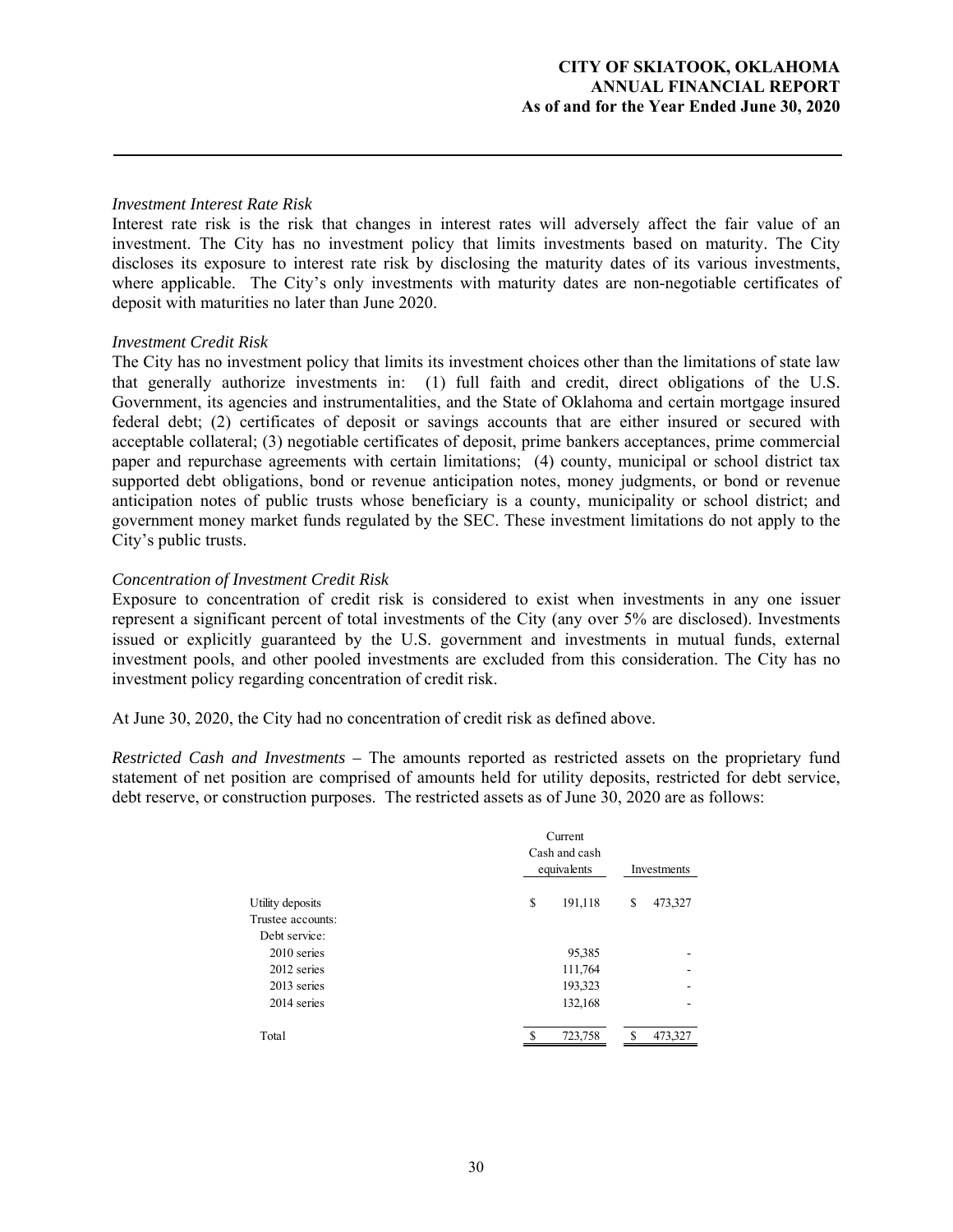*Investment Interest Rate Risk*
Interest rate risk is the risk that changes in interest rates will adversely affect the fair value of an investment. The City has no investment policy that limits investments based on maturity. The City discloses its exposure to interest rate risk by disclosing the maturity dates of its various investments, where applicable. The City's only investments with maturity dates are non-negotiable certificates of deposit with maturities no later than June 2020.

*Investment Credit Risk*
The City has no investment policy that limits its investment choices other than the limitations of state law that generally authorize investments in: (1) full faith and credit, direct obligations of the U.S. Government, its agencies and instrumentalities, and the State of Oklahoma and certain mortgage insured federal debt; (2) certificates of deposit or savings accounts that are either insured or secured with acceptable collateral; (3) negotiable certificates of deposit, prime bankers acceptances, prime commercial paper and repurchase agreements with certain limitations; (4) county, municipal or school district tax supported debt obligations, bond or revenue anticipation notes, money judgments, or bond or revenue anticipation notes of public trusts whose beneficiary is a county, municipality or school district; and government money market funds regulated by the SEC. These investment limitations do not apply to the City's public trusts.

*Concentration of Investment Credit Risk*
Exposure to concentration of credit risk is considered to exist when investments in any one issuer represent a significant percent of total investments of the City (any over 5% are disclosed). Investments issued or explicitly guaranteed by the U.S. government and investments in mutual funds, external investment pools, and other pooled investments are excluded from this consideration. The City has no investment policy regarding concentration of credit risk.

At June 30, 2020, the City had no concentration of credit risk as defined above.

*Restricted Cash and Investments* – The amounts reported as restricted assets on the proprietary fund statement of net position are comprised of amounts held for utility deposits, restricted for debt service, debt reserve, or construction purposes. The restricted assets as of June 30, 2020 are as follows:

| | Current Cash and cash equivalents | Investments |
|---|---|---|
| Utility deposits | $ 191,118 | $ 473,327 |
| Trustee accounts: | | |
| Debt service: | | |
| 2010 series | 95,385 | - |
| 2012 series | 111,764 | - |
| 2013 series | 193,323 | - |
| 2014 series | 132,168 | - |
| Total | $ 723,758 | $ 473,327 |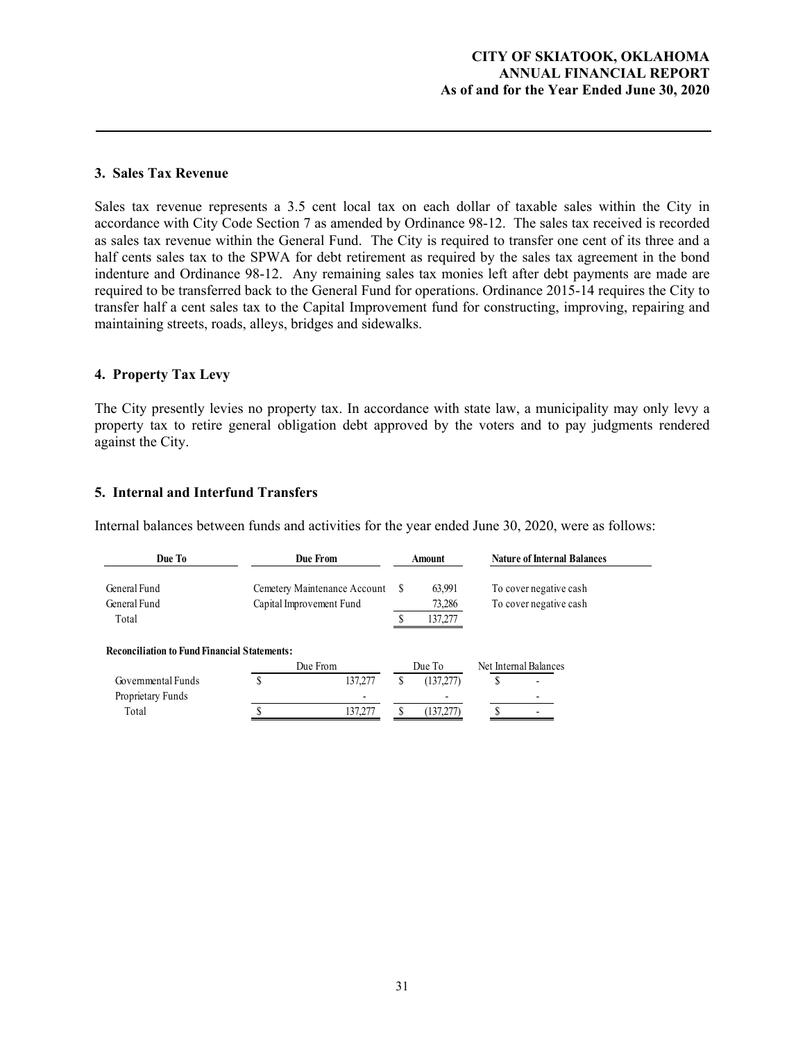### 3. Sales Tax Revenue

Sales tax revenue represents a 3.5 cent local tax on each dollar of taxable sales within the City in accordance with City Code Section 7 as amended by Ordinance 98-12. The sales tax received is recorded as sales tax revenue within the General Fund. The City is required to transfer one cent of its three and a half cents sales tax to the SPWA for debt retirement as required by the sales tax agreement in the bond indenture and Ordinance 98-12. Any remaining sales tax monies left after debt payments are made are required to be transferred back to the General Fund for operations. Ordinance 2015-14 requires the City to transfer half a cent sales tax to the Capital Improvement fund for constructing, improving, repairing and maintaining streets, roads, alleys, bridges and sidewalks.

### 4. Property Tax Levy

The City presently levies no property tax. In accordance with state law, a municipality may only levy a property tax to retire general obligation debt approved by the voters and to pay judgments rendered against the City.

### 5. Internal and Interfund Transfers

Internal balances between funds and activities for the year ended June 30, 2020, were as follows:

| Due To | Due From | Amount | Nature of Internal Balances |
|---|---|---|---|
| General Fund | Cemetery Maintenance Account | $ 63,991 | To cover negative cash |
| General Fund | Capital Improvement Fund | 73,286 | To cover negative cash |
| Total | | $ 137,277 | |

**Reconciliation to Fund Financial Statements:**

| | Due From | Due To | Net Internal Balances |
|---|---|---|---|
| Governmental Funds | $ 137,277 | $ (137,277) | $ - |
| Proprietary Funds | - | - | - |
| Total | $ 137,277 | $ (137,277) | $ - |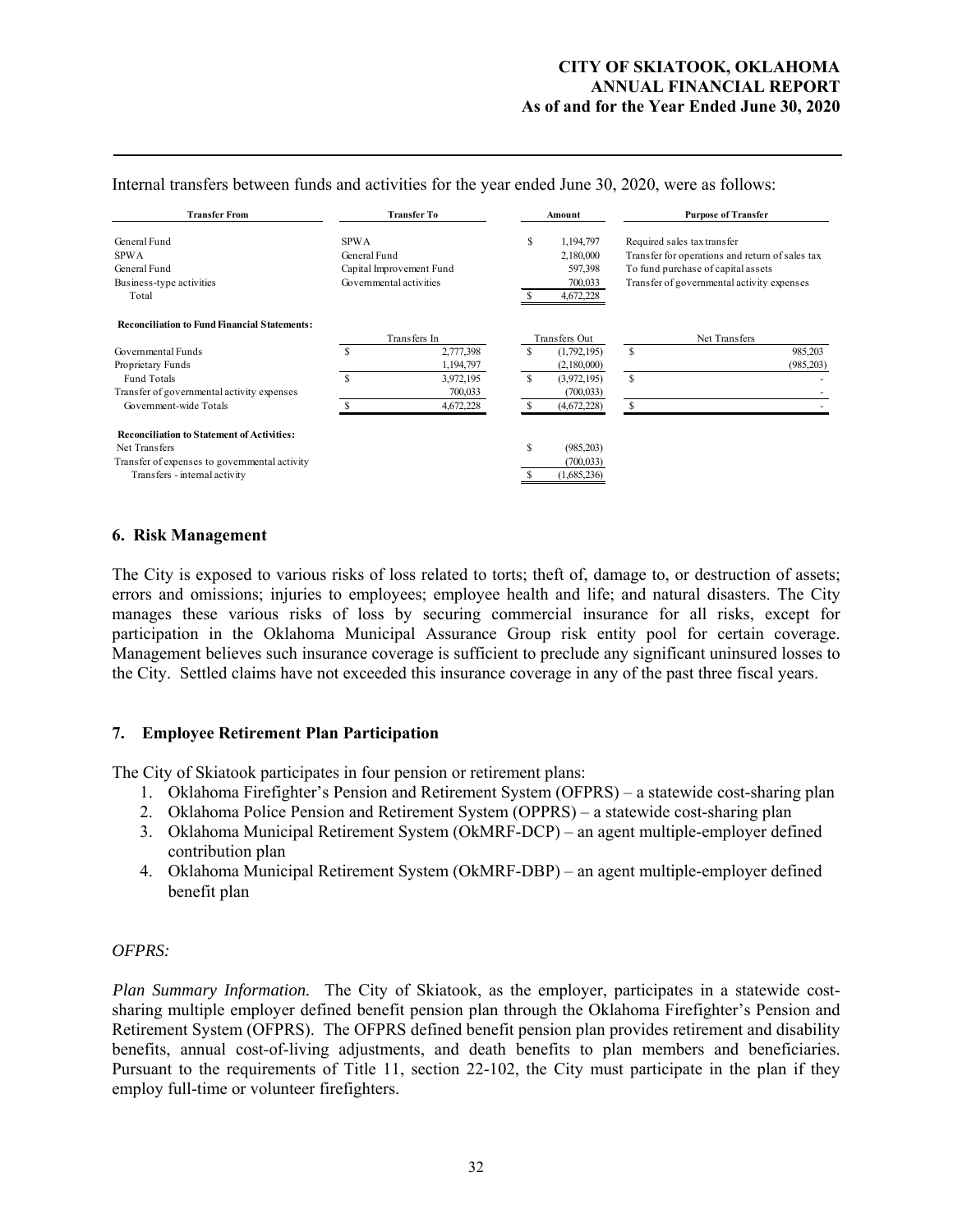Internal transfers between funds and activities for the year ended June 30, 2020, were as follows:

| Transfer From | Transfer To | Amount | Purpose of Transfer |
|---|---|---|---|
| General Fund | SPWA | $ 1,194,797 | Required sales tax transfer |
| SPWA | General Fund | 2,180,000 | Transfer for operations and return of sales tax |
| General Fund | Capital Improvement Fund | 597,398 | To fund purchase of capital assets |
| Business-type activities | Governmental activities | 700,033 | Transfer of governmental activity expenses |
| Total | | $ 4,672,228 | |

**Reconciliation to Fund Financial Statements:**

| | Transfers In | Transfers Out | Net Transfers |
|---|---|---|---|
| Governmental Funds | $ 2,777,398 | $ (1,792,195) | $ 985,203 |
| Proprietary Funds | 1,194,797 | (2,180,000) | (985,203) |
| Fund Totals | $ 3,972,195 | $ (3,972,195) | $ - |
| Transfer of governmental activity expenses | 700,033 | (700,033) | - |
| Government-wide Totals | $ 4,672,228 | $ (4,672,228) | $ - |

**Reconciliation to Statement of Activities:**

| | Amount |
|---|---|
| Net Transfers | $ (985,203) |
| Transfer of expenses to governmental activity | (700,033) |
| Transfers - internal activity | $ (1,685,236) |

## 6. Risk Management

The City is exposed to various risks of loss related to torts; theft of, damage to, or destruction of assets; errors and omissions; injuries to employees; employee health and life; and natural disasters. The City manages these various risks of loss by securing commercial insurance for all risks, except for participation in the Oklahoma Municipal Assurance Group risk entity pool for certain coverage. Management believes such insurance coverage is sufficient to preclude any significant uninsured losses to the City. Settled claims have not exceeded this insurance coverage in any of the past three fiscal years.

## 7. Employee Retirement Plan Participation

The City of Skiatook participates in four pension or retirement plans:

1. Oklahoma Firefighter's Pension and Retirement System (OFPRS) – a statewide cost-sharing plan
2. Oklahoma Police Pension and Retirement System (OPPRS) – a statewide cost-sharing plan
3. Oklahoma Municipal Retirement System (OkMRF-DCP) – an agent multiple-employer defined contribution plan
4. Oklahoma Municipal Retirement System (OkMRF-DBP) – an agent multiple-employer defined benefit plan

*OFPRS:*

*Plan Summary Information.* The City of Skiatook, as the employer, participates in a statewide cost-sharing multiple employer defined benefit pension plan through the Oklahoma Firefighter's Pension and Retirement System (OFPRS). The OFPRS defined benefit pension plan provides retirement and disability benefits, annual cost-of-living adjustments, and death benefits to plan members and beneficiaries. Pursuant to the requirements of Title 11, section 22-102, the City must participate in the plan if they employ full-time or volunteer firefighters.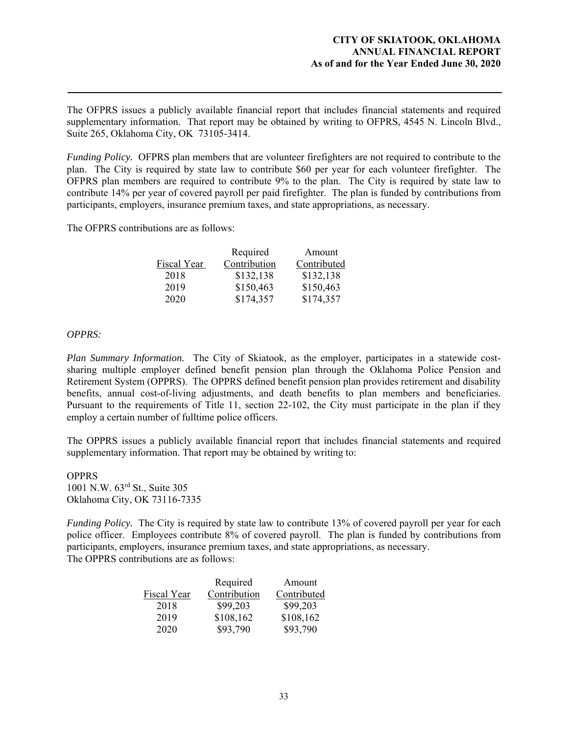The OFPRS issues a publicly available financial report that includes financial statements and required supplementary information. That report may be obtained by writing to OFPRS, 4545 N. Lincoln Blvd., Suite 265, Oklahoma City, OK 73105-3414.

*Funding Policy.* OFPRS plan members that are volunteer firefighters are not required to contribute to the plan. The City is required by state law to contribute $60 per year for each volunteer firefighter. The OFPRS plan members are required to contribute 9% to the plan. The City is required by state law to contribute 14% per year of covered payroll per paid firefighter. The plan is funded by contributions from participants, employers, insurance premium taxes, and state appropriations, as necessary.

The OFPRS contributions are as follows:

| Fiscal Year | Required Contribution | Amount Contributed |
|---|---|---|
| 2018 | $132,138 | $132,138 |
| 2019 | $150,463 | $150,463 |
| 2020 | $174,357 | $174,357 |

*OPPRS:*

*Plan Summary Information.* The City of Skiatook, as the employer, participates in a statewide cost-sharing multiple employer defined benefit pension plan through the Oklahoma Police Pension and Retirement System (OPPRS). The OPPRS defined benefit pension plan provides retirement and disability benefits, annual cost-of-living adjustments, and death benefits to plan members and beneficiaries. Pursuant to the requirements of Title 11, section 22-102, the City must participate in the plan if they employ a certain number of fulltime police officers.

The OPPRS issues a publicly available financial report that includes financial statements and required supplementary information. That report may be obtained by writing to:

OPPRS
1001 N.W. 63rd St., Suite 305
Oklahoma City, OK 73116-7335

*Funding Policy.* The City is required by state law to contribute 13% of covered payroll per year for each police officer. Employees contribute 8% of covered payroll. The plan is funded by contributions from participants, employers, insurance premium taxes, and state appropriations, as necessary.
The OPPRS contributions are as follows:

| Fiscal Year | Required Contribution | Amount Contributed |
|---|---|---|
| 2018 | $99,203 | $99,203 |
| 2019 | $108,162 | $108,162 |
| 2020 | $93,790 | $93,790 |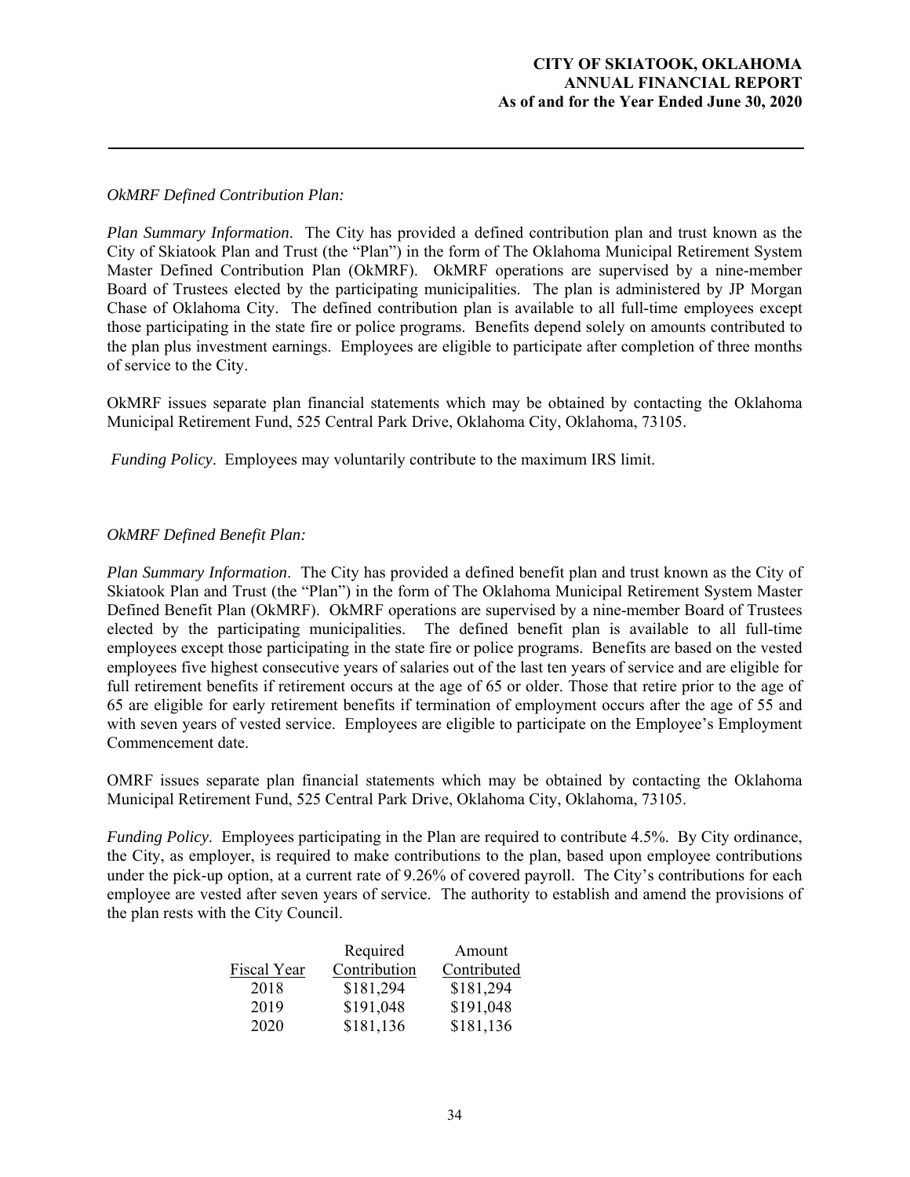*OkMRF Defined Contribution Plan:*

*Plan Summary Information*. The City has provided a defined contribution plan and trust known as the City of Skiatook Plan and Trust (the "Plan") in the form of The Oklahoma Municipal Retirement System Master Defined Contribution Plan (OkMRF). OkMRF operations are supervised by a nine-member Board of Trustees elected by the participating municipalities. The plan is administered by JP Morgan Chase of Oklahoma City. The defined contribution plan is available to all full-time employees except those participating in the state fire or police programs. Benefits depend solely on amounts contributed to the plan plus investment earnings. Employees are eligible to participate after completion of three months of service to the City.

OkMRF issues separate plan financial statements which may be obtained by contacting the Oklahoma Municipal Retirement Fund, 525 Central Park Drive, Oklahoma City, Oklahoma, 73105.

*Funding Policy*. Employees may voluntarily contribute to the maximum IRS limit.

*OkMRF Defined Benefit Plan:*

*Plan Summary Information*. The City has provided a defined benefit plan and trust known as the City of Skiatook Plan and Trust (the "Plan") in the form of The Oklahoma Municipal Retirement System Master Defined Benefit Plan (OkMRF). OkMRF operations are supervised by a nine-member Board of Trustees elected by the participating municipalities. The defined benefit plan is available to all full-time employees except those participating in the state fire or police programs. Benefits are based on the vested employees five highest consecutive years of salaries out of the last ten years of service and are eligible for full retirement benefits if retirement occurs at the age of 65 or older. Those that retire prior to the age of 65 are eligible for early retirement benefits if termination of employment occurs after the age of 55 and with seven years of vested service. Employees are eligible to participate on the Employee's Employment Commencement date.

OMRF issues separate plan financial statements which may be obtained by contacting the Oklahoma Municipal Retirement Fund, 525 Central Park Drive, Oklahoma City, Oklahoma, 73105.

*Funding Policy*. Employees participating in the Plan are required to contribute 4.5%. By City ordinance, the City, as employer, is required to make contributions to the plan, based upon employee contributions under the pick-up option, at a current rate of 9.26% of covered payroll. The City's contributions for each employee are vested after seven years of service. The authority to establish and amend the provisions of the plan rests with the City Council.

| Fiscal Year | Required Contribution | Amount Contributed |
|---|---|---|
| 2018 | \$181,294 | \$181,294 |
| 2019 | \$191,048 | \$191,048 |
| 2020 | \$181,136 | \$181,136 |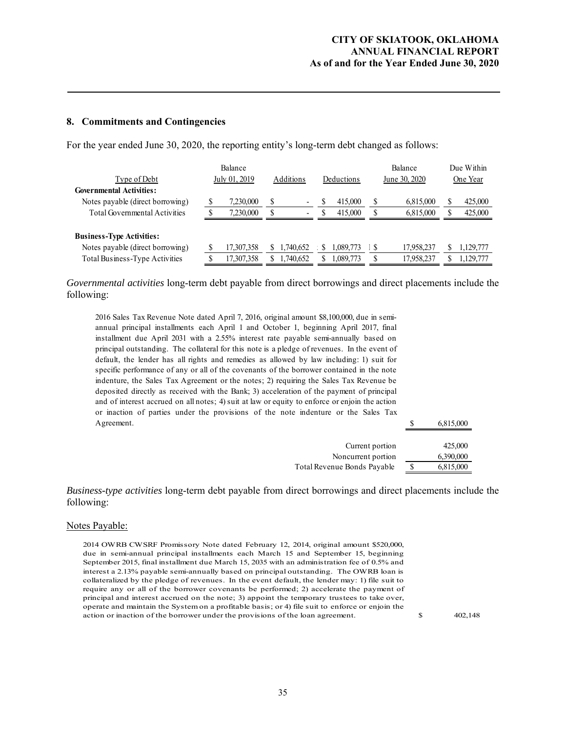## 8. Commitments and Contingencies

For the year ended June 30, 2020, the reporting entity's long-term debt changed as follows:

| Type of Debt | Balance July 01, 2019 | Additions | Deductions | Balance June 30, 2020 | Due Within One Year |
|---|---|---|---|---|---|
| **Governmental Activities:** | | | | | |
| Notes payable (direct borrowing) | $ 7,230,000 | $ - | $ 415,000 | $ 6,815,000 | $ 425,000 |
| Total Governmental Activities | $ 7,230,000 | $ - | $ 415,000 | $ 6,815,000 | $ 425,000 |
| | | | | | |
| **Business-Type Activities:** | | | | | |
| Notes payable (direct borrowing) | $ 17,307,358 | $ 1,740,652 | $ 1,089,773 | $ 17,958,237 | $ 1,129,777 |
| Total Business-Type Activities | $ 17,307,358 | $ 1,740,652 | $ 1,089,773 | $ 17,958,237 | $ 1,129,777 |

*Governmental activities* long-term debt payable from direct borrowings and direct placements include the following:

| | |
|---|---|
| 2016 Sales Tax Revenue Note dated April 7, 2016, original amount $8,100,000, due in semi-annual principal installments each April 1 and October 1, beginning April 2017, final installment due April 2031 with a 2.55% interest rate payable semi-annually based on principal outstanding. The collateral for this note is a pledge of revenues. In the event of default, the lender has all rights and remedies as allowed by law including: 1) suit for specific performance of any or all of the covenants of the borrower contained in the note indenture, the Sales Tax Agreement or the notes; 2) requiring the Sales Tax Revenue be deposited directly as received with the Bank; 3) acceleration of the payment of principal and of interest accrued on all notes; 4) suit at law or equity to enforce or enjoin the action or inaction of parties under the provisions of the note indenture or the Sales Tax Agreement. | $ 6,815,000 |
| Current portion | 425,000 |
| Noncurrent portion | 6,390,000 |
| Total Revenue Bonds Payable | $ 6,815,000 |

*Business-type activities* long-term debt payable from direct borrowings and direct placements include the following:

Notes Payable:

| | |
|---|---|
| 2014 OWRB CWSRF Promissory Note dated February 12, 2014, original amount $520,000, due in semi-annual principal installments each March 15 and September 15, beginning September 2015, final installment due March 15, 2035 with an administration fee of 0.5% and interest a 2.13% payable semi-annually based on principal outstanding. The OWRB loan is collateralized by the pledge of revenues. In the event default, the lender may: 1) file suit to require any or all of the borrower covenants be performed; 2) accelerate the payment of principal and interest accrued on the note; 3) appoint the temporary trustees to take over, operate and maintain the System on a profitable basis; or 4) file suit to enforce or enjoin the action or inaction of the borrower under the provisions of the loan agreement. | $ 402,148 |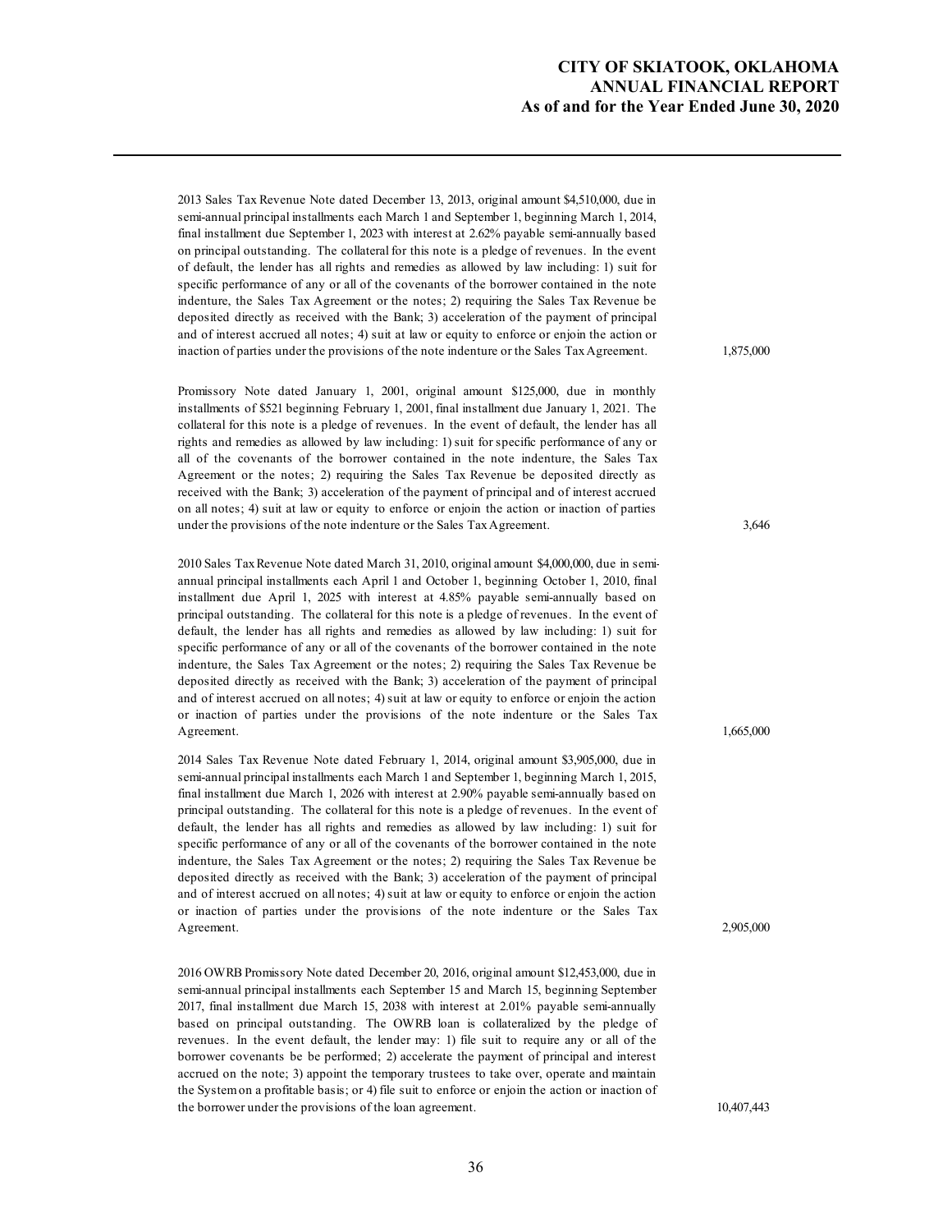| | |
|---|---|
| 2013 Sales Tax Revenue Note dated December 13, 2013, original amount $4,510,000, due in semi-annual principal installments each March 1 and September 1, beginning March 1, 2014, final installment due September 1, 2023 with interest at 2.62% payable semi-annually based on principal outstanding. The collateral for this note is a pledge of revenues. In the event of default, the lender has all rights and remedies as allowed by law including: 1) suit for specific performance of any or all of the covenants of the borrower contained in the note indenture, the Sales Tax Agreement or the notes; 2) requiring the Sales Tax Revenue be deposited directly as received with the Bank; 3) acceleration of the payment of principal and of interest accrued all notes; 4) suit at law or equity to enforce or enjoin the action or inaction of parties under the provisions of the note indenture or the Sales Tax Agreement. | 1,875,000 |
| Promissory Note dated January 1, 2001, original amount $125,000, due in monthly installments of $521 beginning February 1, 2001, final installment due January 1, 2021. The collateral for this note is a pledge of revenues. In the event of default, the lender has all rights and remedies as allowed by law including: 1) suit for specific performance of any or all of the covenants of the borrower contained in the note indenture, the Sales Tax Agreement or the notes; 2) requiring the Sales Tax Revenue be deposited directly as received with the Bank; 3) acceleration of the payment of principal and of interest accrued on all notes; 4) suit at law or equity to enforce or enjoin the action or inaction of parties under the provisions of the note indenture or the Sales Tax Agreement. | 3,646 |
| 2010 Sales Tax Revenue Note dated March 31, 2010, original amount $4,000,000, due in semi-annual principal installments each April 1 and October 1, beginning October 1, 2010, final installment due April 1, 2025 with interest at 4.85% payable semi-annually based on principal outstanding. The collateral for this note is a pledge of revenues. In the event of default, the lender has all rights and remedies as allowed by law including: 1) suit for specific performance of any or all of the covenants of the borrower contained in the note indenture, the Sales Tax Agreement or the notes; 2) requiring the Sales Tax Revenue be deposited directly as received with the Bank; 3) acceleration of the payment of principal and of interest accrued on all notes; 4) suit at law or equity to enforce or enjoin the action or inaction of parties under the provisions of the note indenture or the Sales Tax Agreement. | 1,665,000 |
| 2014 Sales Tax Revenue Note dated February 1, 2014, original amount $3,905,000, due in semi-annual principal installments each March 1 and September 1, beginning March 1, 2015, final installment due March 1, 2026 with interest at 2.90% payable semi-annually based on principal outstanding. The collateral for this note is a pledge of revenues. In the event of default, the lender has all rights and remedies as allowed by law including: 1) suit for specific performance of any or all of the covenants of the borrower contained in the note indenture, the Sales Tax Agreement or the notes; 2) requiring the Sales Tax Revenue be deposited directly as received with the Bank; 3) acceleration of the payment of principal and of interest accrued on all notes; 4) suit at law or equity to enforce or enjoin the action or inaction of parties under the provisions of the note indenture or the Sales Tax Agreement. | 2,905,000 |
| 2016 OWRB Promissory Note dated December 20, 2016, original amount $12,453,000, due in semi-annual principal installments each September 15 and March 15, beginning September 2017, final installment due March 15, 2038 with interest at 2.01% payable semi-annually based on principal outstanding. The OWRB loan is collateralized by the pledge of revenues. In the event default, the lender may: 1) file suit to require any or all of the borrower covenants be be performed; 2) accelerate the payment of principal and interest accrued on the note; 3) appoint the temporary trustees to take over, operate and maintain the System on a profitable basis; or 4) file suit to enforce or enjoin the action or inaction of the borrower under the provisions of the loan agreement. | 10,407,443 |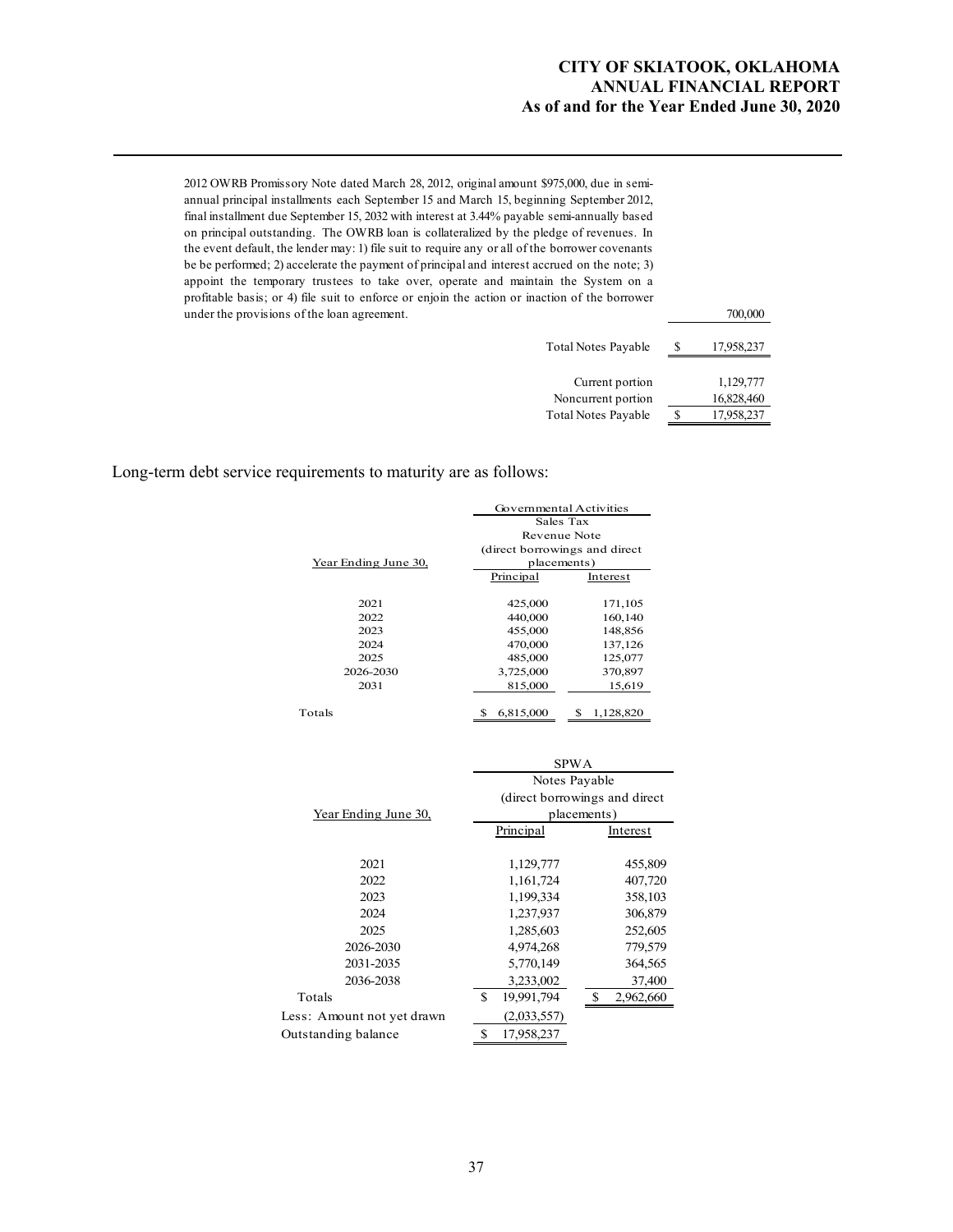| | |
|---|---|
| 2012 OWRB Promissory Note dated March 28, 2012, original amount $975,000, due in semi-annual principal installments each September 15 and March 15, beginning September 2012, final installment due September 15, 2032 with interest at 3.44% payable semi-annually based on principal outstanding. The OWRB loan is collateralized by the pledge of revenues. In the event default, the lender may: 1) file suit to require any or all of the borrower covenants be be performed; 2) accelerate the payment of principal and interest accrued on the note; 3) appoint the temporary trustees to take over, operate and maintain the System on a profitable basis; or 4) file suit to enforce or enjoin the action or inaction of the borrower under the provisions of the loan agreement. | 700,000 |
| Total Notes Payable | $ 17,958,237 |
| Current portion | 1,129,777 |
| Noncurrent portion | 16,828,460 |
| Total Notes Payable | $ 17,958,237 |

Long-term debt service requirements to maturity are as follows:

| Year Ending June 30, | Governmental Activities Sales Tax Revenue Note (direct borrowings and direct placements) Principal | Interest |
|---|---|---|
| 2021 | 425,000 | 171,105 |
| 2022 | 440,000 | 160,140 |
| 2023 | 455,000 | 148,856 |
| 2024 | 470,000 | 137,126 |
| 2025 | 485,000 | 125,077 |
| 2026-2030 | 3,725,000 | 370,897 |
| 2031 | 815,000 | 15,619 |
| Totals | $ 6,815,000 | $ 1,128,820 |

| Year Ending June 30, | SPWA Notes Payable (direct borrowings and direct placements) Principal | Interest |
|---|---|---|
| 2021 | 1,129,777 | 455,809 |
| 2022 | 1,161,724 | 407,720 |
| 2023 | 1,199,334 | 358,103 |
| 2024 | 1,237,937 | 306,879 |
| 2025 | 1,285,603 | 252,605 |
| 2026-2030 | 4,974,268 | 779,579 |
| 2031-2035 | 5,770,149 | 364,565 |
| 2036-2038 | 3,233,002 | 37,400 |
| Totals | $ 19,991,794 | $ 2,962,660 |
| Less: Amount not yet drawn | (2,033,557) | |
| Outstanding balance | $ 17,958,237 | |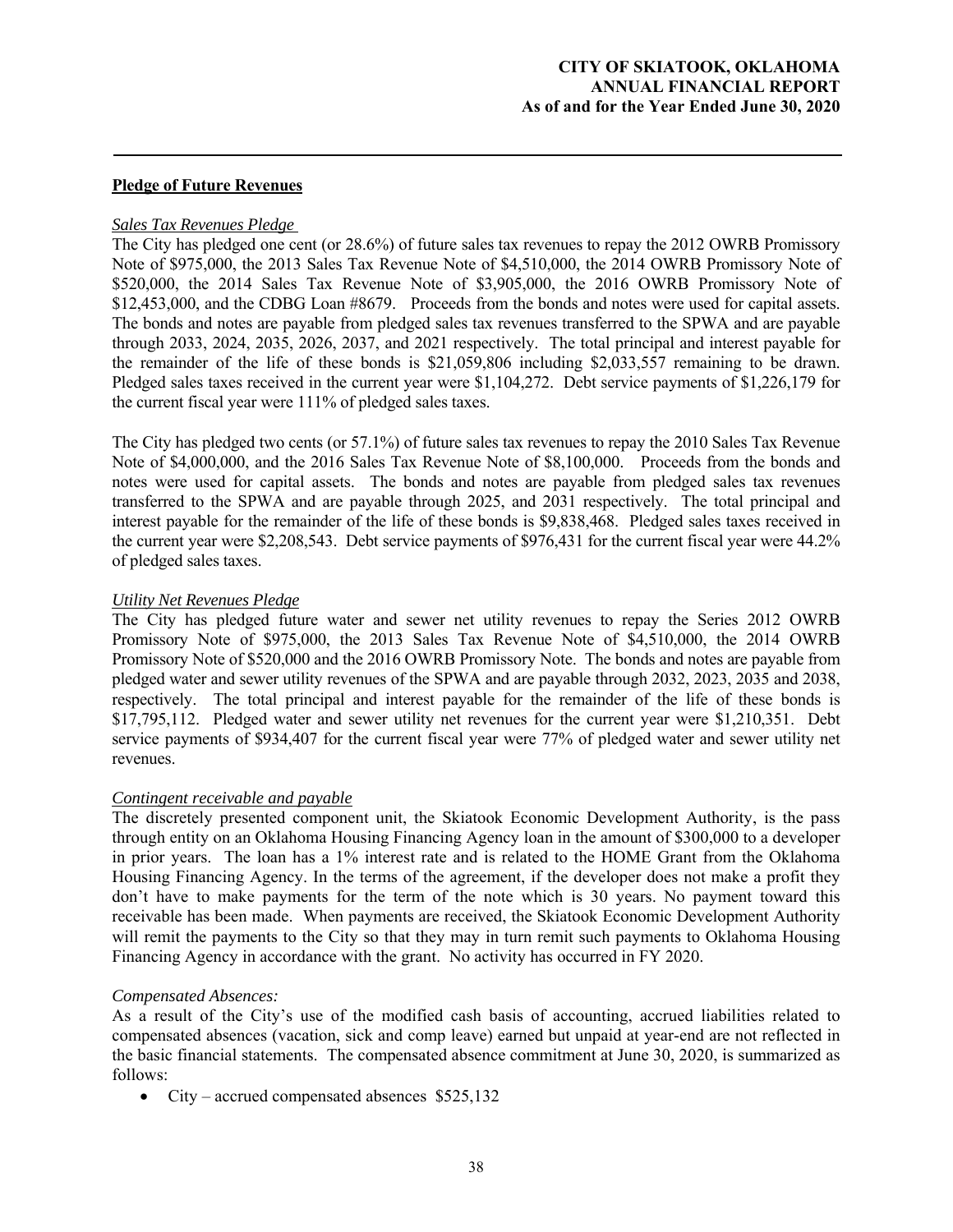**Pledge of Future Revenues**

*Sales Tax Revenues Pledge*

The City has pledged one cent (or 28.6%) of future sales tax revenues to repay the 2012 OWRB Promissory Note of $975,000, the 2013 Sales Tax Revenue Note of $4,510,000, the 2014 OWRB Promissory Note of $520,000, the 2014 Sales Tax Revenue Note of $3,905,000, the 2016 OWRB Promissory Note of $12,453,000, and the CDBG Loan #8679. Proceeds from the bonds and notes were used for capital assets. The bonds and notes are payable from pledged sales tax revenues transferred to the SPWA and are payable through 2033, 2024, 2035, 2026, 2037, and 2021 respectively. The total principal and interest payable for the remainder of the life of these bonds is $21,059,806 including $2,033,557 remaining to be drawn. Pledged sales taxes received in the current year were $1,104,272. Debt service payments of $1,226,179 for the current fiscal year were 111% of pledged sales taxes.

The City has pledged two cents (or 57.1%) of future sales tax revenues to repay the 2010 Sales Tax Revenue Note of $4,000,000, and the 2016 Sales Tax Revenue Note of $8,100,000. Proceeds from the bonds and notes were used for capital assets. The bonds and notes are payable from pledged sales tax revenues transferred to the SPWA and are payable through 2025, and 2031 respectively. The total principal and interest payable for the remainder of the life of these bonds is $9,838,468. Pledged sales taxes received in the current year were $2,208,543. Debt service payments of $976,431 for the current fiscal year were 44.2% of pledged sales taxes.

*Utility Net Revenues Pledge*

The City has pledged future water and sewer net utility revenues to repay the Series 2012 OWRB Promissory Note of $975,000, the 2013 Sales Tax Revenue Note of $4,510,000, the 2014 OWRB Promissory Note of $520,000 and the 2016 OWRB Promissory Note. The bonds and notes are payable from pledged water and sewer utility revenues of the SPWA and are payable through 2032, 2023, 2035 and 2038, respectively. The total principal and interest payable for the remainder of the life of these bonds is $17,795,112. Pledged water and sewer utility net revenues for the current year were $1,210,351. Debt service payments of $934,407 for the current fiscal year were 77% of pledged water and sewer utility net revenues.

*Contingent receivable and payable*

The discretely presented component unit, the Skiatook Economic Development Authority, is the pass through entity on an Oklahoma Housing Financing Agency loan in the amount of $300,000 to a developer in prior years. The loan has a 1% interest rate and is related to the HOME Grant from the Oklahoma Housing Financing Agency. In the terms of the agreement, if the developer does not make a profit they don't have to make payments for the term of the note which is 30 years. No payment toward this receivable has been made. When payments are received, the Skiatook Economic Development Authority will remit the payments to the City so that they may in turn remit such payments to Oklahoma Housing Financing Agency in accordance with the grant. No activity has occurred in FY 2020.

*Compensated Absences:*

As a result of the City's use of the modified cash basis of accounting, accrued liabilities related to compensated absences (vacation, sick and comp leave) earned but unpaid at year-end are not reflected in the basic financial statements. The compensated absence commitment at June 30, 2020, is summarized as follows:

- City – accrued compensated absences $525,132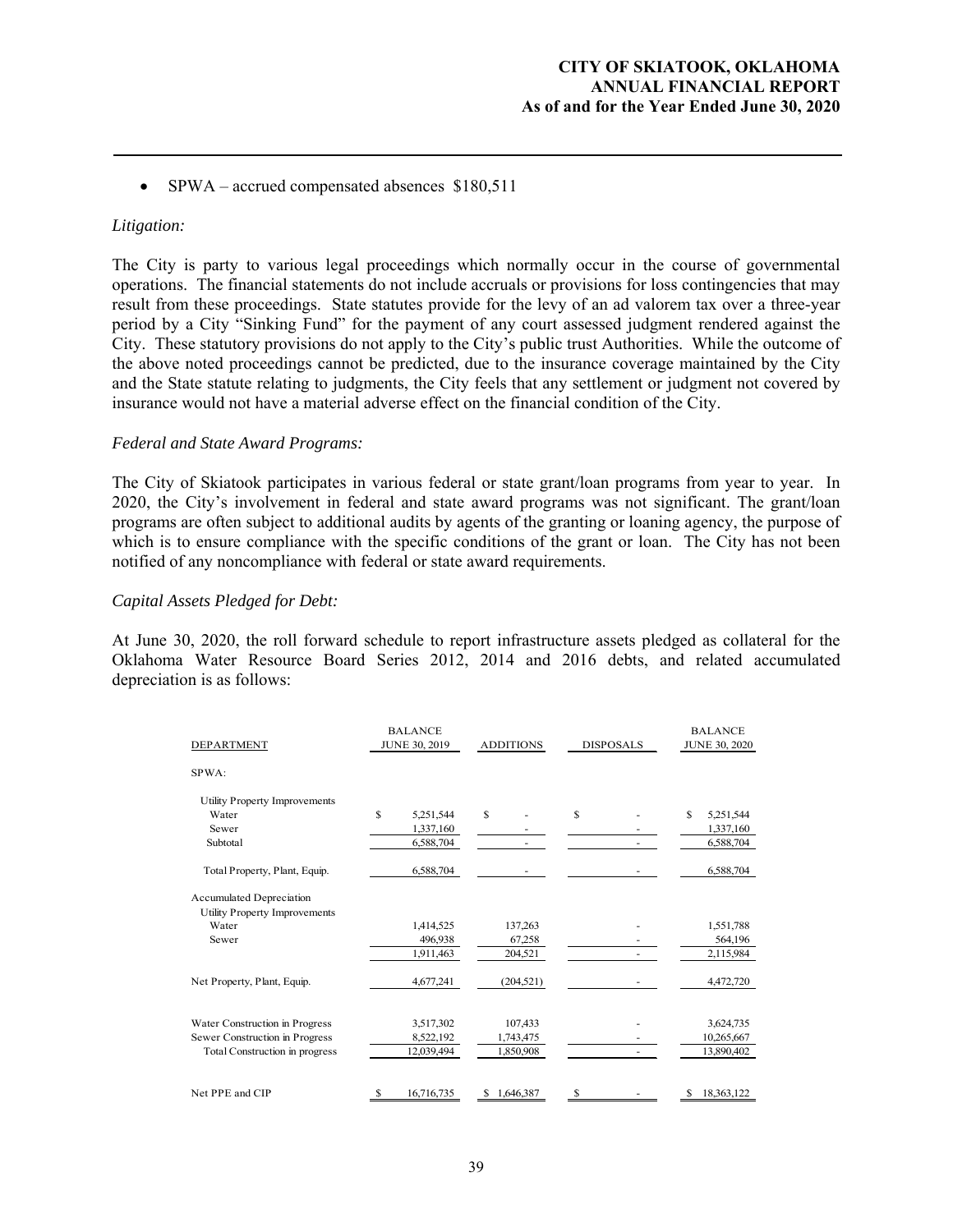- SPWA – accrued compensated absences $180,511

*Litigation:*

The City is party to various legal proceedings which normally occur in the course of governmental operations. The financial statements do not include accruals or provisions for loss contingencies that may result from these proceedings. State statutes provide for the levy of an ad valorem tax over a three-year period by a City "Sinking Fund" for the payment of any court assessed judgment rendered against the City. These statutory provisions do not apply to the City's public trust Authorities. While the outcome of the above noted proceedings cannot be predicted, due to the insurance coverage maintained by the City and the State statute relating to judgments, the City feels that any settlement or judgment not covered by insurance would not have a material adverse effect on the financial condition of the City.

*Federal and State Award Programs:*

The City of Skiatook participates in various federal or state grant/loan programs from year to year. In 2020, the City's involvement in federal and state award programs was not significant. The grant/loan programs are often subject to additional audits by agents of the granting or loaning agency, the purpose of which is to ensure compliance with the specific conditions of the grant or loan. The City has not been notified of any noncompliance with federal or state award requirements.

*Capital Assets Pledged for Debt:*

At June 30, 2020, the roll forward schedule to report infrastructure assets pledged as collateral for the Oklahoma Water Resource Board Series 2012, 2014 and 2016 debts, and related accumulated depreciation is as follows:

| DEPARTMENT | BALANCE JUNE 30, 2019 | ADDITIONS | DISPOSALS | BALANCE JUNE 30, 2020 |
|---|---|---|---|---|
| SPWA: | | | | |
| Utility Property Improvements | | | | |
| Water | $ 5,251,544 | $ - | $ - | $ 5,251,544 |
| Sewer | 1,337,160 | - | - | 1,337,160 |
| Subtotal | 6,588,704 | - | - | 6,588,704 |
| Total Property, Plant, Equip. | 6,588,704 | - | - | 6,588,704 |
| Accumulated Depreciation | | | | |
| Utility Property Improvements | | | | |
| Water | 1,414,525 | 137,263 | - | 1,551,788 |
| Sewer | 496,938 | 67,258 | - | 564,196 |
| | 1,911,463 | 204,521 | - | 2,115,984 |
| Net Property, Plant, Equip. | 4,677,241 | (204,521) | - | 4,472,720 |
| Water Construction in Progress | 3,517,302 | 107,433 | - | 3,624,735 |
| Sewer Construction in Progress | 8,522,192 | 1,743,475 | - | 10,265,667 |
| Total Construction in progress | 12,039,494 | 1,850,908 | - | 13,890,402 |
| Net PPE and CIP | $ 16,716,735 | $ 1,646,387 | $ - | $ 18,363,122 |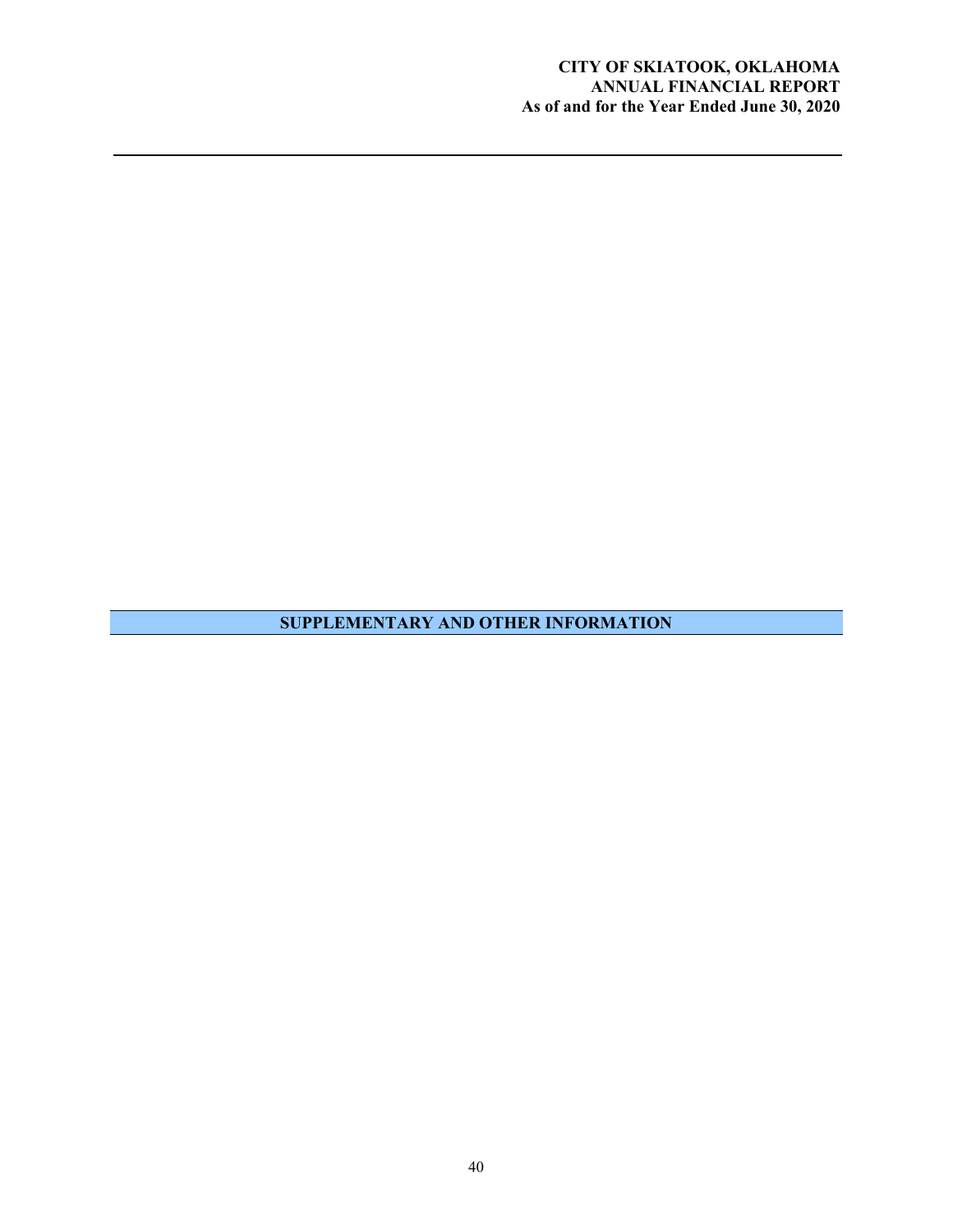## SUPPLEMENTARY AND OTHER INFORMATION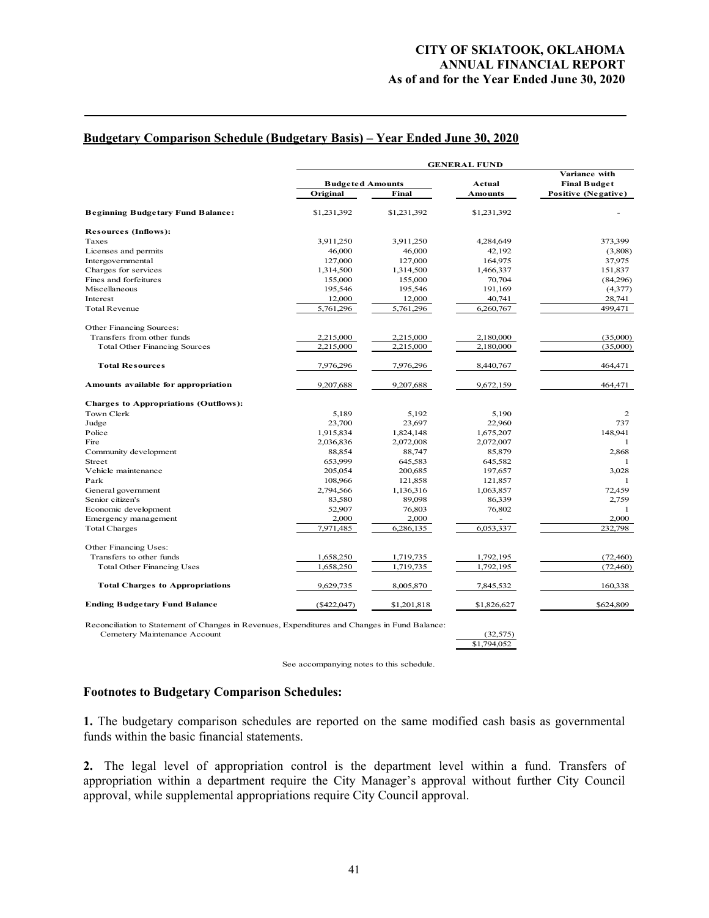## Budgetary Comparison Schedule (Budgetary Basis) – Year Ended June 30, 2020

| | GENERAL FUND | | | |
|---|---|---|---|---|
| | Budgeted Amounts | | Actual | Variance with Final Budget |
| | Original | Final | Amounts | Positive (Negative) |
| **Beginning Budgetary Fund Balance:** | $1,231,392 | $1,231,392 | $1,231,392 | - |
| **Resources (Inflows):** | | | | |
| Taxes | 3,911,250 | 3,911,250 | 4,284,649 | 373,399 |
| Licenses and permits | 46,000 | 46,000 | 42,192 | (3,808) |
| Intergovernmental | 127,000 | 127,000 | 164,975 | 37,975 |
| Charges for services | 1,314,500 | 1,314,500 | 1,466,337 | 151,837 |
| Fines and forfeitures | 155,000 | 155,000 | 70,704 | (84,296) |
| Miscellaneous | 195,546 | 195,546 | 191,169 | (4,377) |
| Interest | 12,000 | 12,000 | 40,741 | 28,741 |
| Total Revenue | 5,761,296 | 5,761,296 | 6,260,767 | 499,471 |
| Other Financing Sources: | | | | |
| Transfers from other funds | 2,215,000 | 2,215,000 | 2,180,000 | (35,000) |
| Total Other Financing Sources | 2,215,000 | 2,215,000 | 2,180,000 | (35,000) |
| **Total Resources** | 7,976,296 | 7,976,296 | 8,440,767 | 464,471 |
| **Amounts available for appropriation** | 9,207,688 | 9,207,688 | 9,672,159 | 464,471 |
| **Charges to Appropriations (Outflows):** | | | | |
| Town Clerk | 5,189 | 5,192 | 5,190 | 2 |
| Judge | 23,700 | 23,697 | 22,960 | 737 |
| Police | 1,915,834 | 1,824,148 | 1,675,207 | 148,941 |
| Fire | 2,036,836 | 2,072,008 | 2,072,007 | 1 |
| Community development | 88,854 | 88,747 | 85,879 | 2,868 |
| Street | 653,999 | 645,583 | 645,582 | 1 |
| Vehicle maintenance | 205,054 | 200,685 | 197,657 | 3,028 |
| Park | 108,966 | 121,858 | 121,857 | 1 |
| General government | 2,794,566 | 1,136,316 | 1,063,857 | 72,459 |
| Senior citizen's | 83,580 | 89,098 | 86,339 | 2,759 |
| Economic development | 52,907 | 76,803 | 76,802 | 1 |
| Emergency management | 2,000 | 2,000 | - | 2,000 |
| Total Charges | 7,971,485 | 6,286,135 | 6,053,337 | 232,798 |
| Other Financing Uses: | | | | |
| Transfers to other funds | 1,658,250 | 1,719,735 | 1,792,195 | (72,460) |
| Total Other Financing Uses | 1,658,250 | 1,719,735 | 1,792,195 | (72,460) |
| **Total Charges to Appropriations** | 9,629,735 | 8,005,870 | 7,845,532 | 160,338 |
| **Ending Budgetary Fund Balance** | ($422,047) | $1,201,818 | $1,826,627 | $624,809 |
| Reconciliation to Statement of Changes in Revenues, Expenditures and Changes in Fund Balance: | | | | |
| Cemetery Maintenance Account | | | (32,575) | |
| | | | $1,794,052 | |

See accompanying notes to this schedule.

### Footnotes to Budgetary Comparison Schedules:

**1.** The budgetary comparison schedules are reported on the same modified cash basis as governmental funds within the basic financial statements.

**2.** The legal level of appropriation control is the department level within a fund. Transfers of appropriation within a department require the City Manager's approval without further City Council approval, while supplemental appropriations require City Council approval.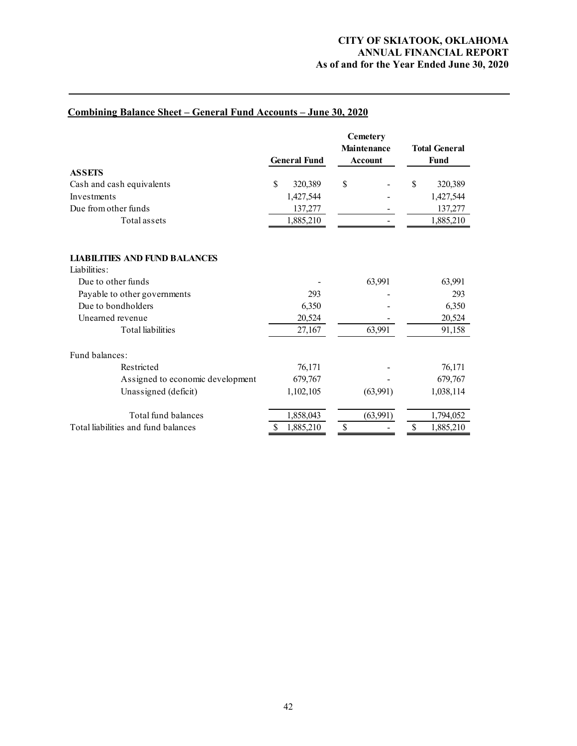## Combining Balance Sheet – General Fund Accounts – June 30, 2020

| | General Fund | Cemetery Maintenance Account | Total General Fund |
|---|---|---|---|
| **ASSETS** | | | |
| Cash and cash equivalents | $ 320,389 | $ - | $ 320,389 |
| Investments | 1,427,544 | - | 1,427,544 |
| Due from other funds | 137,277 | - | 137,277 |
| Total assets | 1,885,210 | - | 1,885,210 |
| | | | |
| **LIABILITIES AND FUND BALANCES** | | | |
| Liabilities: | | | |
| Due to other funds | - | 63,991 | 63,991 |
| Payable to other governments | 293 | - | 293 |
| Due to bondholders | 6,350 | - | 6,350 |
| Unearned revenue | 20,524 | - | 20,524 |
| Total liabilities | 27,167 | 63,991 | 91,158 |
| | | | |
| Fund balances: | | | |
| Restricted | 76,171 | - | 76,171 |
| Assigned to economic development | 679,767 | - | 679,767 |
| Unassigned (deficit) | 1,102,105 | (63,991) | 1,038,114 |
| | | | |
| Total fund balances | 1,858,043 | (63,991) | 1,794,052 |
| Total liabilities and fund balances | $ 1,885,210 | $ - | $ 1,885,210 |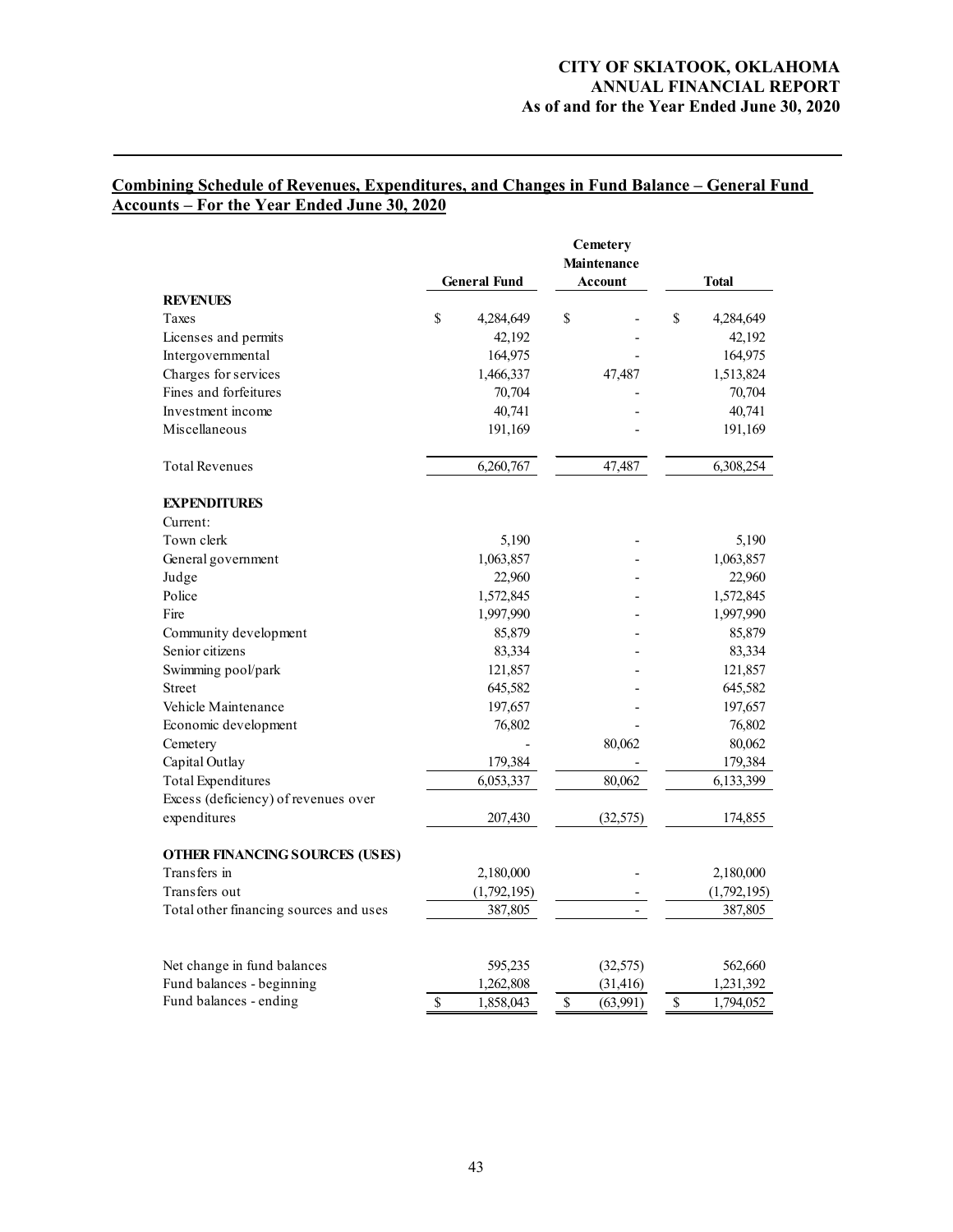## Combining Schedule of Revenues, Expenditures, and Changes in Fund Balance – General Fund Accounts – For the Year Ended June 30, 2020

| | General Fund | Cemetery Maintenance Account | Total |
|---|---|---|---|
| **REVENUES** | | | |
| Taxes | $ 4,284,649 | $ - | $ 4,284,649 |
| Licenses and permits | 42,192 | - | 42,192 |
| Intergovernmental | 164,975 | - | 164,975 |
| Charges for services | 1,466,337 | 47,487 | 1,513,824 |
| Fines and forfeitures | 70,704 | - | 70,704 |
| Investment income | 40,741 | - | 40,741 |
| Miscellaneous | 191,169 | - | 191,169 |
| Total Revenues | 6,260,767 | 47,487 | 6,308,254 |
| **EXPENDITURES** | | | |
| Current: | | | |
| Town clerk | 5,190 | - | 5,190 |
| General government | 1,063,857 | - | 1,063,857 |
| Judge | 22,960 | - | 22,960 |
| Police | 1,572,845 | - | 1,572,845 |
| Fire | 1,997,990 | - | 1,997,990 |
| Community development | 85,879 | - | 85,879 |
| Senior citizens | 83,334 | - | 83,334 |
| Swimming pool/park | 121,857 | - | 121,857 |
| Street | 645,582 | - | 645,582 |
| Vehicle Maintenance | 197,657 | - | 197,657 |
| Economic development | 76,802 | - | 76,802 |
| Cemetery | - | 80,062 | 80,062 |
| Capital Outlay | 179,384 | - | 179,384 |
| Total Expenditures | 6,053,337 | 80,062 | 6,133,399 |
| Excess (deficiency) of revenues over expenditures | 207,430 | (32,575) | 174,855 |
| **OTHER FINANCING SOURCES (USES)** | | | |
| Transfers in | 2,180,000 | - | 2,180,000 |
| Transfers out | (1,792,195) | - | (1,792,195) |
| Total other financing sources and uses | 387,805 | - | 387,805 |
| Net change in fund balances | 595,235 | (32,575) | 562,660 |
| Fund balances - beginning | 1,262,808 | (31,416) | 1,231,392 |
| Fund balances - ending | $ 1,858,043 | $ (63,991) | $ 1,794,052 |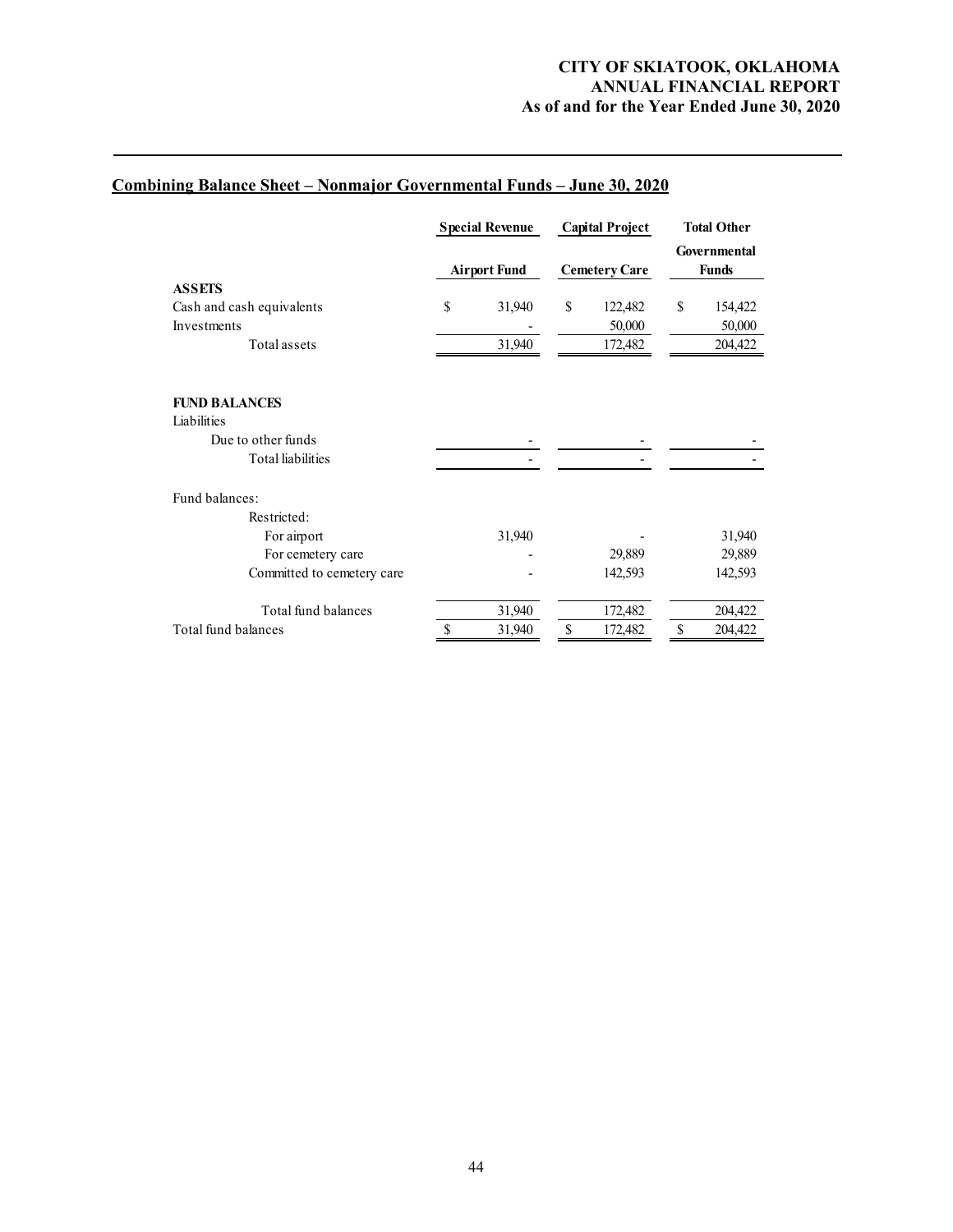## Combining Balance Sheet – Nonmajor Governmental Funds – June 30, 2020

| | Special Revenue | Capital Project | Total Other |
|---|---|---|---|
| | Airport Fund | Cemetery Care | Governmental Funds |
| **ASSETS** | | | |
| Cash and cash equivalents | $ 31,940 | $ 122,482 | $ 154,422 |
| Investments | - | 50,000 | 50,000 |
| Total assets | 31,940 | 172,482 | 204,422 |
| | | | |
| **FUND BALANCES** | | | |
| Liabilities | | | |
| Due to other funds | - | - | - |
| Total liabilities | - | - | - |
| | | | |
| Fund balances: | | | |
| Restricted: | | | |
| For airport | 31,940 | - | 31,940 |
| For cemetery care | - | 29,889 | 29,889 |
| Committed to cemetery care | - | 142,593 | 142,593 |
| | | | |
| Total fund balances | 31,940 | 172,482 | 204,422 |
| Total fund balances | $ 31,940 | $ 172,482 | $ 204,422 |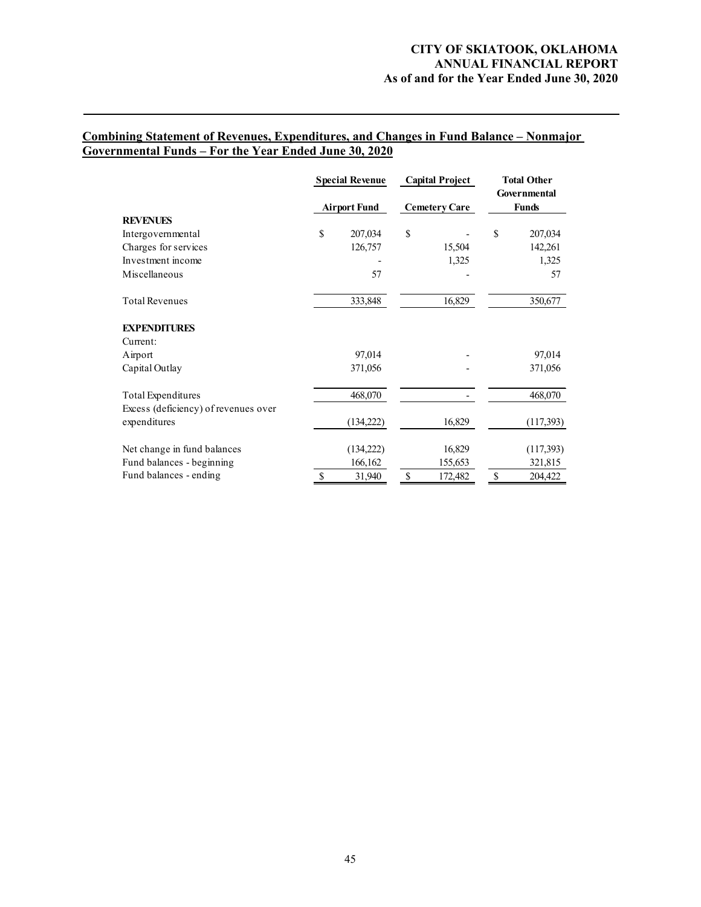## Combining Statement of Revenues, Expenditures, and Changes in Fund Balance – Nonmajor Governmental Funds – For the Year Ended June 30, 2020

| | Special Revenue | Capital Project | Total Other Governmental |
|---|---|---|---|
| | Airport Fund | Cemetery Care | Funds |
| **REVENUES** | | | |
| Intergovernmental | $ 207,034 | $ - | $ 207,034 |
| Charges for services | 126,757 | 15,504 | 142,261 |
| Investment income | - | 1,325 | 1,325 |
| Miscellaneous | 57 | - | 57 |
| Total Revenues | 333,848 | 16,829 | 350,677 |
| **EXPENDITURES** | | | |
| Current: | | | |
| Airport | 97,014 | - | 97,014 |
| Capital Outlay | 371,056 | - | 371,056 |
| Total Expenditures | 468,070 | - | 468,070 |
| Excess (deficiency) of revenues over expenditures | (134,222) | 16,829 | (117,393) |
| Net change in fund balances | (134,222) | 16,829 | (117,393) |
| Fund balances - beginning | 166,162 | 155,653 | 321,815 |
| Fund balances - ending | $ 31,940 | $ 172,482 | $ 204,422 |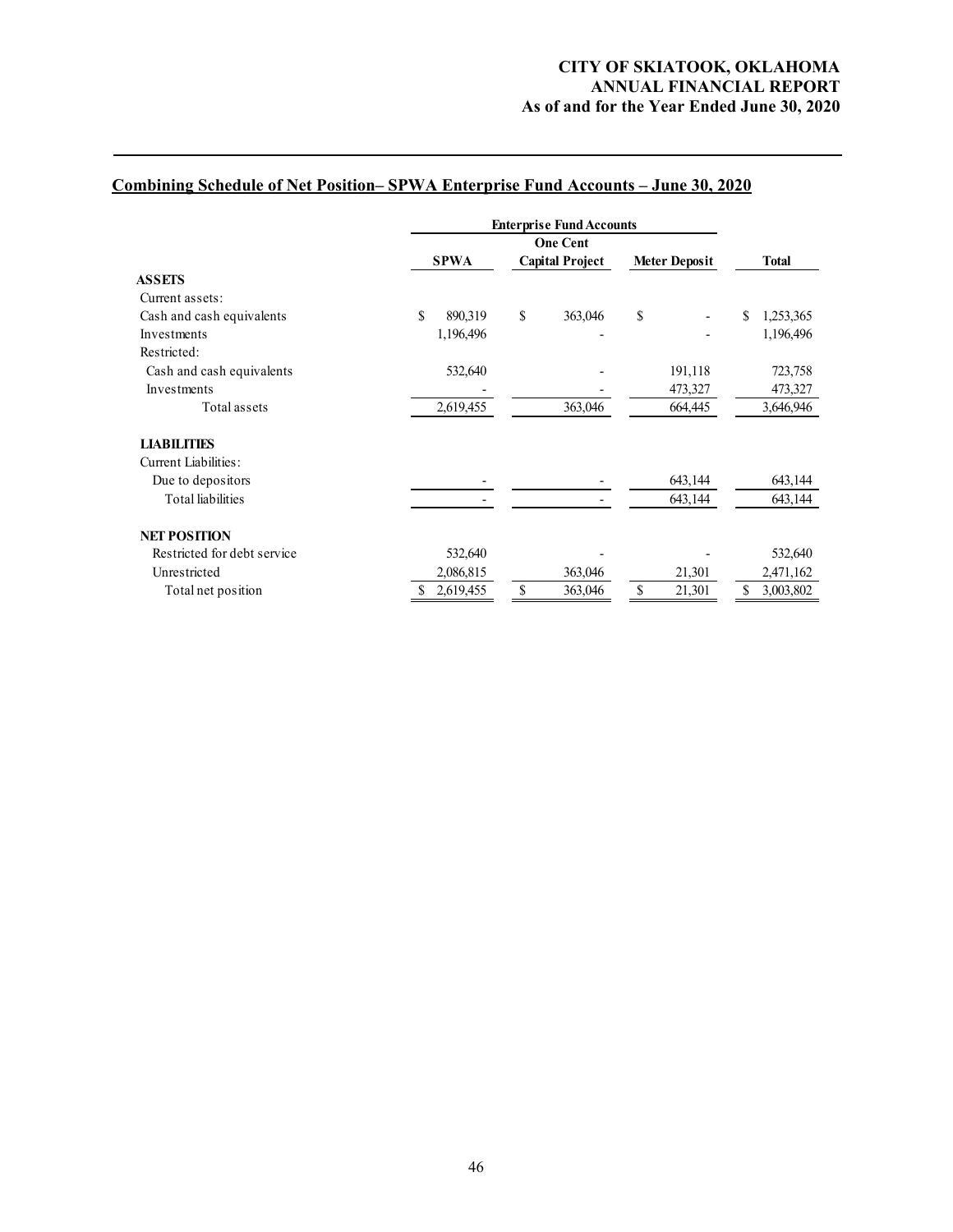## Combining Schedule of Net Position– SPWA Enterprise Fund Accounts – June 30, 2020

| | Enterprise Fund Accounts | | | |
|---|---|---|---|---|
| | SPWA | One Cent Capital Project | Meter Deposit | Total |
| **ASSETS** | | | | |
| Current assets: | | | | |
| Cash and cash equivalents | $ 890,319 | $ 363,046 | $ - | $ 1,253,365 |
| Investments | 1,196,496 | - | - | 1,196,496 |
| Restricted: | | | | |
| Cash and cash equivalents | 532,640 | - | 191,118 | 723,758 |
| Investments | - | - | 473,327 | 473,327 |
| Total assets | 2,619,455 | 363,046 | 664,445 | 3,646,946 |
| **LIABILITIES** | | | | |
| Current Liabilities: | | | | |
| Due to depositors | - | - | 643,144 | 643,144 |
| Total liabilities | - | - | 643,144 | 643,144 |
| **NET POSITION** | | | | |
| Restricted for debt service | 532,640 | - | - | 532,640 |
| Unrestricted | 2,086,815 | 363,046 | 21,301 | 2,471,162 |
| Total net position | $ 2,619,455 | $ 363,046 | $ 21,301 | $ 3,003,802 |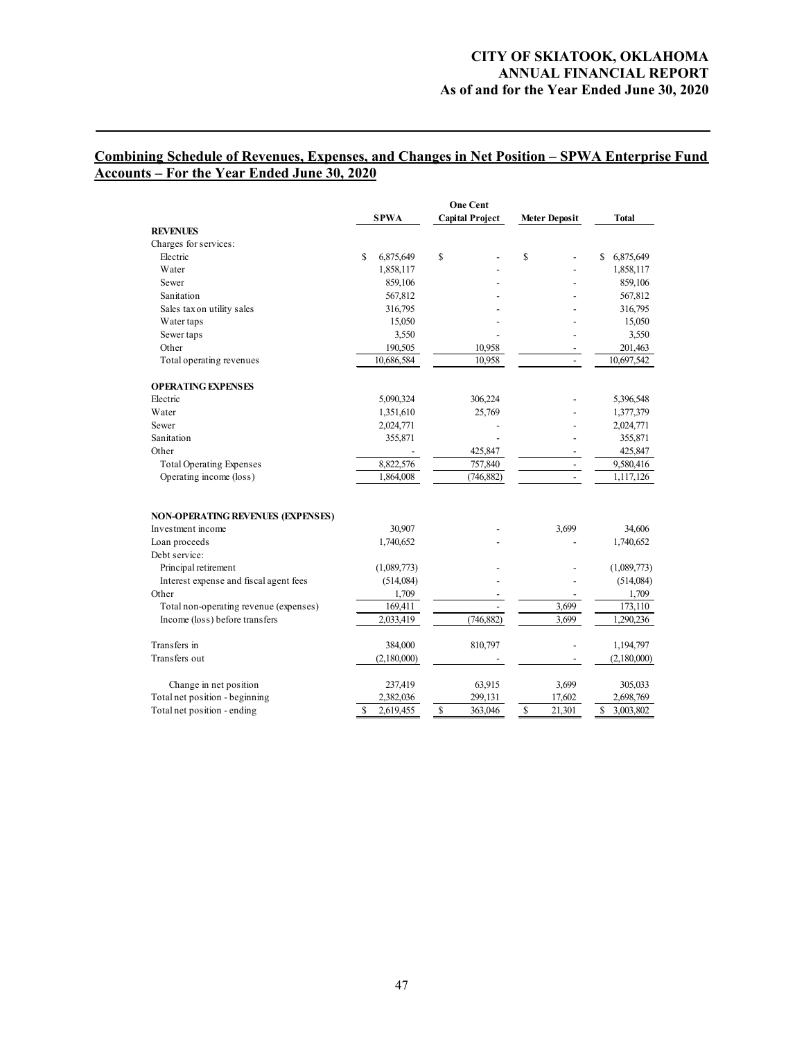## Combining Schedule of Revenues, Expenses, and Changes in Net Position – SPWA Enterprise Fund Accounts – For the Year Ended June 30, 2020

| | SPWA | One Cent Capital Project | Meter Deposit | Total |
|---|---|---|---|---|
| **REVENUES** | | | | |
| Charges for services: | | | | |
| Electric | $ 6,875,649 | $ - | $ - | $ 6,875,649 |
| Water | 1,858,117 | - | - | 1,858,117 |
| Sewer | 859,106 | - | - | 859,106 |
| Sanitation | 567,812 | - | - | 567,812 |
| Sales tax on utility sales | 316,795 | - | - | 316,795 |
| Water taps | 15,050 | - | - | 15,050 |
| Sewer taps | 3,550 | - | - | 3,550 |
| Other | 190,505 | 10,958 | - | 201,463 |
| Total operating revenues | 10,686,584 | 10,958 | - | 10,697,542 |
| **OPERATING EXPENSES** | | | | |
| Electric | 5,090,324 | 306,224 | - | 5,396,548 |
| Water | 1,351,610 | 25,769 | - | 1,377,379 |
| Sewer | 2,024,771 | - | - | 2,024,771 |
| Sanitation | 355,871 | - | - | 355,871 |
| Other | - | 425,847 | - | 425,847 |
| Total Operating Expenses | 8,822,576 | 757,840 | - | 9,580,416 |
| Operating income (loss) | 1,864,008 | (746,882) | - | 1,117,126 |
| **NON-OPERATING REVENUES (EXPENSES)** | | | | |
| Investment income | 30,907 | - | 3,699 | 34,606 |
| Loan proceeds | 1,740,652 | - | - | 1,740,652 |
| Debt service: | | | | |
| Principal retirement | (1,089,773) | - | - | (1,089,773) |
| Interest expense and fiscal agent fees | (514,084) | - | - | (514,084) |
| Other | 1,709 | - | - | 1,709 |
| Total non-operating revenue (expenses) | 169,411 | - | 3,699 | 173,110 |
| Income (loss) before transfers | 2,033,419 | (746,882) | 3,699 | 1,290,236 |
| Transfers in | 384,000 | 810,797 | - | 1,194,797 |
| Transfers out | (2,180,000) | - | - | (2,180,000) |
| Change in net position | 237,419 | 63,915 | 3,699 | 305,033 |
| Total net position - beginning | 2,382,036 | 299,131 | 17,602 | 2,698,769 |
| Total net position - ending | $ 2,619,455 | $ 363,046 | $ 21,301 | $ 3,003,802 |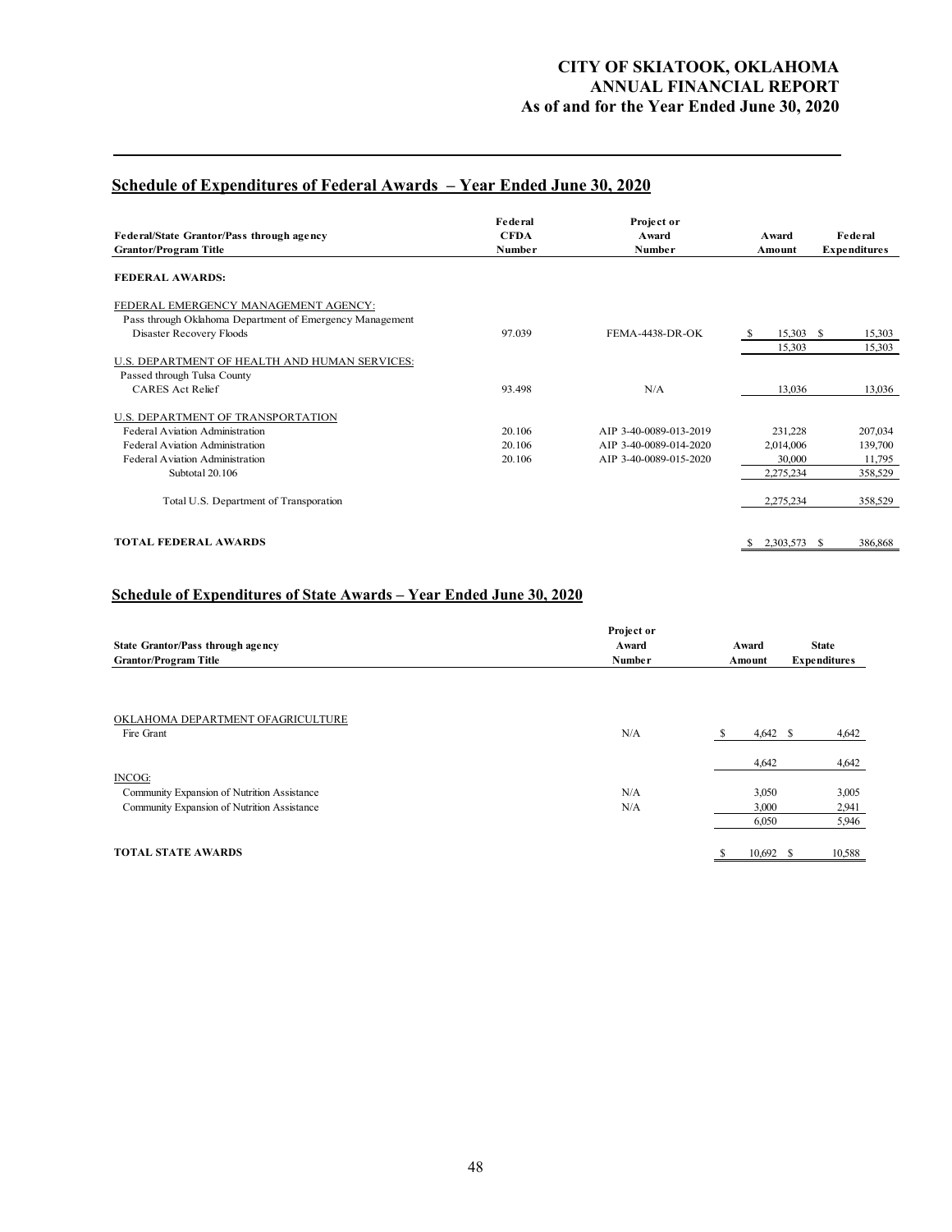# CITY OF SKIATOOK, OKLAHOMA
## ANNUAL FINANCIAL REPORT
## As of and for the Year Ended June 30, 2020

## Schedule of Expenditures of Federal Awards – Year Ended June 30, 2020

| Federal/State Grantor/Pass through agency<br>Grantor/Program Title | Federal CFDA Number | Project or Award Number | Award Amount | Federal Expenditures |
|---|---|---|---|---|
| **FEDERAL AWARDS:** | | | | |
| FEDERAL EMERGENCY MANAGEMENT AGENCY: | | | | |
| Pass through Oklahoma Department of Emergency Management | | | | |
| Disaster Recovery Floods | 97.039 | FEMA-4438-DR-OK | $ 15,303 | $ 15,303 |
| | | | 15,303 | 15,303 |
| U.S. DEPARTMENT OF HEALTH AND HUMAN SERVICES: | | | | |
| Passed through Tulsa County | | | | |
| CARES Act Relief | 93.498 | N/A | 13,036 | 13,036 |
| U.S. DEPARTMENT OF TRANSPORTATION | | | | |
| Federal Aviation Administration | 20.106 | AIP 3-40-0089-013-2019 | 231,228 | 207,034 |
| Federal Aviation Administration | 20.106 | AIP 3-40-0089-014-2020 | 2,014,006 | 139,700 |
| Federal Aviation Administration | 20.106 | AIP 3-40-0089-015-2020 | 30,000 | 11,795 |
| Subtotal 20.106 | | | 2,275,234 | 358,529 |
| Total U.S. Department of Transporation | | | 2,275,234 | 358,529 |
| **TOTAL FEDERAL AWARDS** | | | $ 2,303,573 | $ 386,868 |

## Schedule of Expenditures of State Awards – Year Ended June 30, 2020

| State Grantor/Pass through agency<br>Grantor/Program Title | Project or Award Number | Award Amount | State Expenditures |
|---|---|---|---|
| OKLAHOMA DEPARTMENT OFAGRICULTURE | | | |
| Fire Grant | N/A | $ 4,642 | $ 4,642 |
| | | 4,642 | 4,642 |
| INCOG: | | | |
| Community Expansion of Nutrition Assistance | N/A | 3,050 | 3,005 |
| Community Expansion of Nutrition Assistance | N/A | 3,000 | 2,941 |
| | | 6,050 | 5,946 |
| **TOTAL STATE AWARDS** | | $ 10,692 | $ 10,588 |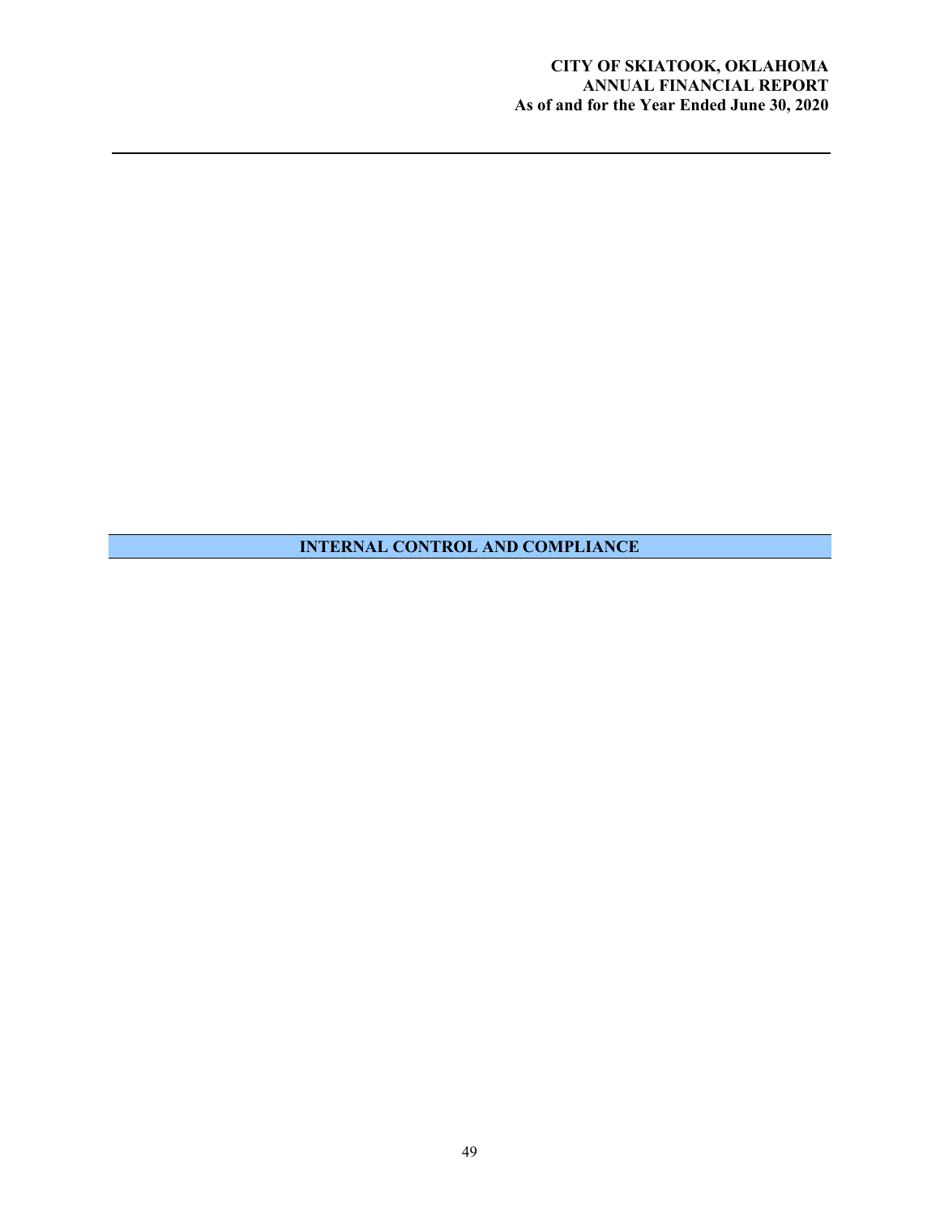# INTERNAL CONTROL AND COMPLIANCE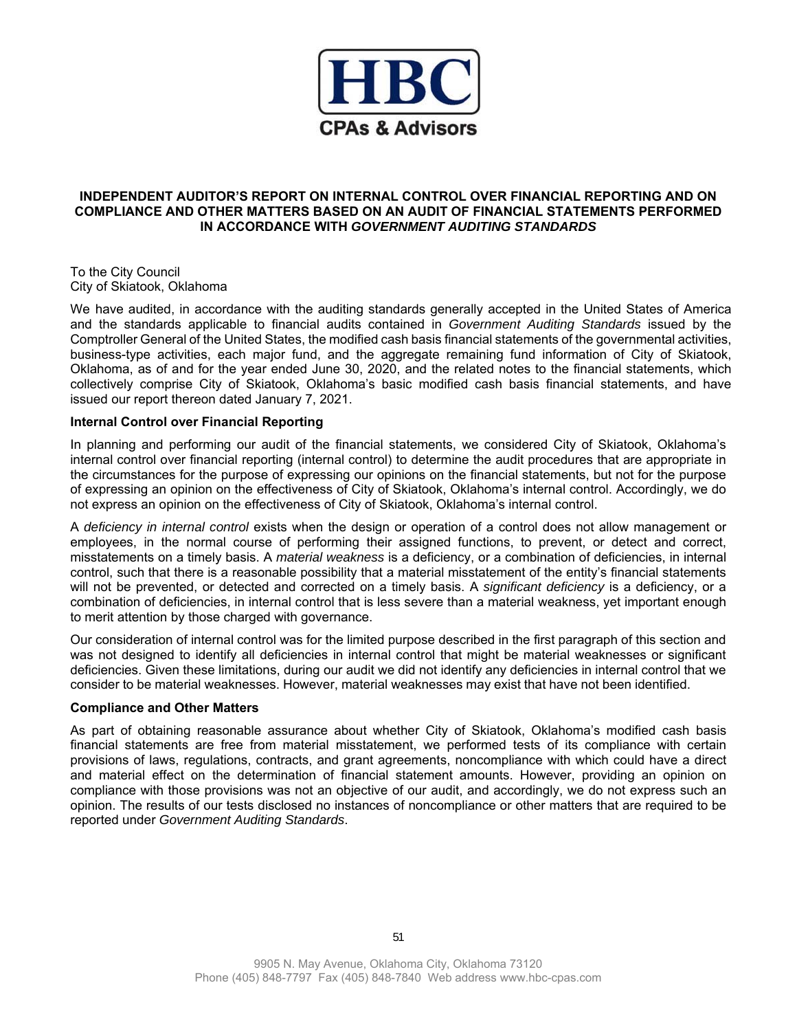# INDEPENDENT AUDITOR'S REPORT ON INTERNAL CONTROL OVER FINANCIAL REPORTING AND ON COMPLIANCE AND OTHER MATTERS BASED ON AN AUDIT OF FINANCIAL STATEMENTS PERFORMED IN ACCORDANCE WITH *GOVERNMENT AUDITING STANDARDS*

To the City Council
City of Skiatook, Oklahoma

We have audited, in accordance with the auditing standards generally accepted in the United States of America and the standards applicable to financial audits contained in *Government Auditing Standards* issued by the Comptroller General of the United States, the modified cash basis financial statements of the governmental activities, business-type activities, each major fund, and the aggregate remaining fund information of City of Skiatook, Oklahoma, as of and for the year ended June 30, 2020, and the related notes to the financial statements, which collectively comprise City of Skiatook, Oklahoma's basic modified cash basis financial statements, and have issued our report thereon dated January 7, 2021.

## Internal Control over Financial Reporting

In planning and performing our audit of the financial statements, we considered City of Skiatook, Oklahoma's internal control over financial reporting (internal control) to determine the audit procedures that are appropriate in the circumstances for the purpose of expressing our opinions on the financial statements, but not for the purpose of expressing an opinion on the effectiveness of City of Skiatook, Oklahoma's internal control. Accordingly, we do not express an opinion on the effectiveness of City of Skiatook, Oklahoma's internal control.

A *deficiency in internal control* exists when the design or operation of a control does not allow management or employees, in the normal course of performing their assigned functions, to prevent, or detect and correct, misstatements on a timely basis. A *material weakness* is a deficiency, or a combination of deficiencies, in internal control, such that there is a reasonable possibility that a material misstatement of the entity's financial statements will not be prevented, or detected and corrected on a timely basis. A *significant deficiency* is a deficiency, or a combination of deficiencies, in internal control that is less severe than a material weakness, yet important enough to merit attention by those charged with governance.

Our consideration of internal control was for the limited purpose described in the first paragraph of this section and was not designed to identify all deficiencies in internal control that might be material weaknesses or significant deficiencies. Given these limitations, during our audit we did not identify any deficiencies in internal control that we consider to be material weaknesses. However, material weaknesses may exist that have not been identified.

## Compliance and Other Matters

As part of obtaining reasonable assurance about whether City of Skiatook, Oklahoma's modified cash basis financial statements are free from material misstatement, we performed tests of its compliance with certain provisions of laws, regulations, contracts, and grant agreements, noncompliance with which could have a direct and material effect on the determination of financial statement amounts. However, providing an opinion on compliance with those provisions was not an objective of our audit, and accordingly, we do not express such an opinion. The results of our tests disclosed no instances of noncompliance or other matters that are required to be reported under *Government Auditing Standards*.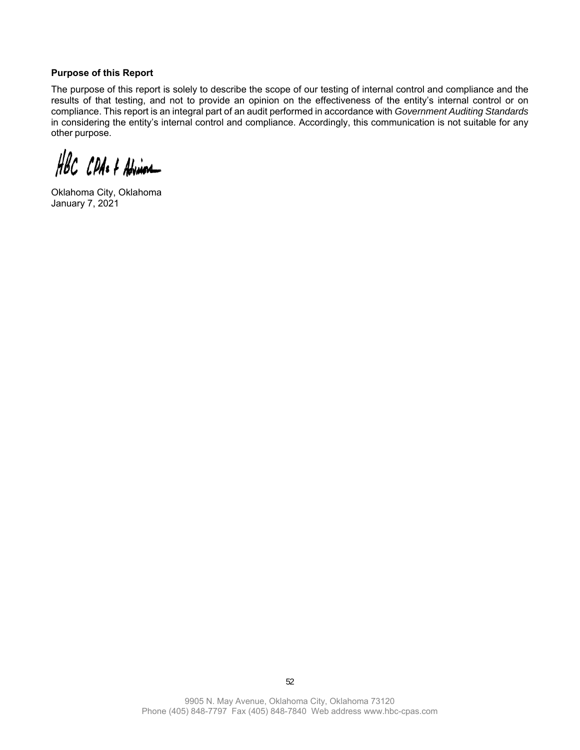**Purpose of this Report**

The purpose of this report is solely to describe the scope of our testing of internal control and compliance and the results of that testing, and not to provide an opinion on the effectiveness of the entity's internal control or on compliance. This report is an integral part of an audit performed in accordance with *Government Auditing Standards* in considering the entity's internal control and compliance. Accordingly, this communication is not suitable for any other purpose.

HBC CPAs & Advisors

Oklahoma City, Oklahoma
January 7, 2021

9905 N. May Avenue, Oklahoma City, Oklahoma 73120
Phone (405) 848-7797 Fax (405) 848-7840 Web address www.hbc-cpas.com